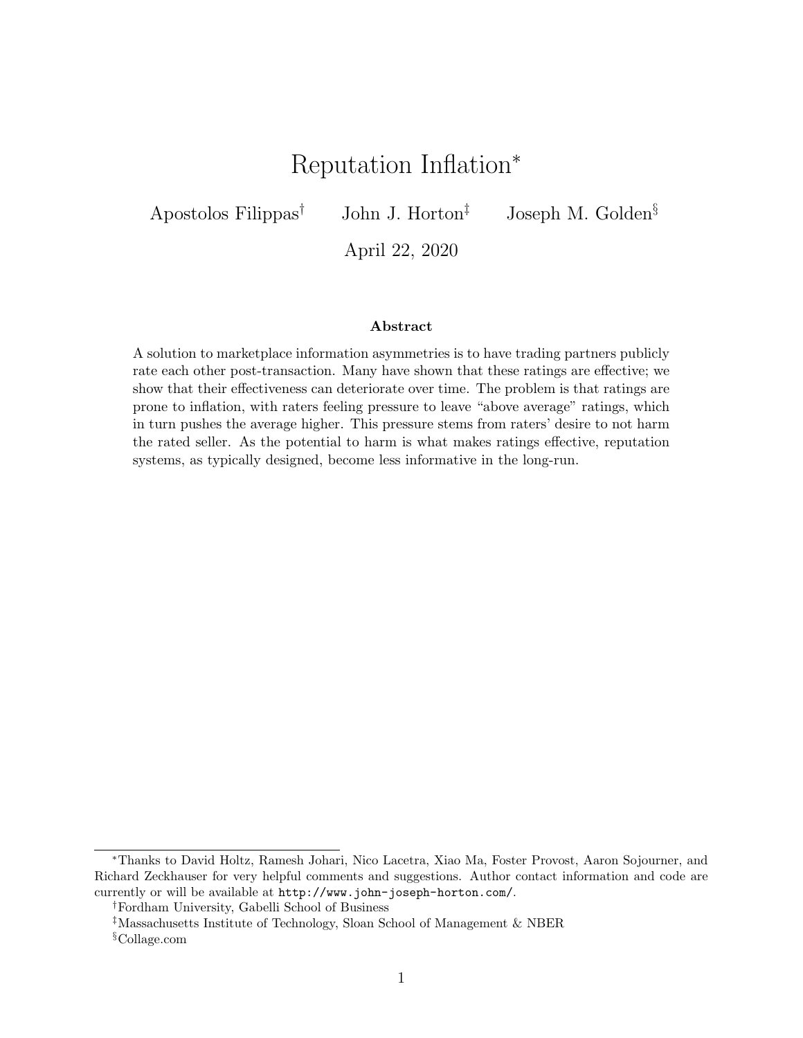# Reputation Inflation*

Apostolos Filippas[†] John J. Horton[‡] Joseph M. Golden[§]

April 22, 2020

### Abstract

A solution to marketplace information asymmetries is to have trading partners publicly rate each other post-transaction. Many have shown that these ratings are effective; we show that their effectiveness can deteriorate over time. The problem is that ratings are prone to inflation, with raters feeling pressure to leave "above average" ratings, which in turn pushes the average higher. This pressure stems from raters' desire to not harm the rated seller. As the potential to harm is what makes ratings effective, reputation systems, as typically designed, become less informative in the long-run.

---

*Thanks to David Holtz, Ramesh Johari, Nico Lacetra, Xiao Ma, Foster Provost, Aaron Sojourner, and Richard Zeckhauser for very helpful comments and suggestions. Author contact information and code are currently or will be available at http://www.john-joseph-horton.com/.

[†]Fordham University, Gabelli School of Business

[‡]Massachusetts Institute of Technology, Sloan School of Management & NBER

[§]Collage.com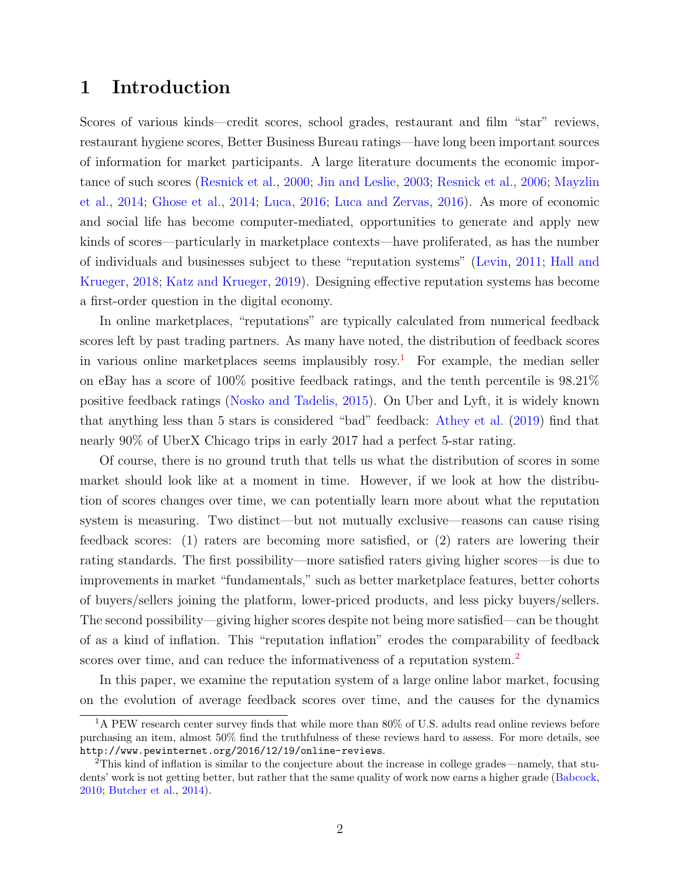# 1 Introduction

Scores of various kinds—credit scores, school grades, restaurant and film "star" reviews, restaurant hygiene scores, Better Business Bureau ratings—have long been important sources of information for market participants. A large literature documents the economic importance of such scores (Resnick et al., 2000; Jin and Leslie, 2003; Resnick et al., 2006; Mayzlin et al., 2014; Ghose et al., 2014; Luca, 2016; Luca and Zervas, 2016). As more of economic and social life has become computer-mediated, opportunities to generate and apply new kinds of scores—particularly in marketplace contexts—have proliferated, as has the number of individuals and businesses subject to these "reputation systems" (Levin, 2011; Hall and Krueger, 2018; Katz and Krueger, 2019). Designing effective reputation systems has become a first-order question in the digital economy.

In online marketplaces, "reputations" are typically calculated from numerical feedback scores left by past trading partners. As many have noted, the distribution of feedback scores in various online marketplaces seems implausibly rosy.[1] For example, the median seller on eBay has a score of 100% positive feedback ratings, and the tenth percentile is 98.21% positive feedback ratings (Nosko and Tadelis, 2015). On Uber and Lyft, it is widely known that anything less than 5 stars is considered "bad" feedback: Athey et al. (2019) find that nearly 90% of UberX Chicago trips in early 2017 had a perfect 5-star rating.

Of course, there is no ground truth that tells us what the distribution of scores in some market should look like at a moment in time. However, if we look at how the distribution of scores changes over time, we can potentially learn more about what the reputation system is measuring. Two distinct—but not mutually exclusive—reasons can cause rising feedback scores: (1) raters are becoming more satisfied, or (2) raters are lowering their rating standards. The first possibility—more satisfied raters giving higher scores—is due to improvements in market "fundamentals," such as better marketplace features, better cohorts of buyers/sellers joining the platform, lower-priced products, and less picky buyers/sellers. The second possibility—giving higher scores despite not being more satisfied—can be thought of as a kind of inflation. This "reputation inflation" erodes the comparability of feedback scores over time, and can reduce the informativeness of a reputation system.[2]

In this paper, we examine the reputation system of a large online labor market, focusing on the evolution of average feedback scores over time, and the causes for the dynamics

[1] A PEW research center survey finds that while more than 80% of U.S. adults read online reviews before purchasing an item, almost 50% find the truthfulness of these reviews hard to assess. For more details, see `http://www.pewinternet.org/2016/12/19/online-reviews`.

[2] This kind of inflation is similar to the conjecture about the increase in college grades—namely, that students' work is not getting better, but rather that the same quality of work now earns a higher grade (Babcock, 2010; Butcher et al., 2014).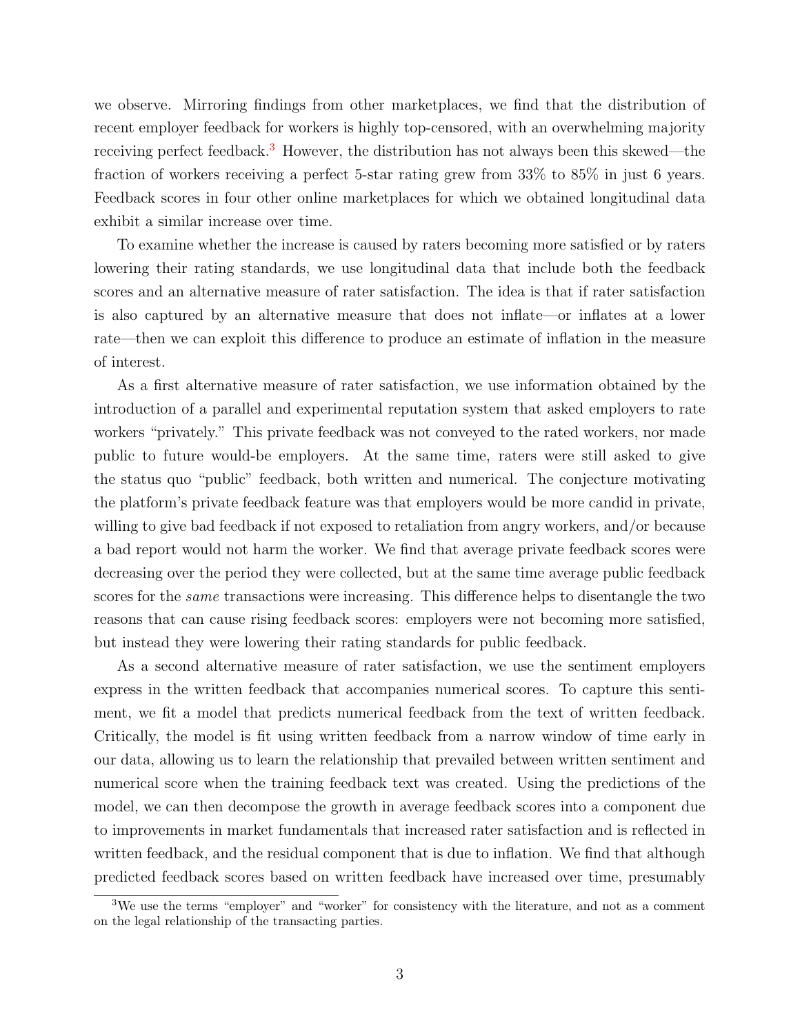we observe. Mirroring findings from other marketplaces, we find that the distribution of recent employer feedback for workers is highly top-censored, with an overwhelming majority receiving perfect feedback.[3] However, the distribution has not always been this skewed—the fraction of workers receiving a perfect 5-star rating grew from 33% to 85% in just 6 years. Feedback scores in four other online marketplaces for which we obtained longitudinal data exhibit a similar increase over time.

To examine whether the increase is caused by raters becoming more satisfied or by raters lowering their rating standards, we use longitudinal data that include both the feedback scores and an alternative measure of rater satisfaction. The idea is that if rater satisfaction is also captured by an alternative measure that does not inflate—or inflates at a lower rate—then we can exploit this difference to produce an estimate of inflation in the measure of interest.

As a first alternative measure of rater satisfaction, we use information obtained by the introduction of a parallel and experimental reputation system that asked employers to rate workers "privately." This private feedback was not conveyed to the rated workers, nor made public to future would-be employers. At the same time, raters were still asked to give the status quo "public" feedback, both written and numerical. The conjecture motivating the platform's private feedback feature was that employers would be more candid in private, willing to give bad feedback if not exposed to retaliation from angry workers, and/or because a bad report would not harm the worker. We find that average private feedback scores were decreasing over the period they were collected, but at the same time average public feedback scores for the *same* transactions were increasing. This difference helps to disentangle the two reasons that can cause rising feedback scores: employers were not becoming more satisfied, but instead they were lowering their rating standards for public feedback.

As a second alternative measure of rater satisfaction, we use the sentiment employers express in the written feedback that accompanies numerical scores. To capture this sentiment, we fit a model that predicts numerical feedback from the text of written feedback. Critically, the model is fit using written feedback from a narrow window of time early in our data, allowing us to learn the relationship that prevailed between written sentiment and numerical score when the training feedback text was created. Using the predictions of the model, we can then decompose the growth in average feedback scores into a component due to improvements in market fundamentals that increased rater satisfaction and is reflected in written feedback, and the residual component that is due to inflation. We find that although predicted feedback scores based on written feedback have increased over time, presumably

[3] We use the terms "employer" and "worker" for consistency with the literature, and not as a comment on the legal relationship of the transacting parties.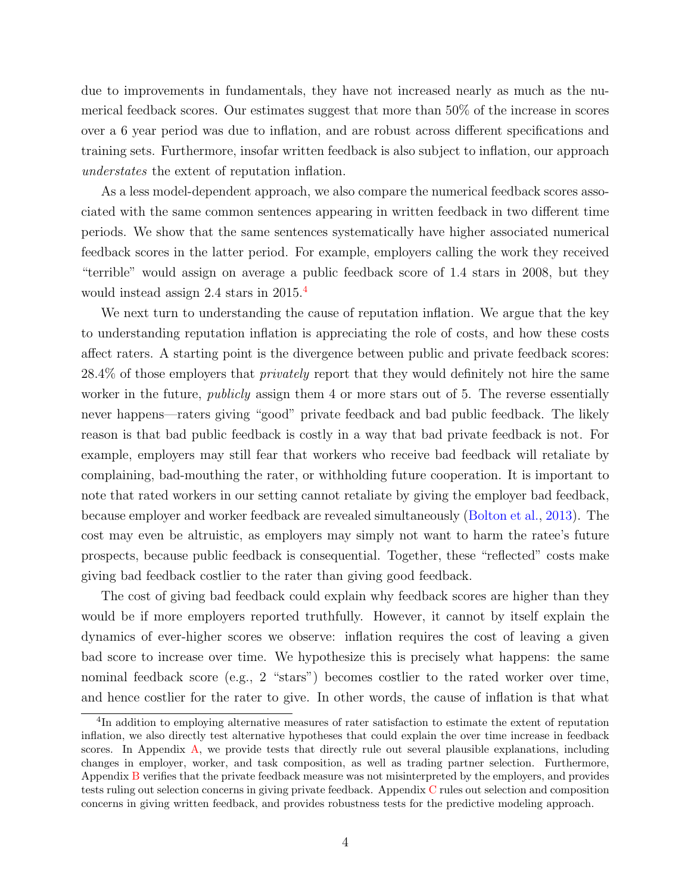due to improvements in fundamentals, they have not increased nearly as much as the numerical feedback scores. Our estimates suggest that more than 50% of the increase in scores over a 6 year period was due to inflation, and are robust across different specifications and training sets. Furthermore, insofar written feedback is also subject to inflation, our approach *understates* the extent of reputation inflation.

As a less model-dependent approach, we also compare the numerical feedback scores associated with the same common sentences appearing in written feedback in two different time periods. We show that the same sentences systematically have higher associated numerical feedback scores in the latter period. For example, employers calling the work they received "terrible" would assign on average a public feedback score of 1.4 stars in 2008, but they would instead assign 2.4 stars in 2015.[4]

We next turn to understanding the cause of reputation inflation. We argue that the key to understanding reputation inflation is appreciating the role of costs, and how these costs affect raters. A starting point is the divergence between public and private feedback scores: 28.4% of those employers that *privately* report that they would definitely not hire the same worker in the future, *publicly* assign them 4 or more stars out of 5. The reverse essentially never happens—raters giving "good" private feedback and bad public feedback. The likely reason is that bad public feedback is costly in a way that bad private feedback is not. For example, employers may still fear that workers who receive bad feedback will retaliate by complaining, bad-mouthing the rater, or withholding future cooperation. It is important to note that rated workers in our setting cannot retaliate by giving the employer bad feedback, because employer and worker feedback are revealed simultaneously (Bolton et al., 2013). The cost may even be altruistic, as employers may simply not want to harm the ratee's future prospects, because public feedback is consequential. Together, these "reflected" costs make giving bad feedback costlier to the rater than giving good feedback.

The cost of giving bad feedback could explain why feedback scores are higher than they would be if more employers reported truthfully. However, it cannot by itself explain the dynamics of ever-higher scores we observe: inflation requires the cost of leaving a given bad score to increase over time. We hypothesize this is precisely what happens: the same nominal feedback score (e.g., 2 "stars") becomes costlier to the rated worker over time, and hence costlier for the rater to give. In other words, the cause of inflation is that what

[4] In addition to employing alternative measures of rater satisfaction to estimate the extent of reputation inflation, we also directly test alternative hypotheses that could explain the over time increase in feedback scores. In Appendix A, we provide tests that directly rule out several plausible explanations, including changes in employer, worker, and task composition, as well as trading partner selection. Furthermore, Appendix B verifies that the private feedback measure was not misinterpreted by the employers, and provides tests ruling out selection concerns in giving private feedback. Appendix C rules out selection and composition concerns in giving written feedback, and provides robustness tests for the predictive modeling approach.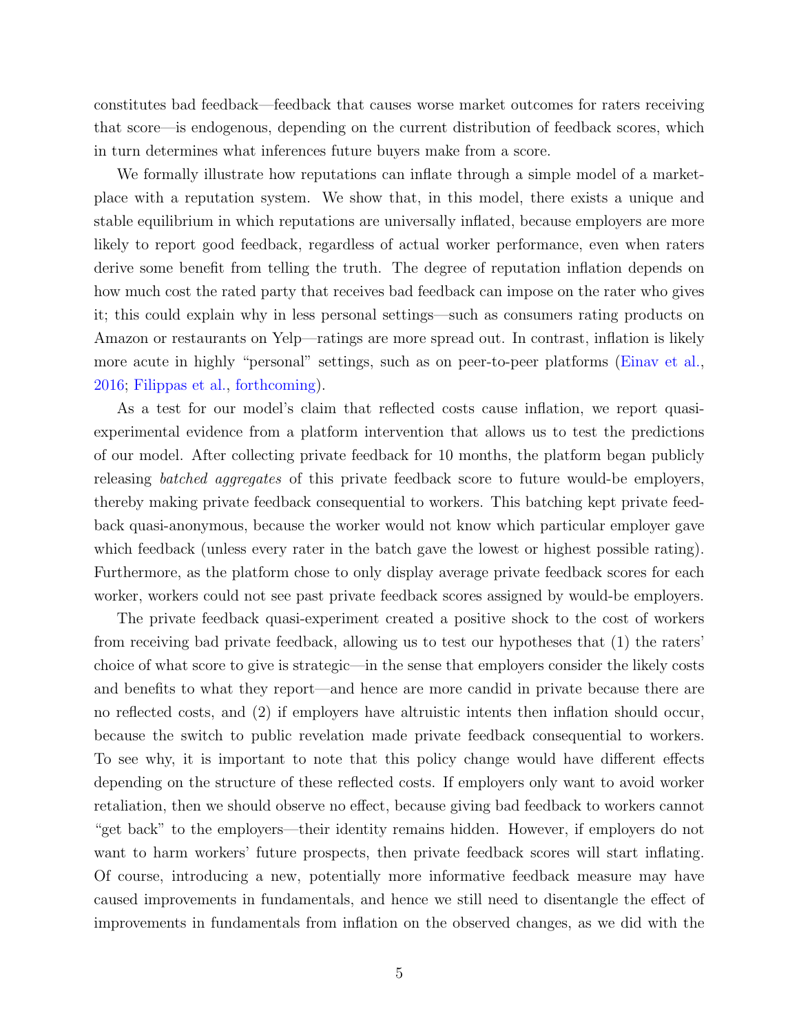constitutes bad feedback—feedback that causes worse market outcomes for raters receiving that score—is endogenous, depending on the current distribution of feedback scores, which in turn determines what inferences future buyers make from a score.

We formally illustrate how reputations can inflate through a simple model of a marketplace with a reputation system. We show that, in this model, there exists a unique and stable equilibrium in which reputations are universally inflated, because employers are more likely to report good feedback, regardless of actual worker performance, even when raters derive some benefit from telling the truth. The degree of reputation inflation depends on how much cost the rated party that receives bad feedback can impose on the rater who gives it; this could explain why in less personal settings—such as consumers rating products on Amazon or restaurants on Yelp—ratings are more spread out. In contrast, inflation is likely more acute in highly "personal" settings, such as on peer-to-peer platforms (Einav et al., 2016; Filippas et al., forthcoming).

As a test for our model's claim that reflected costs cause inflation, we report quasi-experimental evidence from a platform intervention that allows us to test the predictions of our model. After collecting private feedback for 10 months, the platform began publicly releasing *batched aggregates* of this private feedback score to future would-be employers, thereby making private feedback consequential to workers. This batching kept private feedback quasi-anonymous, because the worker would not know which particular employer gave which feedback (unless every rater in the batch gave the lowest or highest possible rating). Furthermore, as the platform chose to only display average private feedback scores for each worker, workers could not see past private feedback scores assigned by would-be employers.

The private feedback quasi-experiment created a positive shock to the cost of workers from receiving bad private feedback, allowing us to test our hypotheses that (1) the raters' choice of what score to give is strategic—in the sense that employers consider the likely costs and benefits to what they report—and hence are more candid in private because there are no reflected costs, and (2) if employers have altruistic intents then inflation should occur, because the switch to public revelation made private feedback consequential to workers. To see why, it is important to note that this policy change would have different effects depending on the structure of these reflected costs. If employers only want to avoid worker retaliation, then we should observe no effect, because giving bad feedback to workers cannot "get back" to the employers—their identity remains hidden. However, if employers do not want to harm workers' future prospects, then private feedback scores will start inflating. Of course, introducing a new, potentially more informative feedback measure may have caused improvements in fundamentals, and hence we still need to disentangle the effect of improvements in fundamentals from inflation on the observed changes, as we did with the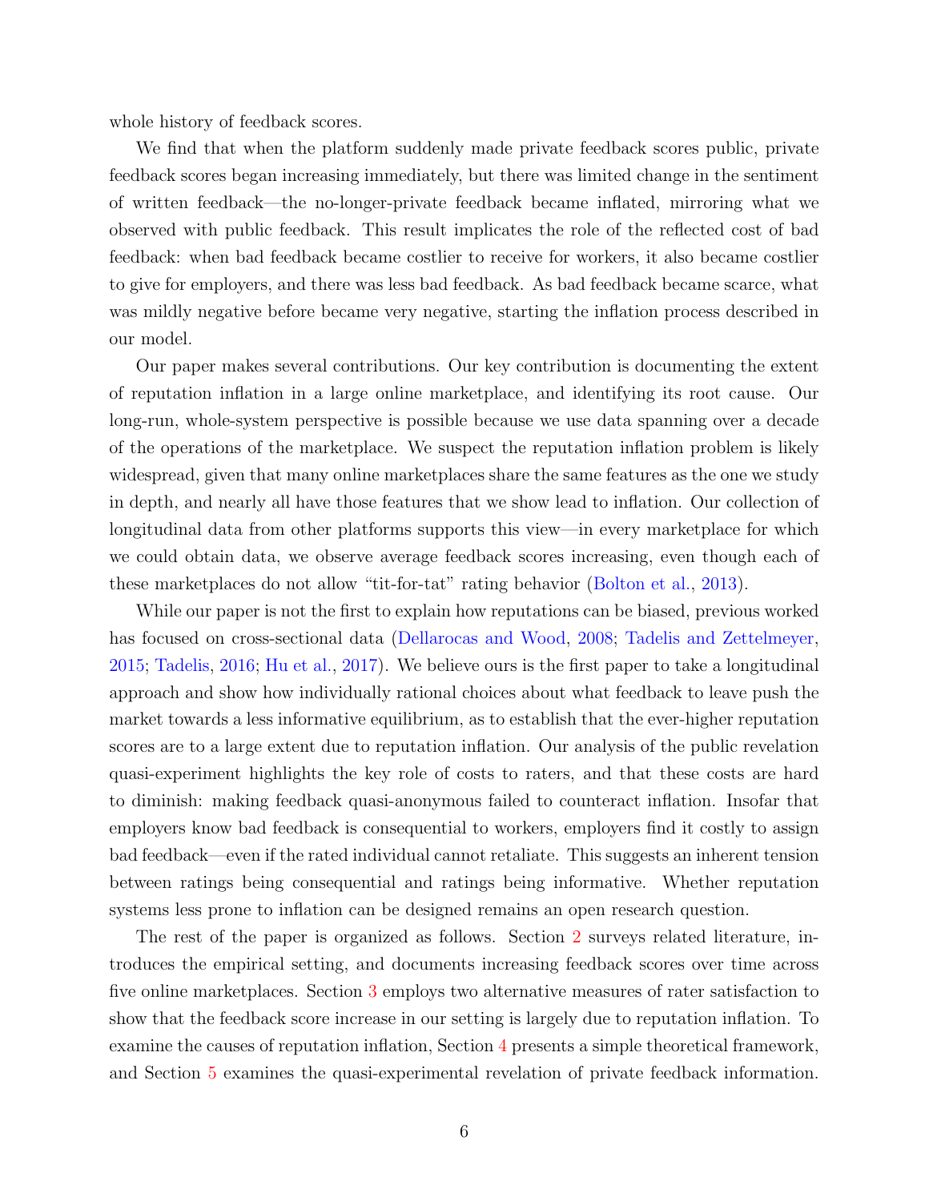whole history of feedback scores.

We find that when the platform suddenly made private feedback scores public, private feedback scores began increasing immediately, but there was limited change in the sentiment of written feedback—the no-longer-private feedback became inflated, mirroring what we observed with public feedback. This result implicates the role of the reflected cost of bad feedback: when bad feedback became costlier to receive for workers, it also became costlier to give for employers, and there was less bad feedback. As bad feedback became scarce, what was mildly negative before became very negative, starting the inflation process described in our model.

Our paper makes several contributions. Our key contribution is documenting the extent of reputation inflation in a large online marketplace, and identifying its root cause. Our long-run, whole-system perspective is possible because we use data spanning over a decade of the operations of the marketplace. We suspect the reputation inflation problem is likely widespread, given that many online marketplaces share the same features as the one we study in depth, and nearly all have those features that we show lead to inflation. Our collection of longitudinal data from other platforms supports this view—in every marketplace for which we could obtain data, we observe average feedback scores increasing, even though each of these marketplaces do not allow "tit-for-tat" rating behavior (Bolton et al., 2013).

While our paper is not the first to explain how reputations can be biased, previous worked has focused on cross-sectional data (Dellarocas and Wood, 2008; Tadelis and Zettelmeyer, 2015; Tadelis, 2016; Hu et al., 2017). We believe ours is the first paper to take a longitudinal approach and show how individually rational choices about what feedback to leave push the market towards a less informative equilibrium, as to establish that the ever-higher reputation scores are to a large extent due to reputation inflation. Our analysis of the public revelation quasi-experiment highlights the key role of costs to raters, and that these costs are hard to diminish: making feedback quasi-anonymous failed to counteract inflation. Insofar that employers know bad feedback is consequential to workers, employers find it costly to assign bad feedback—even if the rated individual cannot retaliate. This suggests an inherent tension between ratings being consequential and ratings being informative. Whether reputation systems less prone to inflation can be designed remains an open research question.

The rest of the paper is organized as follows. Section 2 surveys related literature, introduces the empirical setting, and documents increasing feedback scores over time across five online marketplaces. Section 3 employs two alternative measures of rater satisfaction to show that the feedback score increase in our setting is largely due to reputation inflation. To examine the causes of reputation inflation, Section 4 presents a simple theoretical framework, and Section 5 examines the quasi-experimental revelation of private feedback information.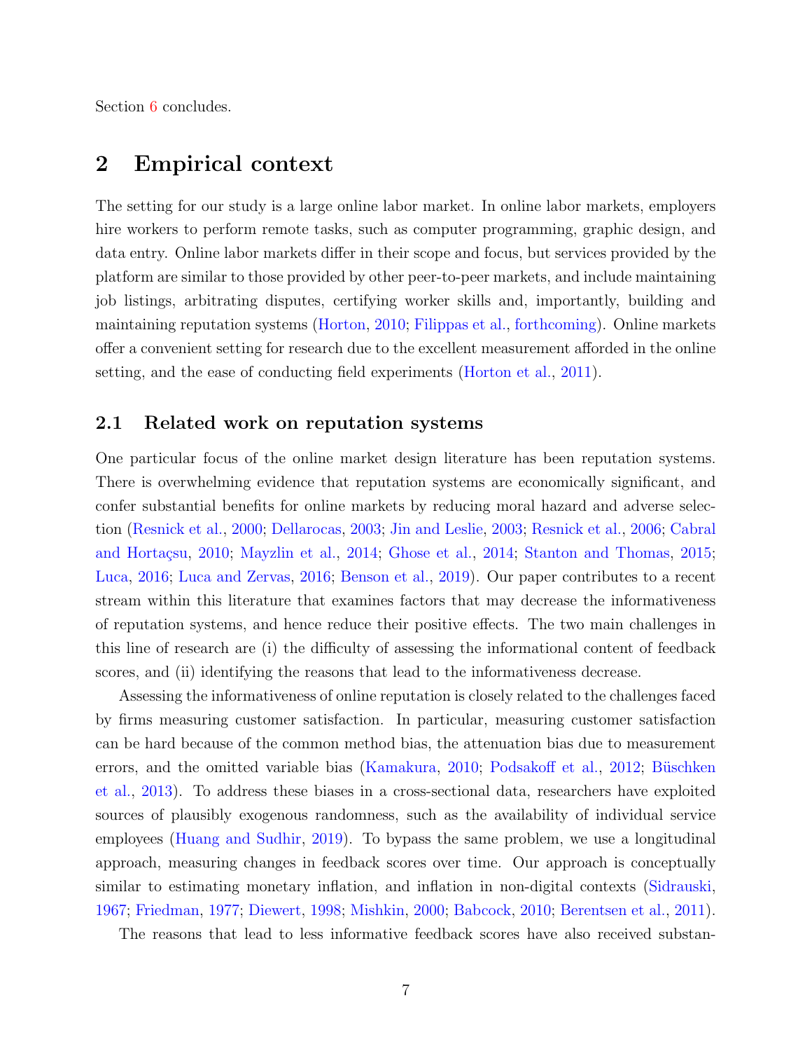Section 6 concludes.

## 2 Empirical context

The setting for our study is a large online labor market. In online labor markets, employers hire workers to perform remote tasks, such as computer programming, graphic design, and data entry. Online labor markets differ in their scope and focus, but services provided by the platform are similar to those provided by other peer-to-peer markets, and include maintaining job listings, arbitrating disputes, certifying worker skills and, importantly, building and maintaining reputation systems (Horton, 2010; Filippas et al., forthcoming). Online markets offer a convenient setting for research due to the excellent measurement afforded in the online setting, and the ease of conducting field experiments (Horton et al., 2011).

### 2.1 Related work on reputation systems

One particular focus of the online market design literature has been reputation systems. There is overwhelming evidence that reputation systems are economically significant, and confer substantial benefits for online markets by reducing moral hazard and adverse selection (Resnick et al., 2000; Dellarocas, 2003; Jin and Leslie, 2003; Resnick et al., 2006; Cabral and Hortaçsu, 2010; Mayzlin et al., 2014; Ghose et al., 2014; Stanton and Thomas, 2015; Luca, 2016; Luca and Zervas, 2016; Benson et al., 2019). Our paper contributes to a recent stream within this literature that examines factors that may decrease the informativeness of reputation systems, and hence reduce their positive effects. The two main challenges in this line of research are (i) the difficulty of assessing the informational content of feedback scores, and (ii) identifying the reasons that lead to the informativeness decrease.

Assessing the informativeness of online reputation is closely related to the challenges faced by firms measuring customer satisfaction. In particular, measuring customer satisfaction can be hard because of the common method bias, the attenuation bias due to measurement errors, and the omitted variable bias (Kamakura, 2010; Podsakoff et al., 2012; Büschken et al., 2013). To address these biases in a cross-sectional data, researchers have exploited sources of plausibly exogenous randomness, such as the availability of individual service employees (Huang and Sudhir, 2019). To bypass the same problem, we use a longitudinal approach, measuring changes in feedback scores over time. Our approach is conceptually similar to estimating monetary inflation, and inflation in non-digital contexts (Sidrauski, 1967; Friedman, 1977; Diewert, 1998; Mishkin, 2000; Babcock, 2010; Berentsen et al., 2011).

The reasons that lead to less informative feedback scores have also received substan-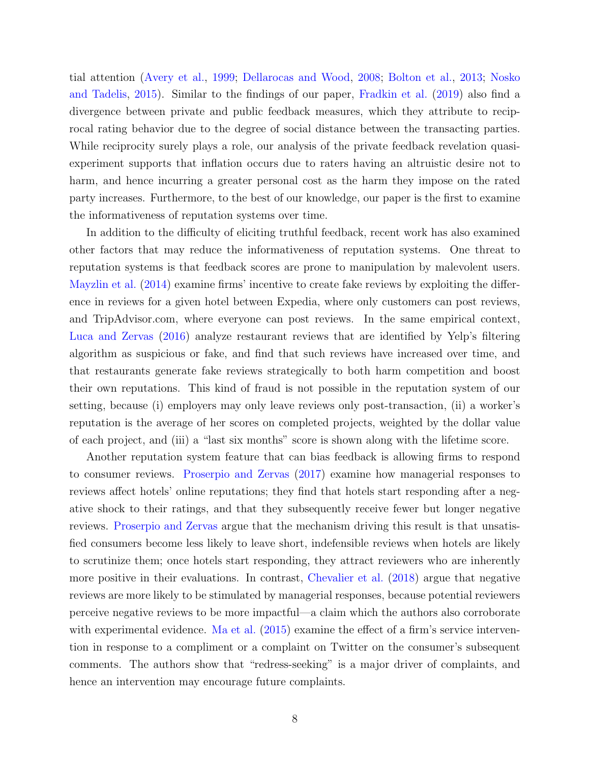tial attention (Avery et al., 1999; Dellarocas and Wood, 2008; Bolton et al., 2013; Nosko and Tadelis, 2015). Similar to the findings of our paper, Fradkin et al. (2019) also find a divergence between private and public feedback measures, which they attribute to reciprocal rating behavior due to the degree of social distance between the transacting parties. While reciprocity surely plays a role, our analysis of the private feedback revelation quasi-experiment supports that inflation occurs due to raters having an altruistic desire not to harm, and hence incurring a greater personal cost as the harm they impose on the rated party increases. Furthermore, to the best of our knowledge, our paper is the first to examine the informativeness of reputation systems over time.

In addition to the difficulty of eliciting truthful feedback, recent work has also examined other factors that may reduce the informativeness of reputation systems. One threat to reputation systems is that feedback scores are prone to manipulation by malevolent users. Mayzlin et al. (2014) examine firms' incentive to create fake reviews by exploiting the difference in reviews for a given hotel between Expedia, where only customers can post reviews, and TripAdvisor.com, where everyone can post reviews. In the same empirical context, Luca and Zervas (2016) analyze restaurant reviews that are identified by Yelp's filtering algorithm as suspicious or fake, and find that such reviews have increased over time, and that restaurants generate fake reviews strategically to both harm competition and boost their own reputations. This kind of fraud is not possible in the reputation system of our setting, because (i) employers may only leave reviews only post-transaction, (ii) a worker's reputation is the average of her scores on completed projects, weighted by the dollar value of each project, and (iii) a "last six months" score is shown along with the lifetime score.

Another reputation system feature that can bias feedback is allowing firms to respond to consumer reviews. Proserpio and Zervas (2017) examine how managerial responses to reviews affect hotels' online reputations; they find that hotels start responding after a negative shock to their ratings, and that they subsequently receive fewer but longer negative reviews. Proserpio and Zervas argue that the mechanism driving this result is that unsatisfied consumers become less likely to leave short, indefensible reviews when hotels are likely to scrutinize them; once hotels start responding, they attract reviewers who are inherently more positive in their evaluations. In contrast, Chevalier et al. (2018) argue that negative reviews are more likely to be stimulated by managerial responses, because potential reviewers perceive negative reviews to be more impactful—a claim which the authors also corroborate with experimental evidence. Ma et al. (2015) examine the effect of a firm's service intervention in response to a compliment or a complaint on Twitter on the consumer's subsequent comments. The authors show that "redress-seeking" is a major driver of complaints, and hence an intervention may encourage future complaints.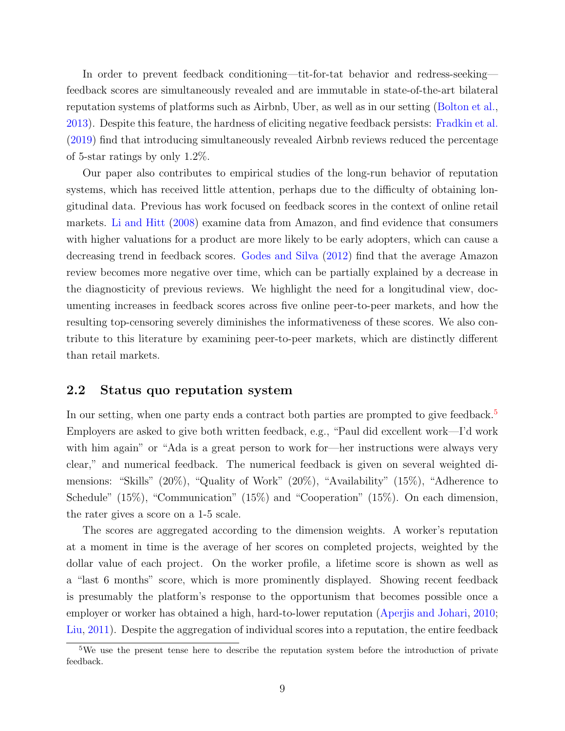In order to prevent feedback conditioning—tit-for-tat behavior and redress-seeking—feedback scores are simultaneously revealed and are immutable in state-of-the-art bilateral reputation systems of platforms such as Airbnb, Uber, as well as in our setting (Bolton et al., 2013). Despite this feature, the hardness of eliciting negative feedback persists: Fradkin et al. (2019) find that introducing simultaneously revealed Airbnb reviews reduced the percentage of 5-star ratings by only 1.2%.

Our paper also contributes to empirical studies of the long-run behavior of reputation systems, which has received little attention, perhaps due to the difficulty of obtaining longitudinal data. Previous has work focused on feedback scores in the context of online retail markets. Li and Hitt (2008) examine data from Amazon, and find evidence that consumers with higher valuations for a product are more likely to be early adopters, which can cause a decreasing trend in feedback scores. Godes and Silva (2012) find that the average Amazon review becomes more negative over time, which can be partially explained by a decrease in the diagnosticity of previous reviews. We highlight the need for a longitudinal view, documenting increases in feedback scores across five online peer-to-peer markets, and how the resulting top-censoring severely diminishes the informativeness of these scores. We also contribute to this literature by examining peer-to-peer markets, which are distinctly different than retail markets.

## 2.2 Status quo reputation system

In our setting, when one party ends a contract both parties are prompted to give feedback.[5] Employers are asked to give both written feedback, e.g., "Paul did excellent work—I'd work with him again" or "Ada is a great person to work for—her instructions were always very clear," and numerical feedback. The numerical feedback is given on several weighted dimensions: "Skills" (20%), "Quality of Work" (20%), "Availability" (15%), "Adherence to Schedule" (15%), "Communication" (15%) and "Cooperation" (15%). On each dimension, the rater gives a score on a 1-5 scale.

The scores are aggregated according to the dimension weights. A worker's reputation at a moment in time is the average of her scores on completed projects, weighted by the dollar value of each project. On the worker profile, a lifetime score is shown as well as a "last 6 months" score, which is more prominently displayed. Showing recent feedback is presumably the platform's response to the opportunism that becomes possible once a employer or worker has obtained a high, hard-to-lower reputation (Aperjis and Johari, 2010; Liu, 2011). Despite the aggregation of individual scores into a reputation, the entire feedback

[5] We use the present tense here to describe the reputation system before the introduction of private feedback.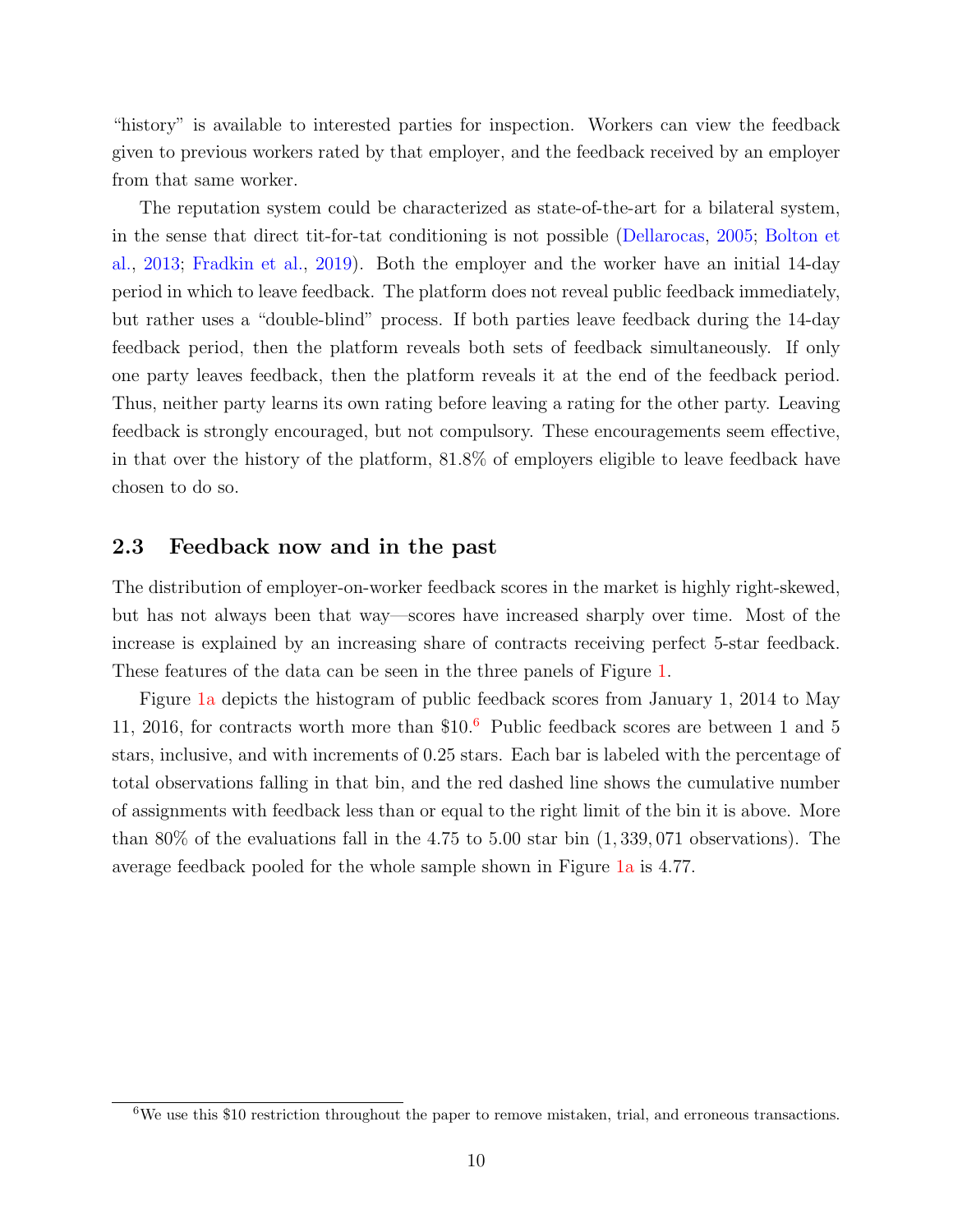"history" is available to interested parties for inspection. Workers can view the feedback given to previous workers rated by that employer, and the feedback received by an employer from that same worker.

The reputation system could be characterized as state-of-the-art for a bilateral system, in the sense that direct tit-for-tat conditioning is not possible (Dellarocas, 2005; Bolton et al., 2013; Fradkin et al., 2019). Both the employer and the worker have an initial 14-day period in which to leave feedback. The platform does not reveal public feedback immediately, but rather uses a "double-blind" process. If both parties leave feedback during the 14-day feedback period, then the platform reveals both sets of feedback simultaneously. If only one party leaves feedback, then the platform reveals it at the end of the feedback period. Thus, neither party learns its own rating before leaving a rating for the other party. Leaving feedback is strongly encouraged, but not compulsory. These encouragements seem effective, in that over the history of the platform, 81.8% of employers eligible to leave feedback have chosen to do so.

## 2.3 Feedback now and in the past

The distribution of employer-on-worker feedback scores in the market is highly right-skewed, but has not always been that way—scores have increased sharply over time. Most of the increase is explained by an increasing share of contracts receiving perfect 5-star feedback. These features of the data can be seen in the three panels of Figure 1.

Figure 1a depicts the histogram of public feedback scores from January 1, 2014 to May 11, 2016, for contracts worth more than \$10.[6] Public feedback scores are between 1 and 5 stars, inclusive, and with increments of 0.25 stars. Each bar is labeled with the percentage of total observations falling in that bin, and the red dashed line shows the cumulative number of assignments with feedback less than or equal to the right limit of the bin it is above. More than 80% of the evaluations fall in the 4.75 to 5.00 star bin ($1,339,071$ observations). The average feedback pooled for the whole sample shown in Figure 1a is 4.77.

[6] We use this \$10 restriction throughout the paper to remove mistaken, trial, and erroneous transactions.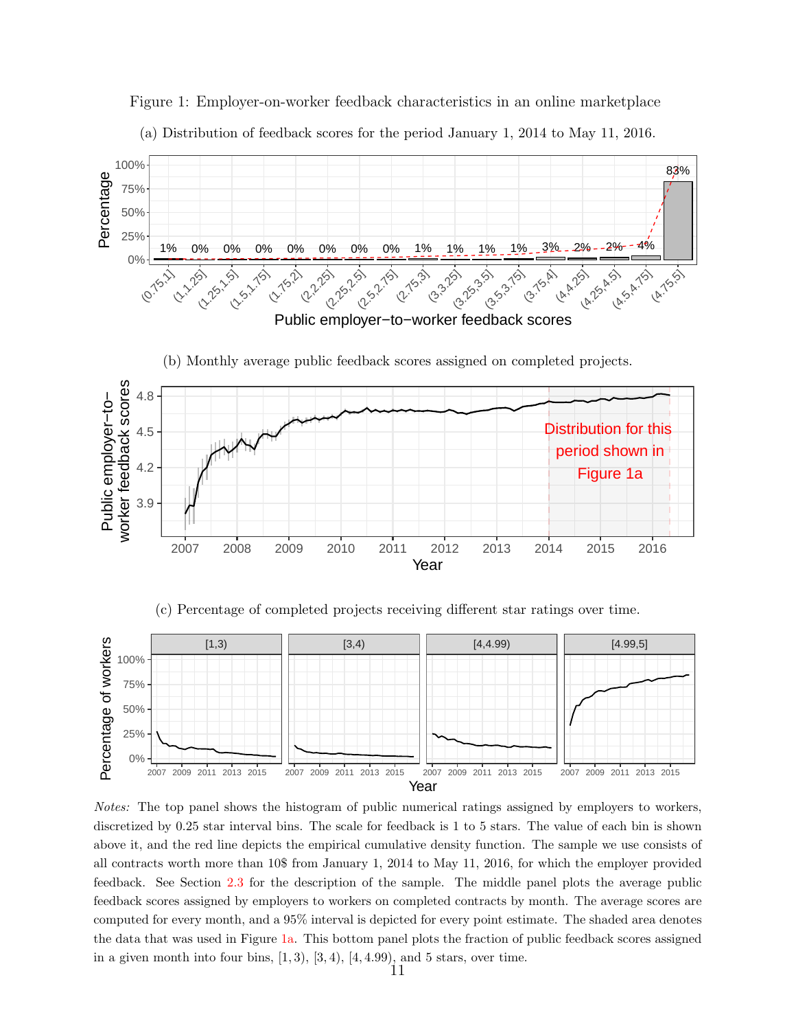Figure 1: Employer-on-worker feedback characteristics in an online marketplace

(a) Distribution of feedback scores for the period January 1, 2014 to May 11, 2016.

(b) Monthly average public feedback scores assigned on completed projects.

(c) Percentage of completed projects receiving different star ratings over time.

*Notes:* The top panel shows the histogram of public numerical ratings assigned by employers to workers, discretized by 0.25 star interval bins. The scale for feedback is 1 to 5 stars. The value of each bin is shown above it, and the red line depicts the empirical cumulative density function. The sample we use consists of all contracts worth more than 10$ from January 1, 2014 to May 11, 2016, for which the employer provided feedback. See Section 2.3 for the description of the sample. The middle panel plots the average public feedback scores assigned by employers to workers on completed contracts by month. The average scores are computed for every month, and a 95% interval is depicted for every point estimate. The shaded area denotes the data that was used in Figure 1a. This bottom panel plots the fraction of public feedback scores assigned in a given month into four bins, $[1, 3)$, $[3, 4)$, $[4, 4.99)$, and 5 stars, over time.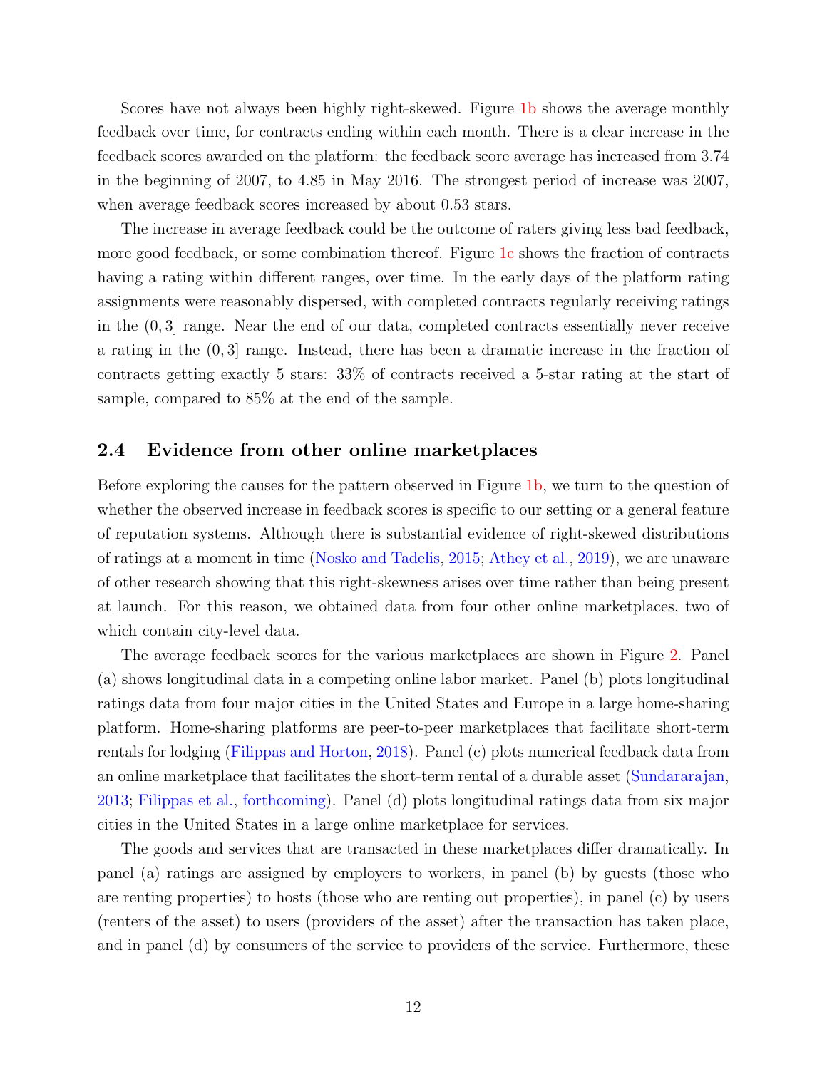Scores have not always been highly right-skewed. Figure 1b shows the average monthly feedback over time, for contracts ending within each month. There is a clear increase in the feedback scores awarded on the platform: the feedback score average has increased from 3.74 in the beginning of 2007, to 4.85 in May 2016. The strongest period of increase was 2007, when average feedback scores increased by about 0.53 stars.

The increase in average feedback could be the outcome of raters giving less bad feedback, more good feedback, or some combination thereof. Figure 1c shows the fraction of contracts having a rating within different ranges, over time. In the early days of the platform rating assignments were reasonably dispersed, with completed contracts regularly receiving ratings in the $(0, 3]$ range. Near the end of our data, completed contracts essentially never receive a rating in the $(0, 3]$ range. Instead, there has been a dramatic increase in the fraction of contracts getting exactly 5 stars: 33% of contracts received a 5-star rating at the start of sample, compared to 85% at the end of the sample.

## 2.4 Evidence from other online marketplaces

Before exploring the causes for the pattern observed in Figure 1b, we turn to the question of whether the observed increase in feedback scores is specific to our setting or a general feature of reputation systems. Although there is substantial evidence of right-skewed distributions of ratings at a moment in time (Nosko and Tadelis, 2015; Athey et al., 2019), we are unaware of other research showing that this right-skewness arises over time rather than being present at launch. For this reason, we obtained data from four other online marketplaces, two of which contain city-level data.

The average feedback scores for the various marketplaces are shown in Figure 2. Panel (a) shows longitudinal data in a competing online labor market. Panel (b) plots longitudinal ratings data from four major cities in the United States and Europe in a large home-sharing platform. Home-sharing platforms are peer-to-peer marketplaces that facilitate short-term rentals for lodging (Filippas and Horton, 2018). Panel (c) plots numerical feedback data from an online marketplace that facilitates the short-term rental of a durable asset (Sundararajan, 2013; Filippas et al., forthcoming). Panel (d) plots longitudinal ratings data from six major cities in the United States in a large online marketplace for services.

The goods and services that are transacted in these marketplaces differ dramatically. In panel (a) ratings are assigned by employers to workers, in panel (b) by guests (those who are renting properties) to hosts (those who are renting out properties), in panel (c) by users (renters of the asset) to users (providers of the asset) after the transaction has taken place, and in panel (d) by consumers of the service to providers of the service. Furthermore, these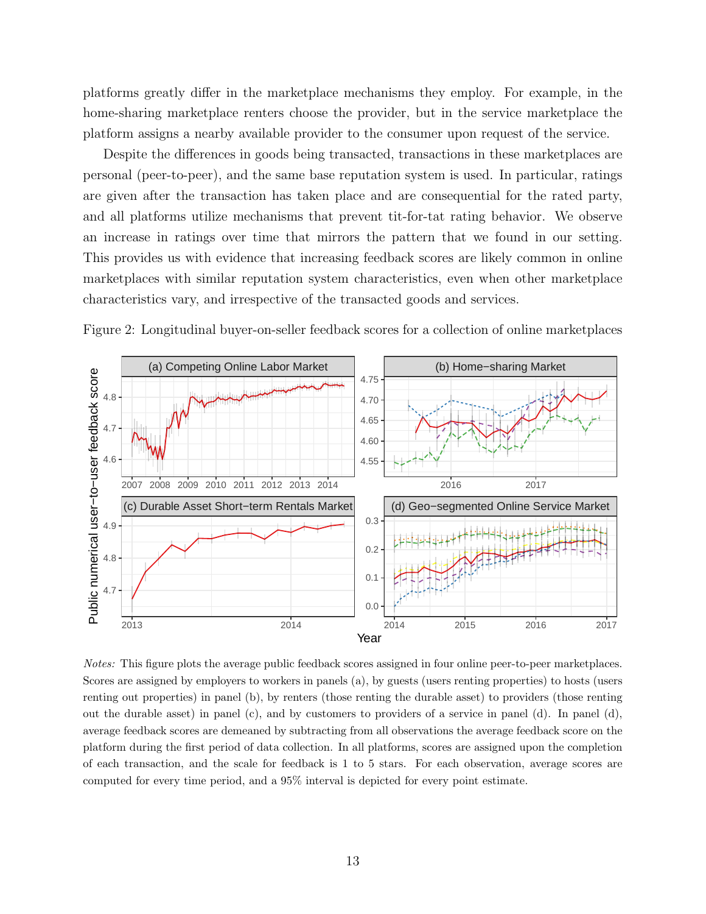platforms greatly differ in the marketplace mechanisms they employ. For example, in the home-sharing marketplace renters choose the provider, but in the service marketplace the platform assigns a nearby available provider to the consumer upon request of the service.

Despite the differences in goods being transacted, transactions in these marketplaces are personal (peer-to-peer), and the same base reputation system is used. In particular, ratings are given after the transaction has taken place and are consequential for the rated party, and all platforms utilize mechanisms that prevent tit-for-tat rating behavior. We observe an increase in ratings over time that mirrors the pattern that we found in our setting. This provides us with evidence that increasing feedback scores are likely common in online marketplaces with similar reputation system characteristics, even when other marketplace characteristics vary, and irrespective of the transacted goods and services.

Figure 2: Longitudinal buyer-on-seller feedback scores for a collection of online marketplaces

*Notes:* This figure plots the average public feedback scores assigned in four online peer-to-peer marketplaces. Scores are assigned by employers to workers in panels (a), by guests (users renting properties) to hosts (users renting out properties) in panel (b), by renters (those renting the durable asset) to providers (those renting out the durable asset) in panel (c), and by customers to providers of a service in panel (d). In panel (d), average feedback scores are demeaned by subtracting from all observations the average feedback score on the platform during the first period of data collection. In all platforms, scores are assigned upon the completion of each transaction, and the scale for feedback is 1 to 5 stars. For each observation, average scores are computed for every time period, and a 95% interval is depicted for every point estimate.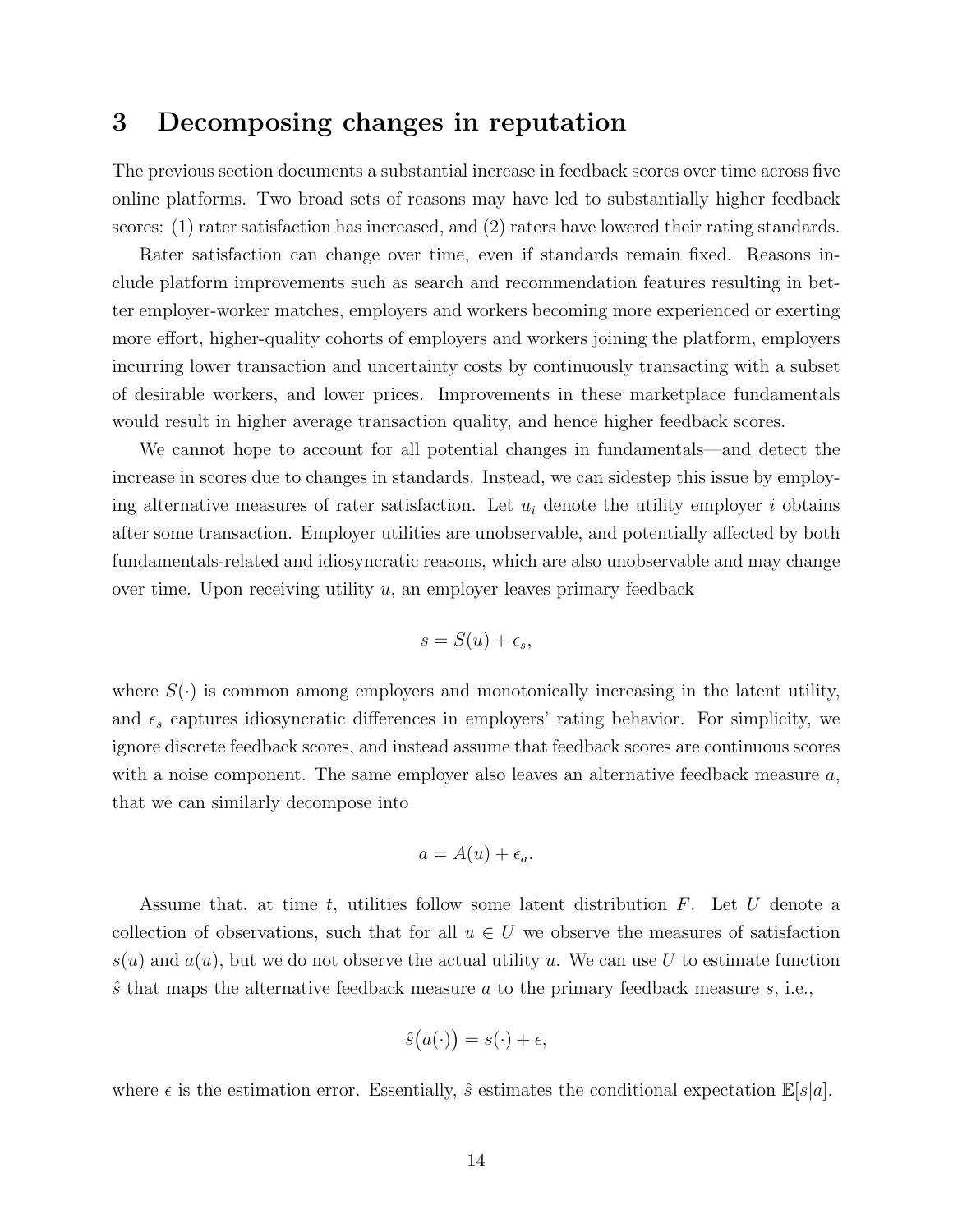## 3 Decomposing changes in reputation

The previous section documents a substantial increase in feedback scores over time across five online platforms. Two broad sets of reasons may have led to substantially higher feedback scores: (1) rater satisfaction has increased, and (2) raters have lowered their rating standards.

Rater satisfaction can change over time, even if standards remain fixed. Reasons include platform improvements such as search and recommendation features resulting in better employer-worker matches, employers and workers becoming more experienced or exerting more effort, higher-quality cohorts of employers and workers joining the platform, employers incurring lower transaction and uncertainty costs by continuously transacting with a subset of desirable workers, and lower prices. Improvements in these marketplace fundamentals would result in higher average transaction quality, and hence higher feedback scores.

We cannot hope to account for all potential changes in fundamentals—and detect the increase in scores due to changes in standards. Instead, we can sidestep this issue by employing alternative measures of rater satisfaction. Let $u_i$ denote the utility employer $i$ obtains after some transaction. Employer utilities are unobservable, and potentially affected by both fundamentals-related and idiosyncratic reasons, which are also unobservable and may change over time. Upon receiving utility $u$, an employer leaves primary feedback

$$s = S(u) + \epsilon_s,$$

where $S(\cdot)$ is common among employers and monotonically increasing in the latent utility, and $\epsilon_s$ captures idiosyncratic differences in employers' rating behavior. For simplicity, we ignore discrete feedback scores, and instead assume that feedback scores are continuous scores with a noise component. The same employer also leaves an alternative feedback measure $a$, that we can similarly decompose into

$$a = A(u) + \epsilon_a.$$

Assume that, at time $t$, utilities follow some latent distribution $F$. Let $U$ denote a collection of observations, such that for all $u \in U$ we observe the measures of satisfaction $s(u)$ and $a(u)$, but we do not observe the actual utility $u$. We can use $U$ to estimate function $\hat{s}$ that maps the alternative feedback measure $a$ to the primary feedback measure $s$, i.e.,

$$\hat{s}\big(a(\cdot)\big) = s(\cdot) + \epsilon,$$

where $\epsilon$ is the estimation error. Essentially, $\hat{s}$ estimates the conditional expectation $\mathbb{E}[s|a]$.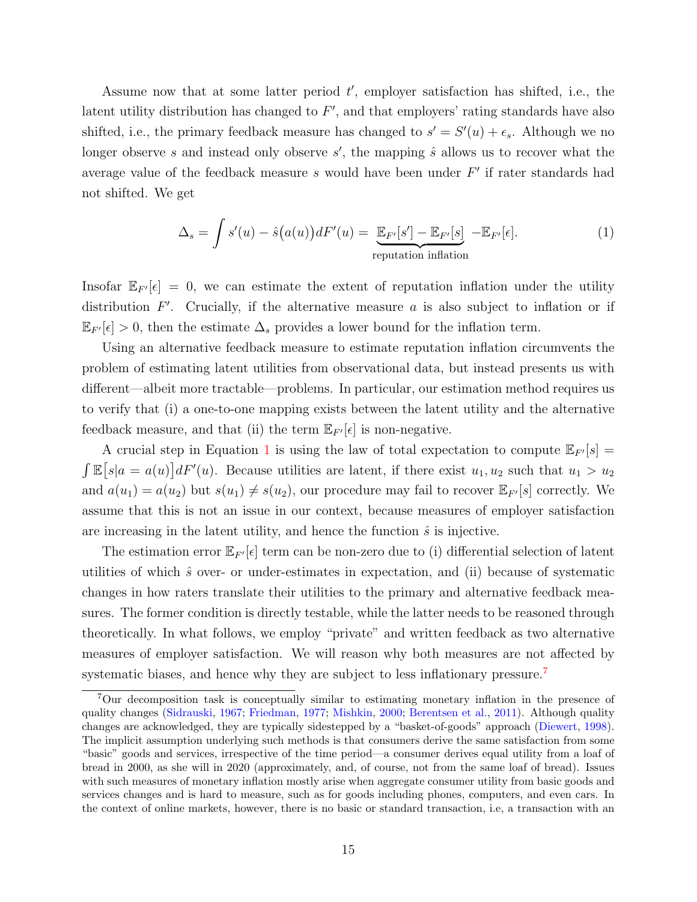Assume now that at some latter period $t'$, employer satisfaction has shifted, i.e., the latent utility distribution has changed to $F'$, and that employers' rating standards have also shifted, i.e., the primary feedback measure has changed to $s' = S'(u) + \epsilon_s$. Although we no longer observe $s$ and instead only observe $s'$, the mapping $\hat{s}$ allows us to recover what the average value of the feedback measure $s$ would have been under $F'$ if rater standards had not shifted. We get

$$\Delta_s = \int s'(u) - \hat{s}\big(a(u)\big) dF'(u) = \underbrace{\mathbb{E}_{F'}[s'] - \mathbb{E}_{F'}[s]}_{\text{reputation inflation}} - \mathbb{E}_{F'}[\epsilon]. \tag{1}$$

Insofar $\mathbb{E}_{F'}[\epsilon] = 0$, we can estimate the extent of reputation inflation under the utility distribution $F'$. Crucially, if the alternative measure $a$ is also subject to inflation or if $\mathbb{E}_{F'}[\epsilon] > 0$, then the estimate $\Delta_s$ provides a lower bound for the inflation term.

Using an alternative feedback measure to estimate reputation inflation circumvents the problem of estimating latent utilities from observational data, but instead presents us with different—albeit more tractable—problems. In particular, our estimation method requires us to verify that (i) a one-to-one mapping exists between the latent utility and the alternative feedback measure, and that (ii) the term $\mathbb{E}_{F'}[\epsilon]$ is non-negative.

A crucial step in Equation 1 is using the law of total expectation to compute $\mathbb{E}_{F'}[s] = \int \mathbb{E}\big[s|a = a(u)\big] dF'(u)$. Because utilities are latent, if there exist $u_1, u_2$ such that $u_1 > u_2$ and $a(u_1) = a(u_2)$ but $s(u_1) \neq s(u_2)$, our procedure may fail to recover $\mathbb{E}_{F'}[s]$ correctly. We assume that this is not an issue in our context, because measures of employer satisfaction are increasing in the latent utility, and hence the function $\hat{s}$ is injective.

The estimation error $\mathbb{E}_{F'}[\epsilon]$ term can be non-zero due to (i) differential selection of latent utilities of which $\hat{s}$ over- or under-estimates in expectation, and (ii) because of systematic changes in how raters translate their utilities to the primary and alternative feedback measures. The former condition is directly testable, while the latter needs to be reasoned through theoretically. In what follows, we employ "private" and written feedback as two alternative measures of employer satisfaction. We will reason why both measures are not affected by systematic biases, and hence why they are subject to less inflationary pressure.[7]

[7] Our decomposition task is conceptually similar to estimating monetary inflation in the presence of quality changes (Sidrauski, 1967; Friedman, 1977; Mishkin, 2000; Berentsen et al., 2011). Although quality changes are acknowledged, they are typically sidestepped by a "basket-of-goods" approach (Diewert, 1998). The implicit assumption underlying such methods is that consumers derive the same satisfaction from some "basic" goods and services, irrespective of the time period—a consumer derives equal utility from a loaf of bread in 2000, as she will in 2020 (approximately, and, of course, not from the same loaf of bread). Issues with such measures of monetary inflation mostly arise when aggregate consumer utility from basic goods and services changes and is hard to measure, such as for goods including phones, computers, and even cars. In the context of online markets, however, there is no basic or standard transaction, i.e, a transaction with an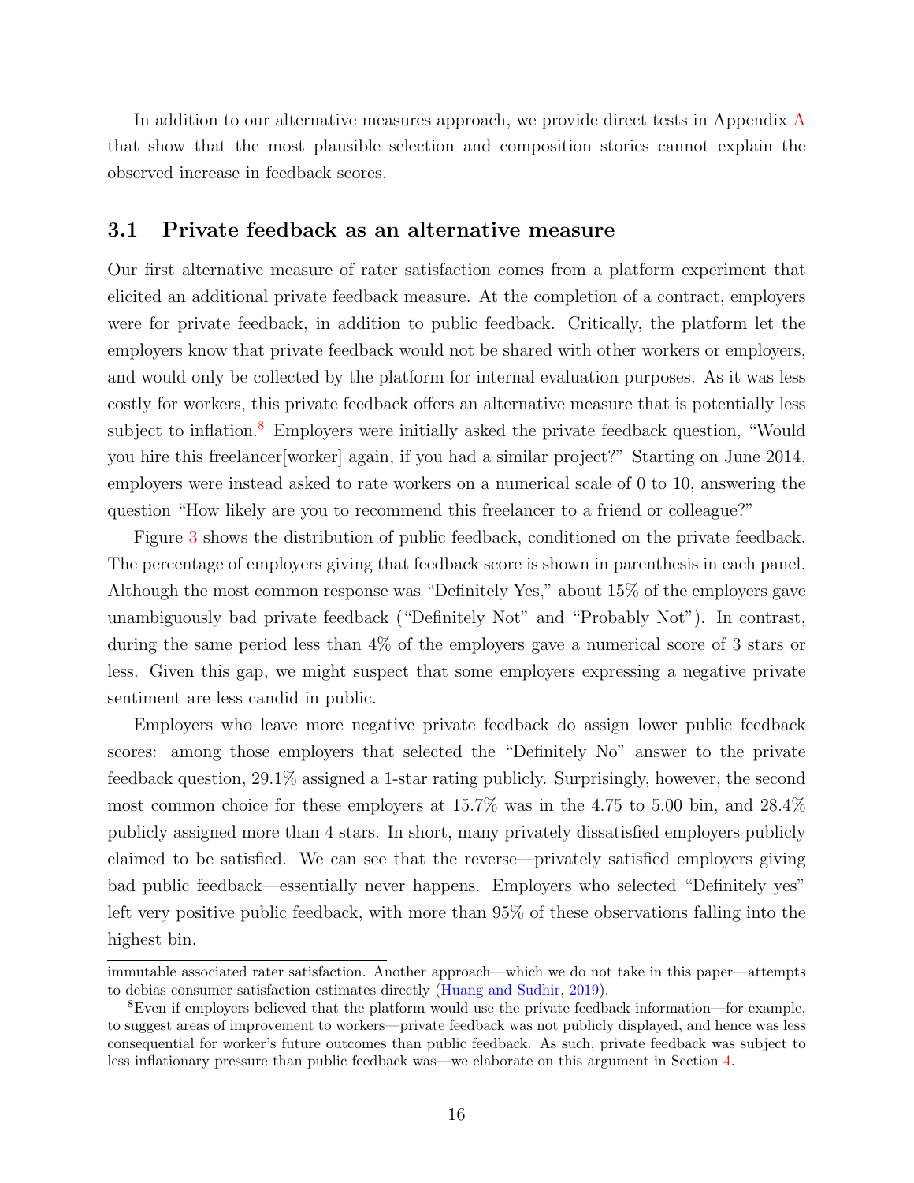In addition to our alternative measures approach, we provide direct tests in Appendix A that show that the most plausible selection and composition stories cannot explain the observed increase in feedback scores.

## 3.1 Private feedback as an alternative measure

Our first alternative measure of rater satisfaction comes from a platform experiment that elicited an additional private feedback measure. At the completion of a contract, employers were for private feedback, in addition to public feedback. Critically, the platform let the employers know that private feedback would not be shared with other workers or employers, and would only be collected by the platform for internal evaluation purposes. As it was less costly for workers, this private feedback offers an alternative measure that is potentially less subject to inflation.[8] Employers were initially asked the private feedback question, "Would you hire this freelancer[worker] again, if you had a similar project?" Starting on June 2014, employers were instead asked to rate workers on a numerical scale of 0 to 10, answering the question "How likely are you to recommend this freelancer to a friend or colleague?"

Figure 3 shows the distribution of public feedback, conditioned on the private feedback. The percentage of employers giving that feedback score is shown in parenthesis in each panel. Although the most common response was "Definitely Yes," about 15% of the employers gave unambiguously bad private feedback ("Definitely Not" and "Probably Not"). In contrast, during the same period less than 4% of the employers gave a numerical score of 3 stars or less. Given this gap, we might suspect that some employers expressing a negative private sentiment are less candid in public.

Employers who leave more negative private feedback do assign lower public feedback scores: among those employers that selected the "Definitely No" answer to the private feedback question, 29.1% assigned a 1-star rating publicly. Surprisingly, however, the second most common choice for these employers at 15.7% was in the 4.75 to 5.00 bin, and 28.4% publicly assigned more than 4 stars. In short, many privately dissatisfied employers publicly claimed to be satisfied. We can see that the reverse—privately satisfied employers giving bad public feedback—essentially never happens. Employers who selected "Definitely yes" left very positive public feedback, with more than 95% of these observations falling into the highest bin.

---

immutable associated rater satisfaction. Another approach—which we do not take in this paper—attempts to debias consumer satisfaction estimates directly (Huang and Sudhir, 2019).

[8] Even if employers believed that the platform would use the private feedback information—for example, to suggest areas of improvement to workers—private feedback was not publicly displayed, and hence was less consequential for worker's future outcomes than public feedback. As such, private feedback was subject to less inflationary pressure than public feedback was—we elaborate on this argument in Section 4.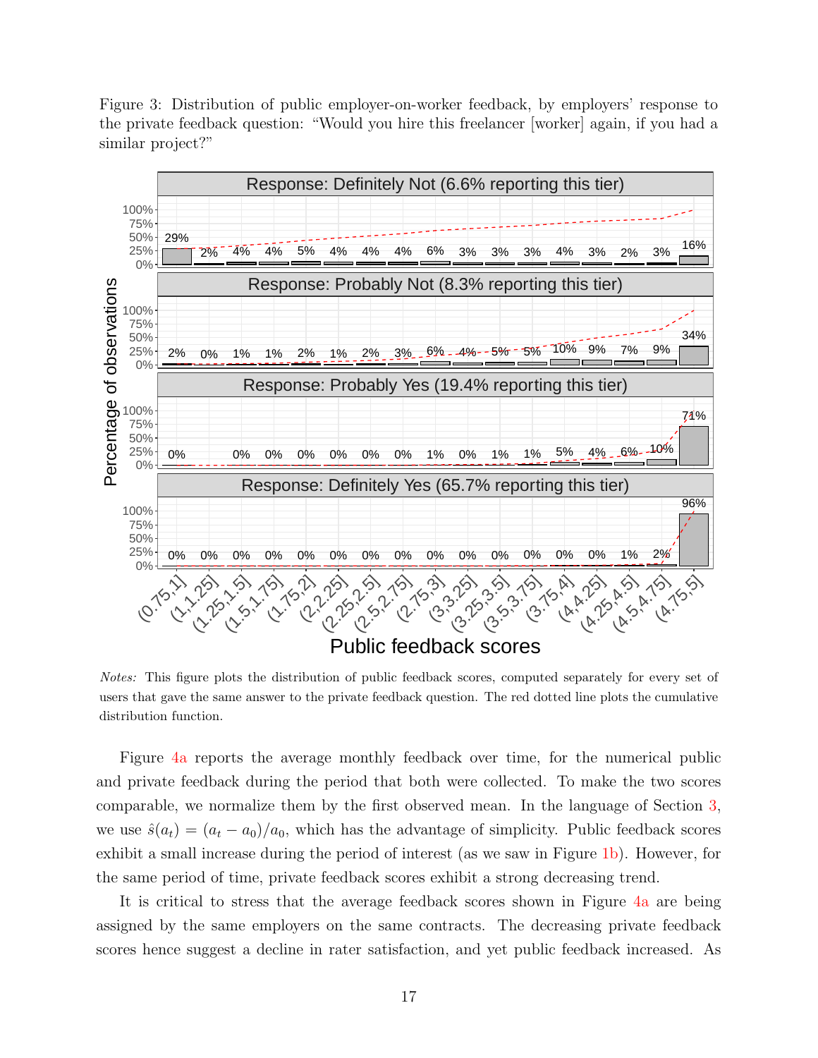Figure 3: Distribution of public employer-on-worker feedback, by employers' response to the private feedback question: "Would you hire this freelancer [worker] again, if you had a similar project?"

*Notes:* This figure plots the distribution of public feedback scores, computed separately for every set of users that gave the same answer to the private feedback question. The red dotted line plots the cumulative distribution function.

Figure 4a reports the average monthly feedback over time, for the numerical public and private feedback during the period that both were collected. To make the two scores comparable, we normalize them by the first observed mean. In the language of Section 3, we use $\hat{s}(a_t) = (a_t - a_0)/a_0$, which has the advantage of simplicity. Public feedback scores exhibit a small increase during the period of interest (as we saw in Figure 1b). However, for the same period of time, private feedback scores exhibit a strong decreasing trend.

It is critical to stress that the average feedback scores shown in Figure 4a are being assigned by the same employers on the same contracts. The decreasing private feedback scores hence suggest a decline in rater satisfaction, and yet public feedback increased. As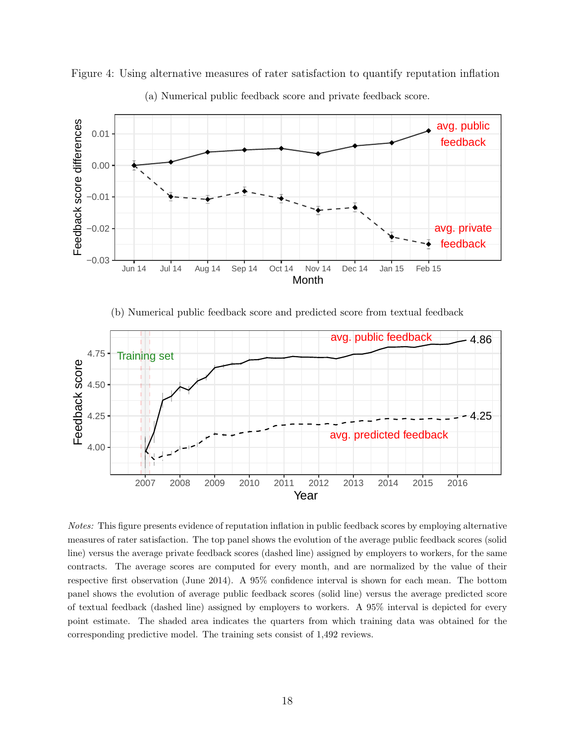Figure 4: Using alternative measures of rater satisfaction to quantify reputation inflation

(a) Numerical public feedback score and private feedback score.

(b) Numerical public feedback score and predicted score from textual feedback

*Notes:* This figure presents evidence of reputation inflation in public feedback scores by employing alternative measures of rater satisfaction. The top panel shows the evolution of the average public feedback scores (solid line) versus the average private feedback scores (dashed line) assigned by employers to workers, for the same contracts. The average scores are computed for every month, and are normalized by the value of their respective first observation (June 2014). A 95% confidence interval is shown for each mean. The bottom panel shows the evolution of average public feedback scores (solid line) versus the average predicted score of textual feedback (dashed line) assigned by employers to workers. A 95% interval is depicted for every point estimate. The shaded area indicates the quarters from which training data was obtained for the corresponding predictive model. The training sets consist of 1,492 reviews.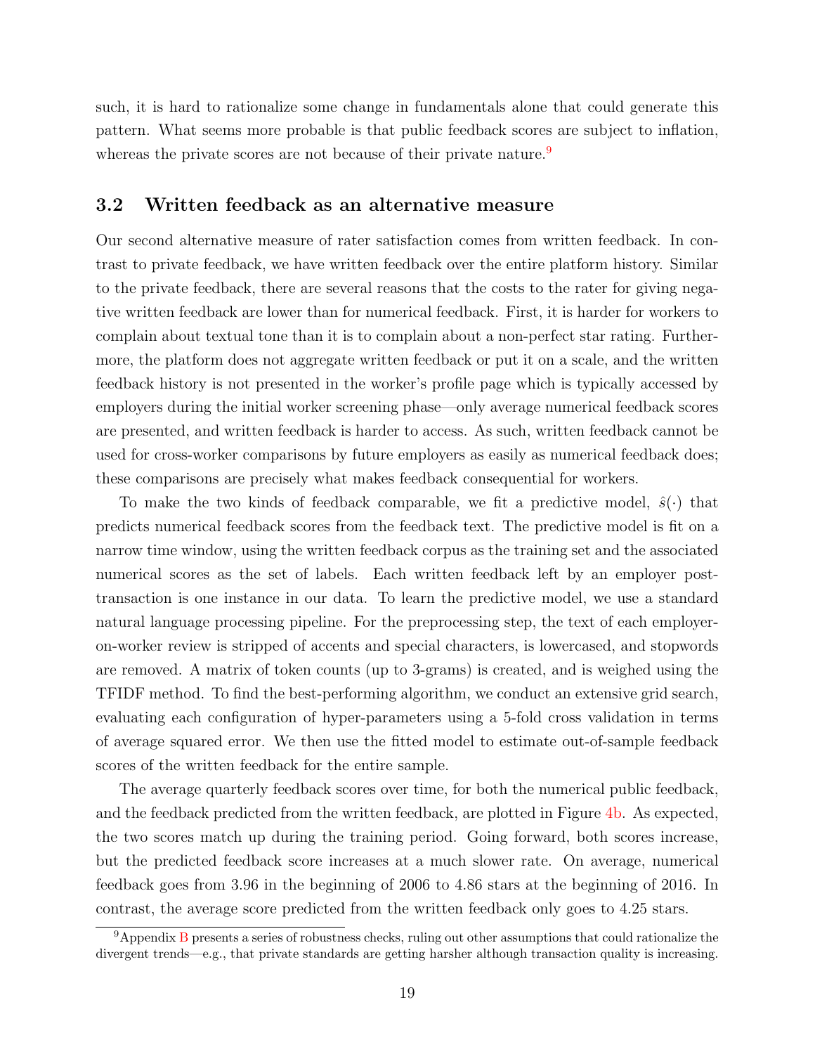such, it is hard to rationalize some change in fundamentals alone that could generate this pattern. What seems more probable is that public feedback scores are subject to inflation, whereas the private scores are not because of their private nature.[9]

### 3.2 Written feedback as an alternative measure

Our second alternative measure of rater satisfaction comes from written feedback. In contrast to private feedback, we have written feedback over the entire platform history. Similar to the private feedback, there are several reasons that the costs to the rater for giving negative written feedback are lower than for numerical feedback. First, it is harder for workers to complain about textual tone than it is to complain about a non-perfect star rating. Furthermore, the platform does not aggregate written feedback or put it on a scale, and the written feedback history is not presented in the worker's profile page which is typically accessed by employers during the initial worker screening phase—only average numerical feedback scores are presented, and written feedback is harder to access. As such, written feedback cannot be used for cross-worker comparisons by future employers as easily as numerical feedback does; these comparisons are precisely what makes feedback consequential for workers.

To make the two kinds of feedback comparable, we fit a predictive model, $\hat{s}(\cdot)$ that predicts numerical feedback scores from the feedback text. The predictive model is fit on a narrow time window, using the written feedback corpus as the training set and the associated numerical scores as the set of labels. Each written feedback left by an employer post-transaction is one instance in our data. To learn the predictive model, we use a standard natural language processing pipeline. For the preprocessing step, the text of each employer-on-worker review is stripped of accents and special characters, is lowercased, and stopwords are removed. A matrix of token counts (up to 3-grams) is created, and is weighed using the TFIDF method. To find the best-performing algorithm, we conduct an extensive grid search, evaluating each configuration of hyper-parameters using a 5-fold cross validation in terms of average squared error. We then use the fitted model to estimate out-of-sample feedback scores of the written feedback for the entire sample.

The average quarterly feedback scores over time, for both the numerical public feedback, and the feedback predicted from the written feedback, are plotted in Figure 4b. As expected, the two scores match up during the training period. Going forward, both scores increase, but the predicted feedback score increases at a much slower rate. On average, numerical feedback goes from 3.96 in the beginning of 2006 to 4.86 stars at the beginning of 2016. In contrast, the average score predicted from the written feedback only goes to 4.25 stars.

[9] Appendix B presents a series of robustness checks, ruling out other assumptions that could rationalize the divergent trends—e.g., that private standards are getting harsher although transaction quality is increasing.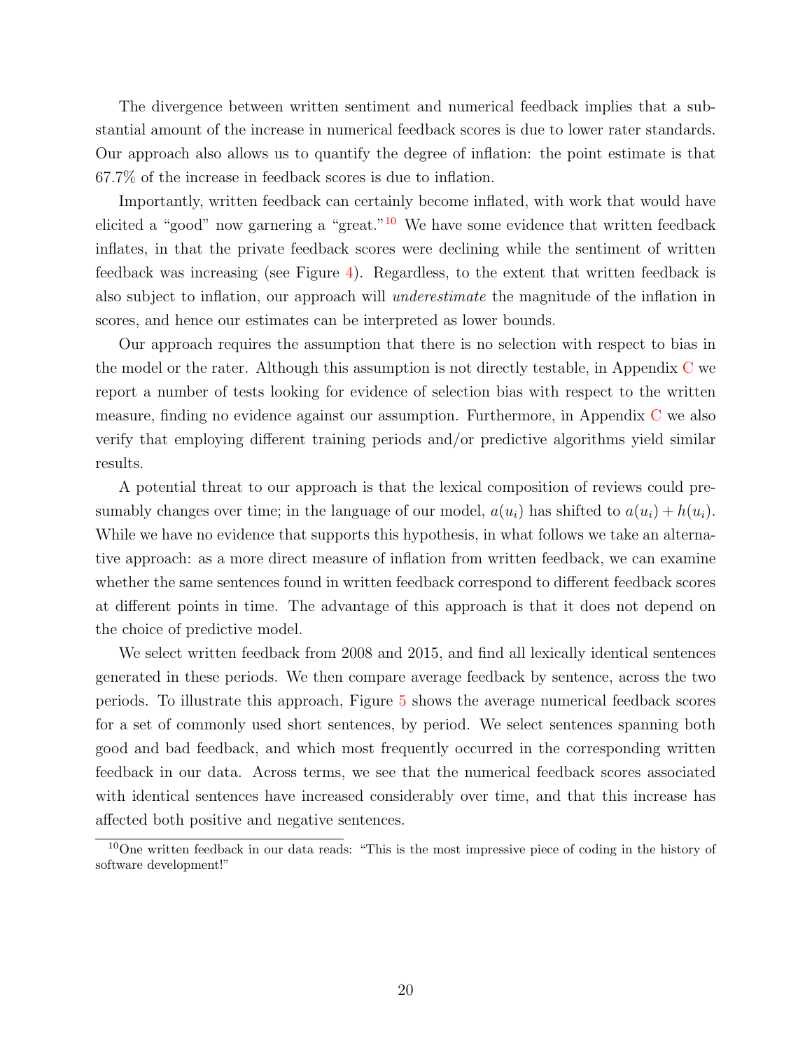The divergence between written sentiment and numerical feedback implies that a substantial amount of the increase in numerical feedback scores is due to lower rater standards. Our approach also allows us to quantify the degree of inflation: the point estimate is that 67.7% of the increase in feedback scores is due to inflation.

Importantly, written feedback can certainly become inflated, with work that would have elicited a "good" now garnering a "great."[10] We have some evidence that written feedback inflates, in that the private feedback scores were declining while the sentiment of written feedback was increasing (see Figure 4). Regardless, to the extent that written feedback is also subject to inflation, our approach will *underestimate* the magnitude of the inflation in scores, and hence our estimates can be interpreted as lower bounds.

Our approach requires the assumption that there is no selection with respect to bias in the model or the rater. Although this assumption is not directly testable, in Appendix C we report a number of tests looking for evidence of selection bias with respect to the written measure, finding no evidence against our assumption. Furthermore, in Appendix C we also verify that employing different training periods and/or predictive algorithms yield similar results.

A potential threat to our approach is that the lexical composition of reviews could presumably changes over time; in the language of our model, $a(u_i)$ has shifted to $a(u_i) + h(u_i)$. While we have no evidence that supports this hypothesis, in what follows we take an alternative approach: as a more direct measure of inflation from written feedback, we can examine whether the same sentences found in written feedback correspond to different feedback scores at different points in time. The advantage of this approach is that it does not depend on the choice of predictive model.

We select written feedback from 2008 and 2015, and find all lexically identical sentences generated in these periods. We then compare average feedback by sentence, across the two periods. To illustrate this approach, Figure 5 shows the average numerical feedback scores for a set of commonly used short sentences, by period. We select sentences spanning both good and bad feedback, and which most frequently occurred in the corresponding written feedback in our data. Across terms, we see that the numerical feedback scores associated with identical sentences have increased considerably over time, and that this increase has affected both positive and negative sentences.

[10] One written feedback in our data reads: "This is the most impressive piece of coding in the history of software development!"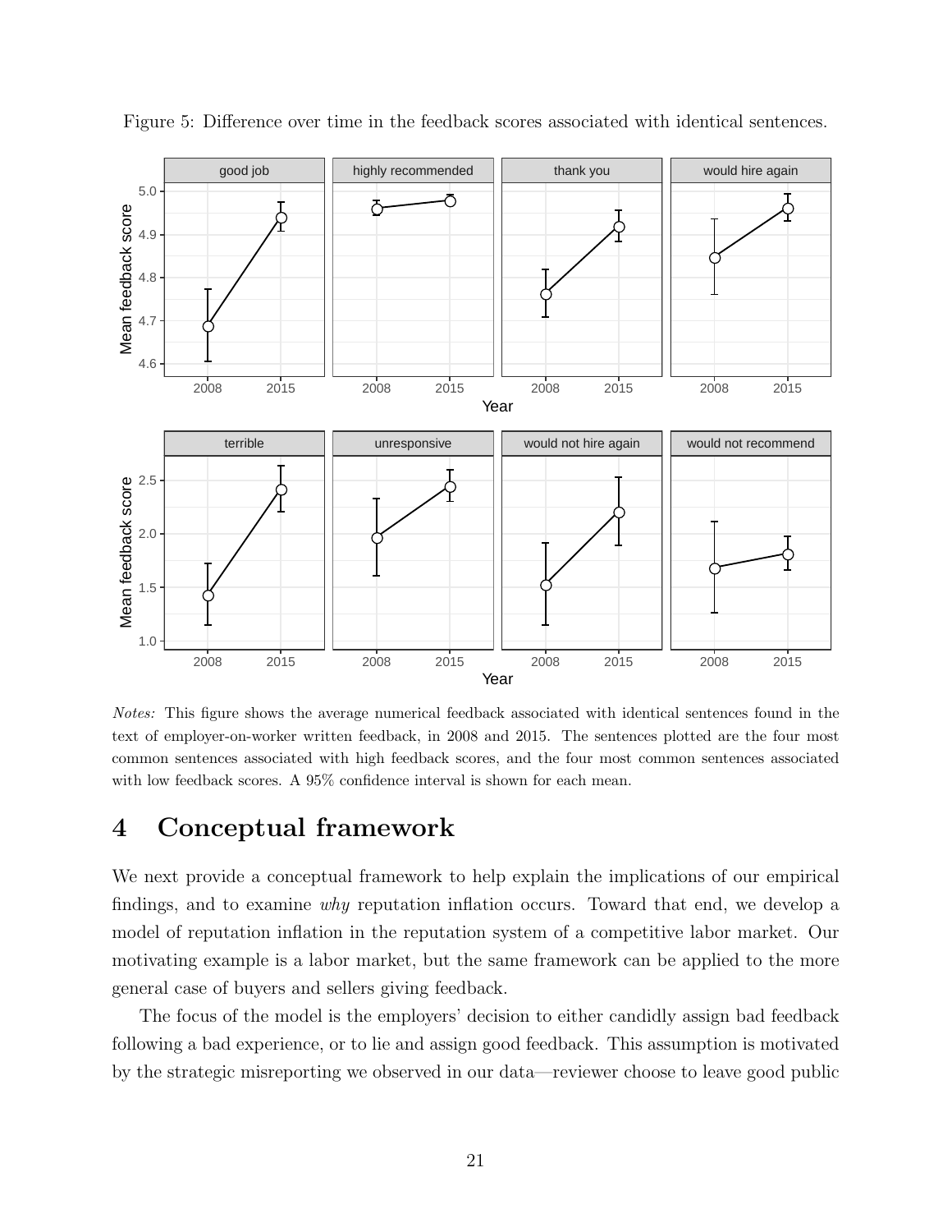Figure 5: Difference over time in the feedback scores associated with identical sentences.

*Notes:* This figure shows the average numerical feedback associated with identical sentences found in the text of employer-on-worker written feedback, in 2008 and 2015. The sentences plotted are the four most common sentences associated with high feedback scores, and the four most common sentences associated with low feedback scores. A 95% confidence interval is shown for each mean.

# 4 Conceptual framework

We next provide a conceptual framework to help explain the implications of our empirical findings, and to examine *why* reputation inflation occurs. Toward that end, we develop a model of reputation inflation in the reputation system of a competitive labor market. Our motivating example is a labor market, but the same framework can be applied to the more general case of buyers and sellers giving feedback.

The focus of the model is the employers' decision to either candidly assign bad feedback following a bad experience, or to lie and assign good feedback. This assumption is motivated by the strategic misreporting we observed in our data—reviewer choose to leave good public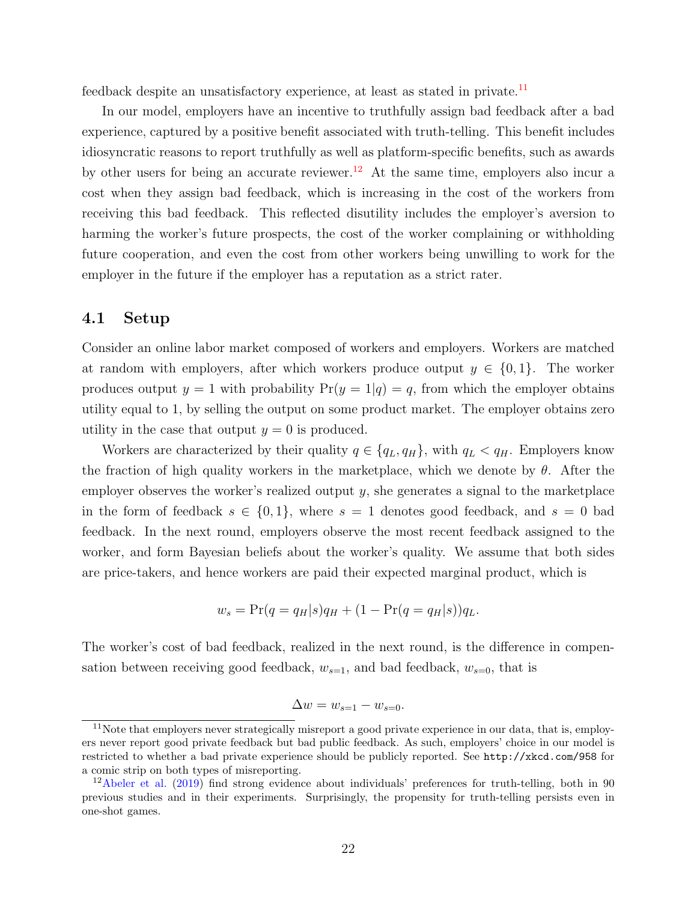feedback despite an unsatisfactory experience, at least as stated in private.[11]

In our model, employers have an incentive to truthfully assign bad feedback after a bad experience, captured by a positive benefit associated with truth-telling. This benefit includes idiosyncratic reasons to report truthfully as well as platform-specific benefits, such as awards by other users for being an accurate reviewer.[12] At the same time, employers also incur a cost when they assign bad feedback, which is increasing in the cost of the workers from receiving this bad feedback. This reflected disutility includes the employer's aversion to harming the worker's future prospects, the cost of the worker complaining or withholding future cooperation, and even the cost from other workers being unwilling to work for the employer in the future if the employer has a reputation as a strict rater.

## 4.1 Setup

Consider an online labor market composed of workers and employers. Workers are matched at random with employers, after which workers produce output $y \in \{0, 1\}$. The worker produces output $y = 1$ with probability $\Pr(y = 1|q) = q$, from which the employer obtains utility equal to 1, by selling the output on some product market. The employer obtains zero utility in the case that output $y = 0$ is produced.

Workers are characterized by their quality $q \in \{q_L, q_H\}$, with $q_L < q_H$. Employers know the fraction of high quality workers in the marketplace, which we denote by $\theta$. After the employer observes the worker's realized output $y$, she generates a signal to the marketplace in the form of feedback $s \in \{0, 1\}$, where $s = 1$ denotes good feedback, and $s = 0$ bad feedback. In the next round, employers observe the most recent feedback assigned to the worker, and form Bayesian beliefs about the worker's quality. We assume that both sides are price-takers, and hence workers are paid their expected marginal product, which is

$$w_s = \Pr(q = q_H|s)q_H + (1 - \Pr(q = q_H|s))q_L.$$

The worker's cost of bad feedback, realized in the next round, is the difference in compensation between receiving good feedback, $w_{s=1}$, and bad feedback, $w_{s=0}$, that is

$$\Delta w = w_{s=1} - w_{s=0}.$$

[11] Note that employers never strategically misreport a good private experience in our data, that is, employers never report good private feedback but bad public feedback. As such, employers' choice in our model is restricted to whether a bad private experience should be publicly reported. See http://xkcd.com/958 for a comic strip on both types of misreporting.

[12] Abeler et al. (2019) find strong evidence about individuals' preferences for truth-telling, both in 90 previous studies and in their experiments. Surprisingly, the propensity for truth-telling persists even in one-shot games.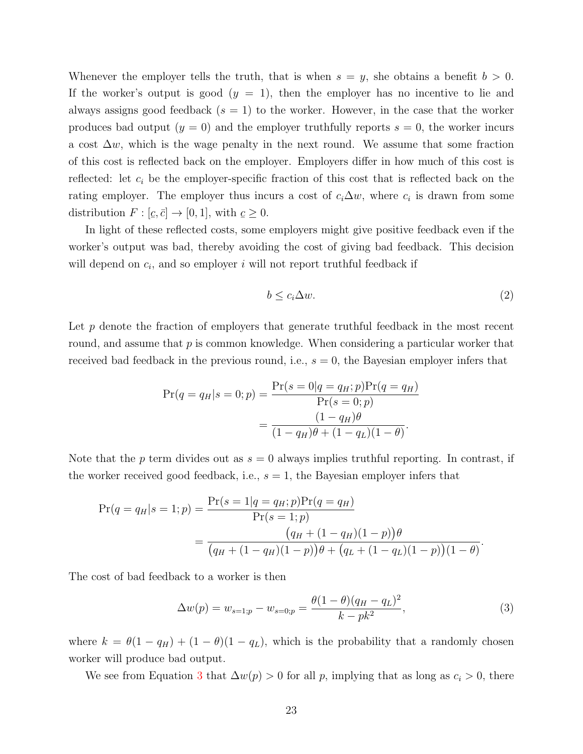Whenever the employer tells the truth, that is when $s = y$, she obtains a benefit $b > 0$. If the worker's output is good ($y = 1$), then the employer has no incentive to lie and always assigns good feedback ($s = 1$) to the worker. However, in the case that the worker produces bad output ($y = 0$) and the employer truthfully reports $s = 0$, the worker incurs a cost $\Delta w$, which is the wage penalty in the next round. We assume that some fraction of this cost is reflected back on the employer. Employers differ in how much of this cost is reflected: let $c_i$ be the employer-specific fraction of this cost that is reflected back on the rating employer. The employer thus incurs a cost of $c_i \Delta w$, where $c_i$ is drawn from some distribution $F : [\underline{c}, \bar{c}] \to [0, 1]$, with $\underline{c} \geq 0$.

In light of these reflected costs, some employers might give positive feedback even if the worker's output was bad, thereby avoiding the cost of giving bad feedback. This decision will depend on $c_i$, and so employer $i$ will not report truthful feedback if

$$b \leq c_i \Delta w. \tag{2}$$

Let $p$ denote the fraction of employers that generate truthful feedback in the most recent round, and assume that $p$ is common knowledge. When considering a particular worker that received bad feedback in the previous round, i.e., $s = 0$, the Bayesian employer infers that

$$\begin{aligned}
\Pr(q = q_H | s = 0; p) &= \frac{\Pr(s = 0 | q = q_H; p) \Pr(q = q_H)}{\Pr(s = 0; p)} \\
&= \frac{(1 - q_H)\theta}{(1 - q_H)\theta + (1 - q_L)(1 - \theta)}.
\end{aligned}$$

Note that the $p$ term divides out as $s = 0$ always implies truthful reporting. In contrast, if the worker received good feedback, i.e., $s = 1$, the Bayesian employer infers that

$$\begin{aligned}
\Pr(q = q_H | s = 1; p) &= \frac{\Pr(s = 1 | q = q_H; p) \Pr(q = q_H)}{\Pr(s = 1; p)} \\
&= \frac{\big(q_H + (1 - q_H)(1 - p)\big)\theta}{\big(q_H + (1 - q_H)(1 - p)\big)\theta + \big(q_L + (1 - q_L)(1 - p)\big)(1 - \theta)}.
\end{aligned}$$

The cost of bad feedback to a worker is then

$$\Delta w(p) = w_{s=1;p} - w_{s=0;p} = \frac{\theta(1 - \theta)(q_H - q_L)^2}{k - pk^2}, \tag{3}$$

where $k = \theta(1 - q_H) + (1 - \theta)(1 - q_L)$, which is the probability that a randomly chosen worker will produce bad output.

We see from Equation 3 that $\Delta w(p) > 0$ for all $p$, implying that as long as $c_i > 0$, there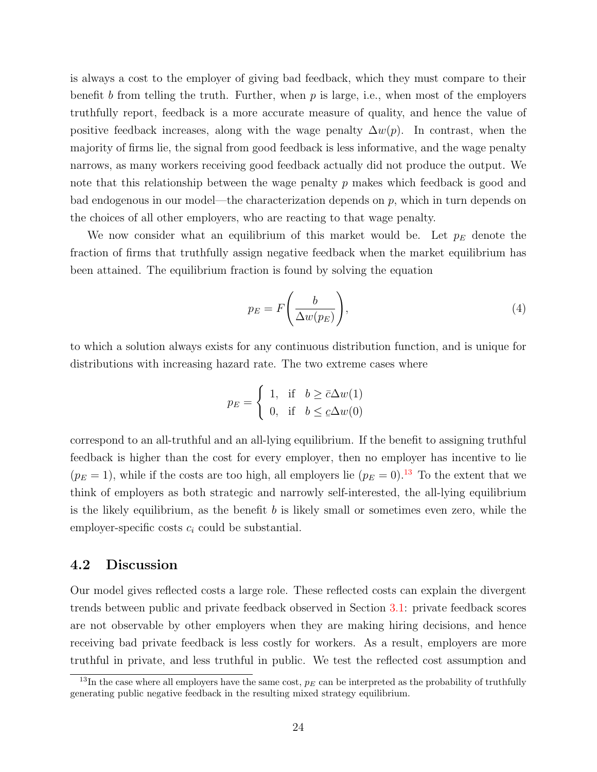is always a cost to the employer of giving bad feedback, which they must compare to their benefit $b$ from telling the truth. Further, when $p$ is large, i.e., when most of the employers truthfully report, feedback is a more accurate measure of quality, and hence the value of positive feedback increases, along with the wage penalty $\Delta w(p)$. In contrast, when the majority of firms lie, the signal from good feedback is less informative, and the wage penalty narrows, as many workers receiving good feedback actually did not produce the output. We note that this relationship between the wage penalty $p$ makes which feedback is good and bad endogenous in our model—the characterization depends on $p$, which in turn depends on the choices of all other employers, who are reacting to that wage penalty.

We now consider what an equilibrium of this market would be. Let $p_E$ denote the fraction of firms that truthfully assign negative feedback when the market equilibrium has been attained. The equilibrium fraction is found by solving the equation

$$p_E = F\left(\frac{b}{\Delta w(p_E)}\right), \tag{4}$$

to which a solution always exists for any continuous distribution function, and is unique for distributions with increasing hazard rate. The two extreme cases where

$$p_E = \begin{cases} 1, & \text{if} \quad b \geq \bar{c}\Delta w(1) \\ 0, & \text{if} \quad b \leq \underline{c}\Delta w(0) \end{cases}$$

correspond to an all-truthful and an all-lying equilibrium. If the benefit to assigning truthful feedback is higher than the cost for every employer, then no employer has incentive to lie ($p_E = 1$), while if the costs are too high, all employers lie ($p_E = 0$).[13] To the extent that we think of employers as both strategic and narrowly self-interested, the all-lying equilibrium is the likely equilibrium, as the benefit $b$ is likely small or sometimes even zero, while the employer-specific costs $c_i$ could be substantial.

## 4.2 Discussion

Our model gives reflected costs a large role. These reflected costs can explain the divergent trends between public and private feedback observed in Section 3.1: private feedback scores are not observable by other employers when they are making hiring decisions, and hence receiving bad private feedback is less costly for workers. As a result, employers are more truthful in private, and less truthful in public. We test the reflected cost assumption and

[13] In the case where all employers have the same cost, $p_E$ can be interpreted as the probability of truthfully generating public negative feedback in the resulting mixed strategy equilibrium.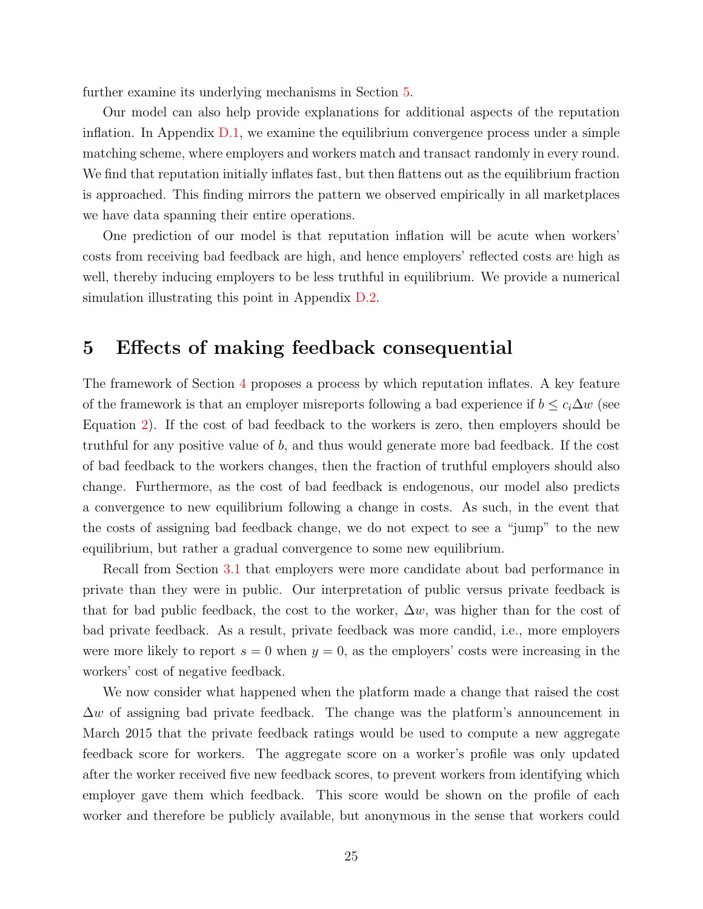further examine its underlying mechanisms in Section 5.

Our model can also help provide explanations for additional aspects of the reputation inflation. In Appendix D.1, we examine the equilibrium convergence process under a simple matching scheme, where employers and workers match and transact randomly in every round. We find that reputation initially inflates fast, but then flattens out as the equilibrium fraction is approached. This finding mirrors the pattern we observed empirically in all marketplaces we have data spanning their entire operations.

One prediction of our model is that reputation inflation will be acute when workers' costs from receiving bad feedback are high, and hence employers' reflected costs are high as well, thereby inducing employers to be less truthful in equilibrium. We provide a numerical simulation illustrating this point in Appendix D.2.

# 5 Effects of making feedback consequential

The framework of Section 4 proposes a process by which reputation inflates. A key feature of the framework is that an employer misreports following a bad experience if $b \leq c_i \Delta w$ (see Equation 2). If the cost of bad feedback to the workers is zero, then employers should be truthful for any positive value of $b$, and thus would generate more bad feedback. If the cost of bad feedback to the workers changes, then the fraction of truthful employers should also change. Furthermore, as the cost of bad feedback is endogenous, our model also predicts a convergence to new equilibrium following a change in costs. As such, in the event that the costs of assigning bad feedback change, we do not expect to see a "jump" to the new equilibrium, but rather a gradual convergence to some new equilibrium.

Recall from Section 3.1 that employers were more candidate about bad performance in private than they were in public. Our interpretation of public versus private feedback is that for bad public feedback, the cost to the worker, $\Delta w$, was higher than for the cost of bad private feedback. As a result, private feedback was more candid, i.e., more employers were more likely to report $s = 0$ when $y = 0$, as the employers' costs were increasing in the workers' cost of negative feedback.

We now consider what happened when the platform made a change that raised the cost $\Delta w$ of assigning bad private feedback. The change was the platform's announcement in March 2015 that the private feedback ratings would be used to compute a new aggregate feedback score for workers. The aggregate score on a worker's profile was only updated after the worker received five new feedback scores, to prevent workers from identifying which employer gave them which feedback. This score would be shown on the profile of each worker and therefore be publicly available, but anonymous in the sense that workers could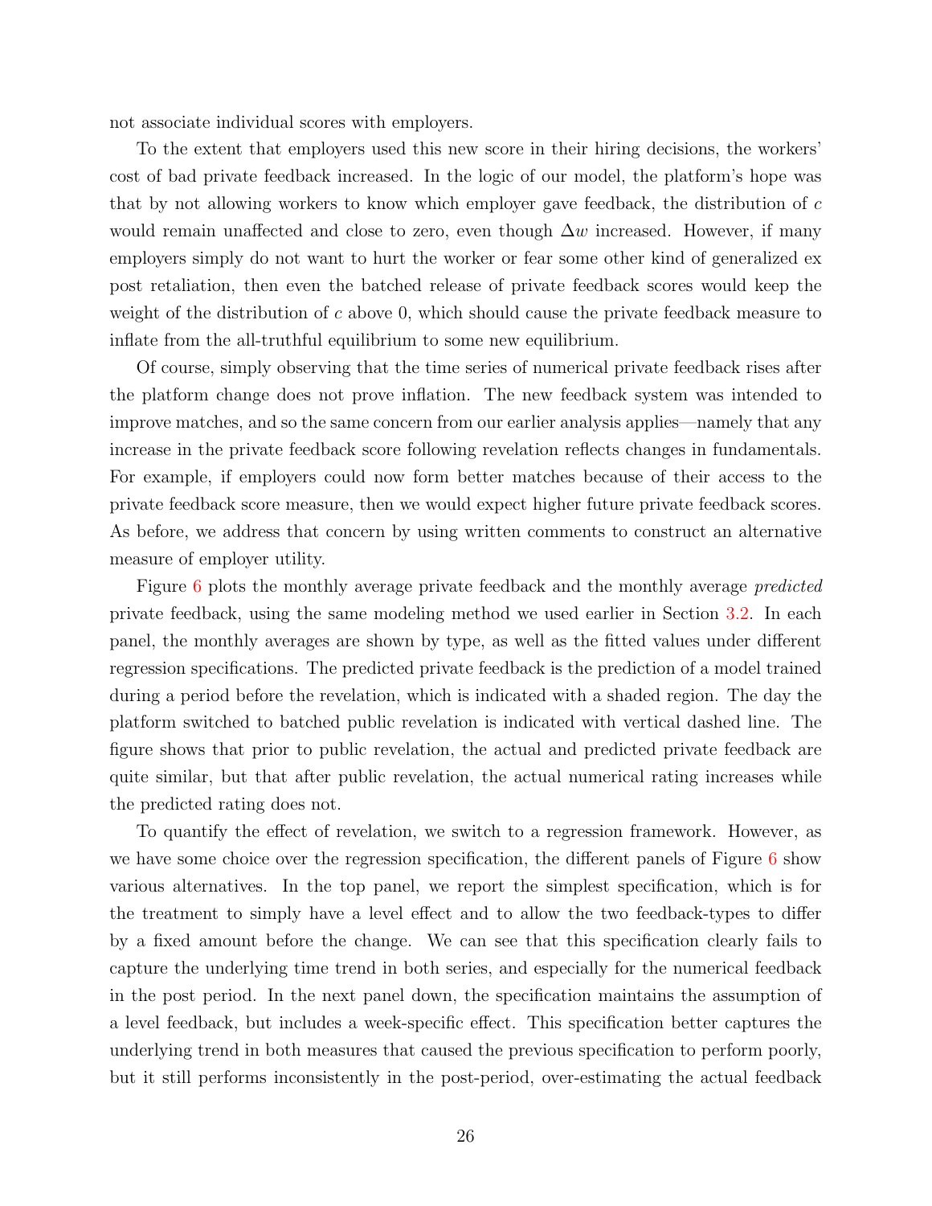not associate individual scores with employers.

To the extent that employers used this new score in their hiring decisions, the workers' cost of bad private feedback increased. In the logic of our model, the platform's hope was that by not allowing workers to know which employer gave feedback, the distribution of $c$ would remain unaffected and close to zero, even though $\Delta w$ increased. However, if many employers simply do not want to hurt the worker or fear some other kind of generalized ex post retaliation, then even the batched release of private feedback scores would keep the weight of the distribution of $c$ above 0, which should cause the private feedback measure to inflate from the all-truthful equilibrium to some new equilibrium.

Of course, simply observing that the time series of numerical private feedback rises after the platform change does not prove inflation. The new feedback system was intended to improve matches, and so the same concern from our earlier analysis applies—namely that any increase in the private feedback score following revelation reflects changes in fundamentals. For example, if employers could now form better matches because of their access to the private feedback score measure, then we would expect higher future private feedback scores. As before, we address that concern by using written comments to construct an alternative measure of employer utility.

Figure 6 plots the monthly average private feedback and the monthly average *predicted* private feedback, using the same modeling method we used earlier in Section 3.2. In each panel, the monthly averages are shown by type, as well as the fitted values under different regression specifications. The predicted private feedback is the prediction of a model trained during a period before the revelation, which is indicated with a shaded region. The day the platform switched to batched public revelation is indicated with vertical dashed line. The figure shows that prior to public revelation, the actual and predicted private feedback are quite similar, but that after public revelation, the actual numerical rating increases while the predicted rating does not.

To quantify the effect of revelation, we switch to a regression framework. However, as we have some choice over the regression specification, the different panels of Figure 6 show various alternatives. In the top panel, we report the simplest specification, which is for the treatment to simply have a level effect and to allow the two feedback-types to differ by a fixed amount before the change. We can see that this specification clearly fails to capture the underlying time trend in both series, and especially for the numerical feedback in the post period. In the next panel down, the specification maintains the assumption of a level feedback, but includes a week-specific effect. This specification better captures the underlying trend in both measures that caused the previous specification to perform poorly, but it still performs inconsistently in the post-period, over-estimating the actual feedback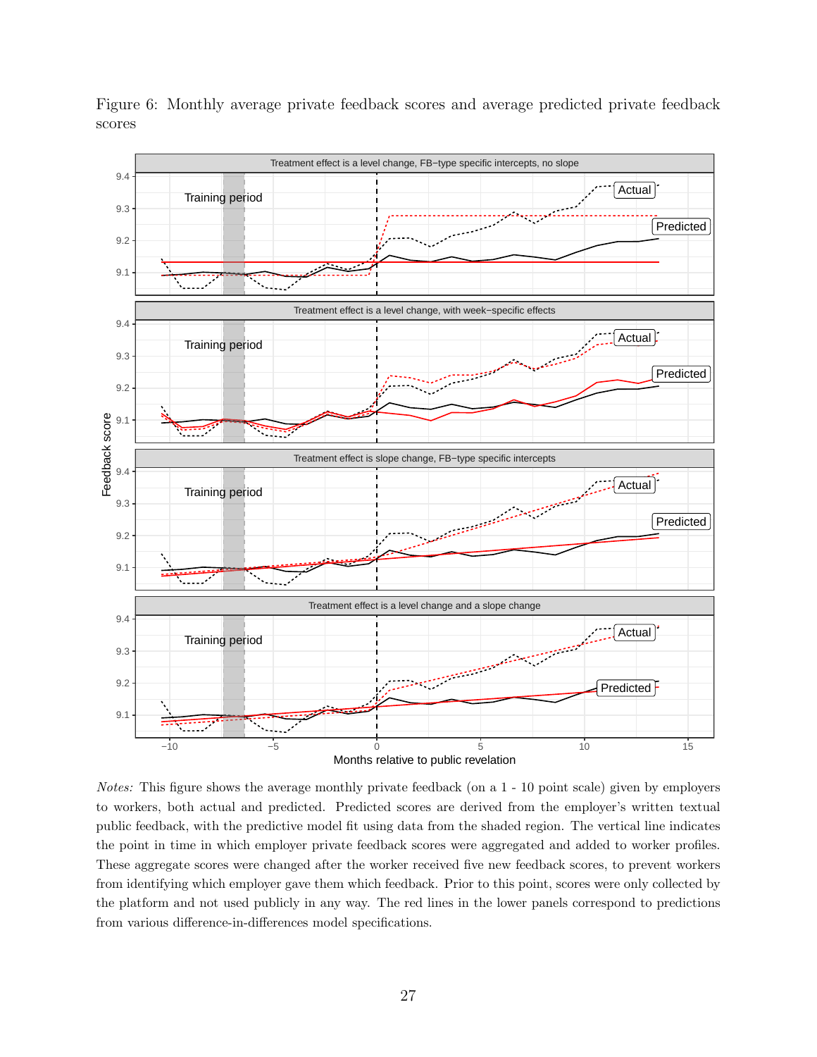Figure 6: Monthly average private feedback scores and average predicted private feedback scores

*Notes:* This figure shows the average monthly private feedback (on a 1 - 10 point scale) given by employers to workers, both actual and predicted. Predicted scores are derived from the employer's written textual public feedback, with the predictive model fit using data from the shaded region. The vertical line indicates the point in time in which employer private feedback scores were aggregated and added to worker profiles. These aggregate scores were changed after the worker received five new feedback scores, to prevent workers from identifying which employer gave them which feedback. Prior to this point, scores were only collected by the platform and not used publicly in any way. The red lines in the lower panels correspond to predictions from various difference-in-differences model specifications.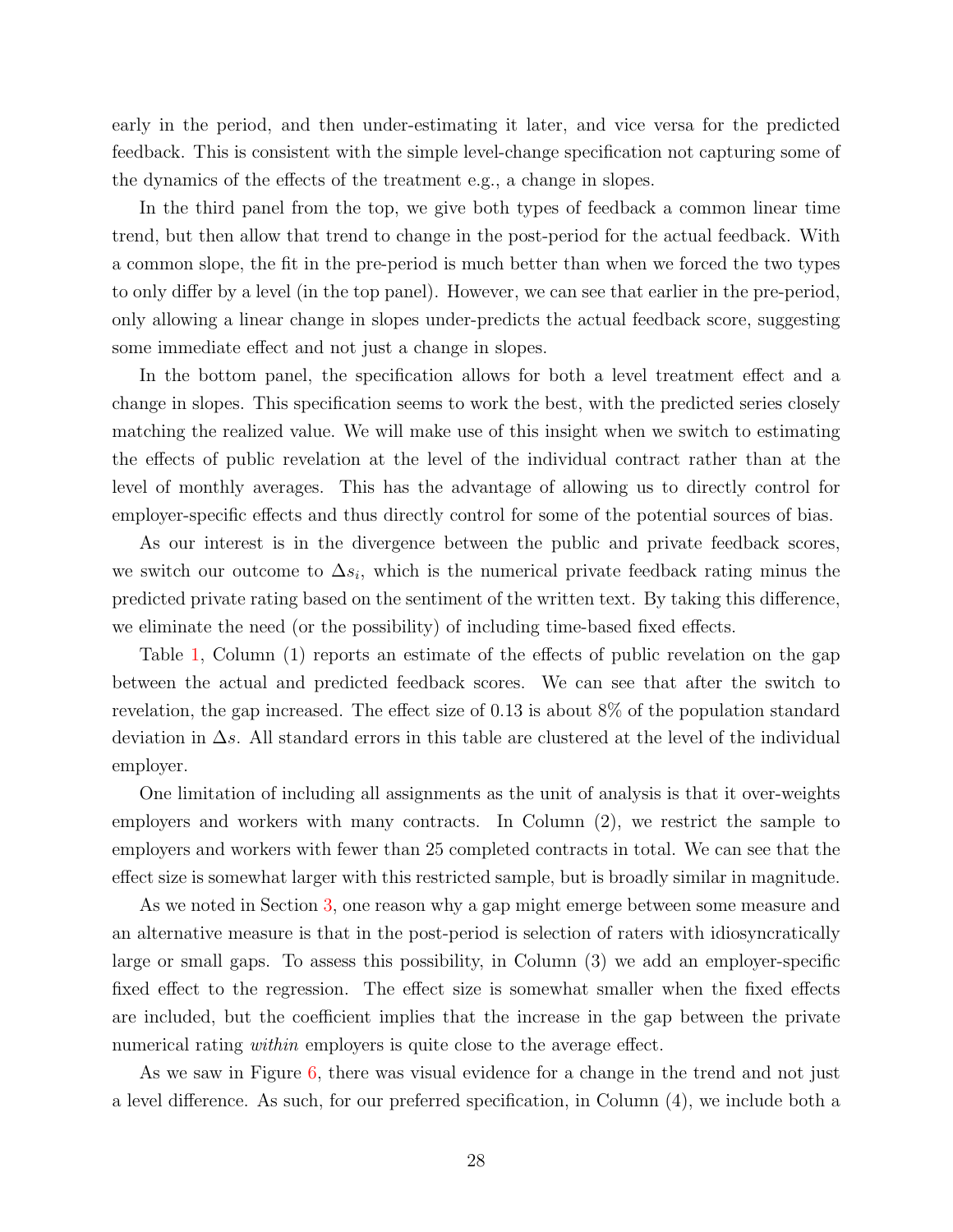early in the period, and then under-estimating it later, and vice versa for the predicted feedback. This is consistent with the simple level-change specification not capturing some of the dynamics of the effects of the treatment e.g., a change in slopes.

In the third panel from the top, we give both types of feedback a common linear time trend, but then allow that trend to change in the post-period for the actual feedback. With a common slope, the fit in the pre-period is much better than when we forced the two types to only differ by a level (in the top panel). However, we can see that earlier in the pre-period, only allowing a linear change in slopes under-predicts the actual feedback score, suggesting some immediate effect and not just a change in slopes.

In the bottom panel, the specification allows for both a level treatment effect and a change in slopes. This specification seems to work the best, with the predicted series closely matching the realized value. We will make use of this insight when we switch to estimating the effects of public revelation at the level of the individual contract rather than at the level of monthly averages. This has the advantage of allowing us to directly control for employer-specific effects and thus directly control for some of the potential sources of bias.

As our interest is in the divergence between the public and private feedback scores, we switch our outcome to $\Delta s_i$, which is the numerical private feedback rating minus the predicted private rating based on the sentiment of the written text. By taking this difference, we eliminate the need (or the possibility) of including time-based fixed effects.

Table 1, Column (1) reports an estimate of the effects of public revelation on the gap between the actual and predicted feedback scores. We can see that after the switch to revelation, the gap increased. The effect size of 0.13 is about 8% of the population standard deviation in $\Delta s$. All standard errors in this table are clustered at the level of the individual employer.

One limitation of including all assignments as the unit of analysis is that it over-weights employers and workers with many contracts. In Column (2), we restrict the sample to employers and workers with fewer than 25 completed contracts in total. We can see that the effect size is somewhat larger with this restricted sample, but is broadly similar in magnitude.

As we noted in Section 3, one reason why a gap might emerge between some measure and an alternative measure is that in the post-period is selection of raters with idiosyncratically large or small gaps. To assess this possibility, in Column (3) we add an employer-specific fixed effect to the regression. The effect size is somewhat smaller when the fixed effects are included, but the coefficient implies that the increase in the gap between the private numerical rating *within* employers is quite close to the average effect.

As we saw in Figure 6, there was visual evidence for a change in the trend and not just a level difference. As such, for our preferred specification, in Column (4), we include both a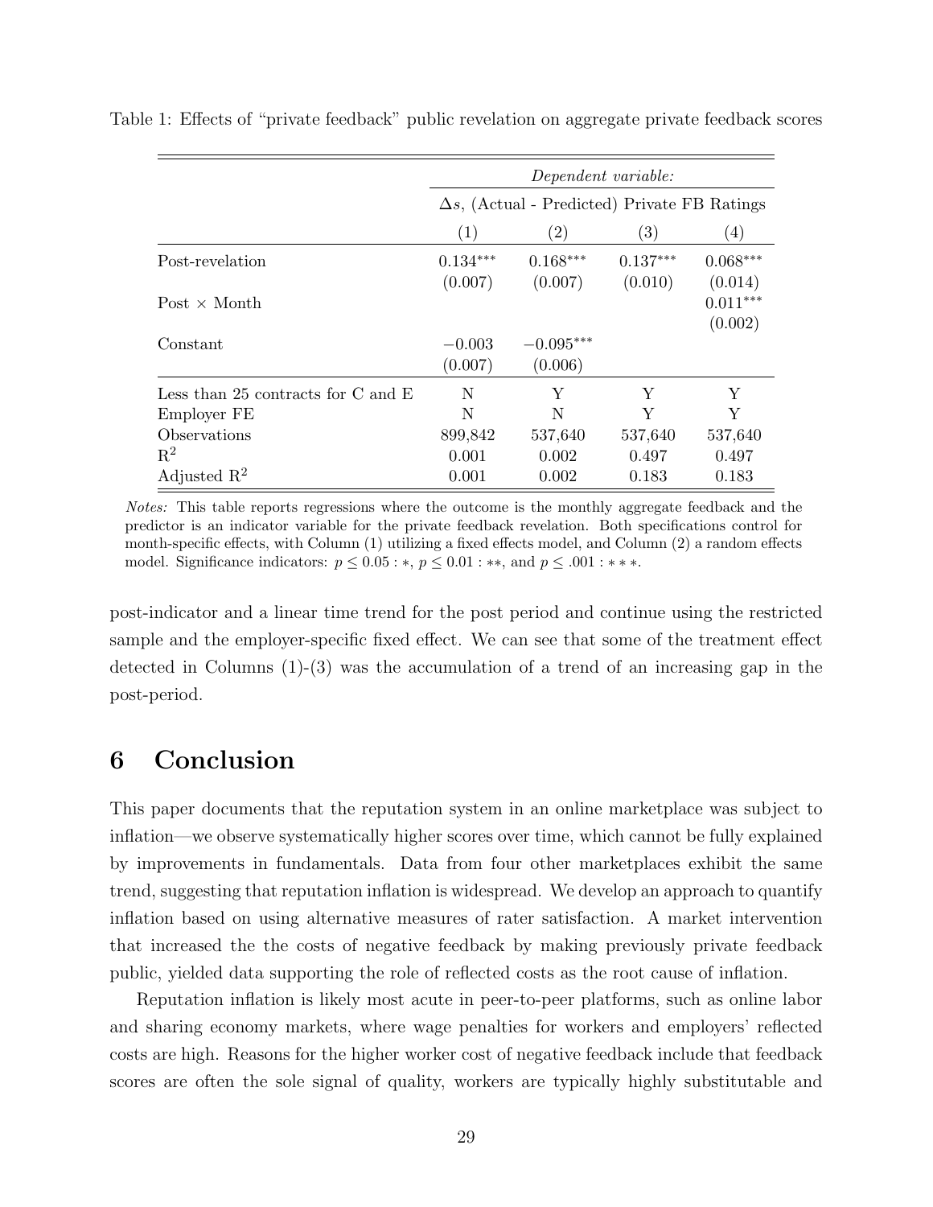Table 1: Effects of "private feedback" public revelation on aggregate private feedback scores

| | *Dependent variable:* | | | |
|---|---|---|---|---|
| | $\Delta s$, (Actual - Predicted) Private FB Ratings | | | |
| | (1) | (2) | (3) | (4) |
| Post-revelation | $0.134^{***}$ | $0.168^{***}$ | $0.137^{***}$ | $0.068^{***}$ |
| | (0.007) | (0.007) | (0.010) | (0.014) |
| Post × Month | | | | $0.011^{***}$ |
| | | | | (0.002) |
| Constant | −0.003 | $-0.095^{***}$ | | |
| | (0.007) | (0.006) | | |
| Less than 25 contracts for C and E | N | Y | Y | Y |
| Employer FE | N | N | Y | Y |
| Observations | 899,842 | 537,640 | 537,640 | 537,640 |
| $R^2$ | 0.001 | 0.002 | 0.497 | 0.497 |
| Adjusted $R^2$ | 0.001 | 0.002 | 0.183 | 0.183 |

*Notes:* This table reports regressions where the outcome is the monthly aggregate feedback and the predictor is an indicator variable for the private feedback revelation. Both specifications control for month-specific effects, with Column (1) utilizing a fixed effects model, and Column (2) a random effects model. Significance indicators: $p \leq 0.05 : *$, $p \leq 0.01 : **$, and $p \leq .001 : ***$.

post-indicator and a linear time trend for the post period and continue using the restricted sample and the employer-specific fixed effect. We can see that some of the treatment effect detected in Columns (1)-(3) was the accumulation of a trend of an increasing gap in the post-period.

# 6 Conclusion

This paper documents that the reputation system in an online marketplace was subject to inflation—we observe systematically higher scores over time, which cannot be fully explained by improvements in fundamentals. Data from four other marketplaces exhibit the same trend, suggesting that reputation inflation is widespread. We develop an approach to quantify inflation based on using alternative measures of rater satisfaction. A market intervention that increased the the costs of negative feedback by making previously private feedback public, yielded data supporting the role of reflected costs as the root cause of inflation.

Reputation inflation is likely most acute in peer-to-peer platforms, such as online labor and sharing economy markets, where wage penalties for workers and employers' reflected costs are high. Reasons for the higher worker cost of negative feedback include that feedback scores are often the sole signal of quality, workers are typically highly substitutable and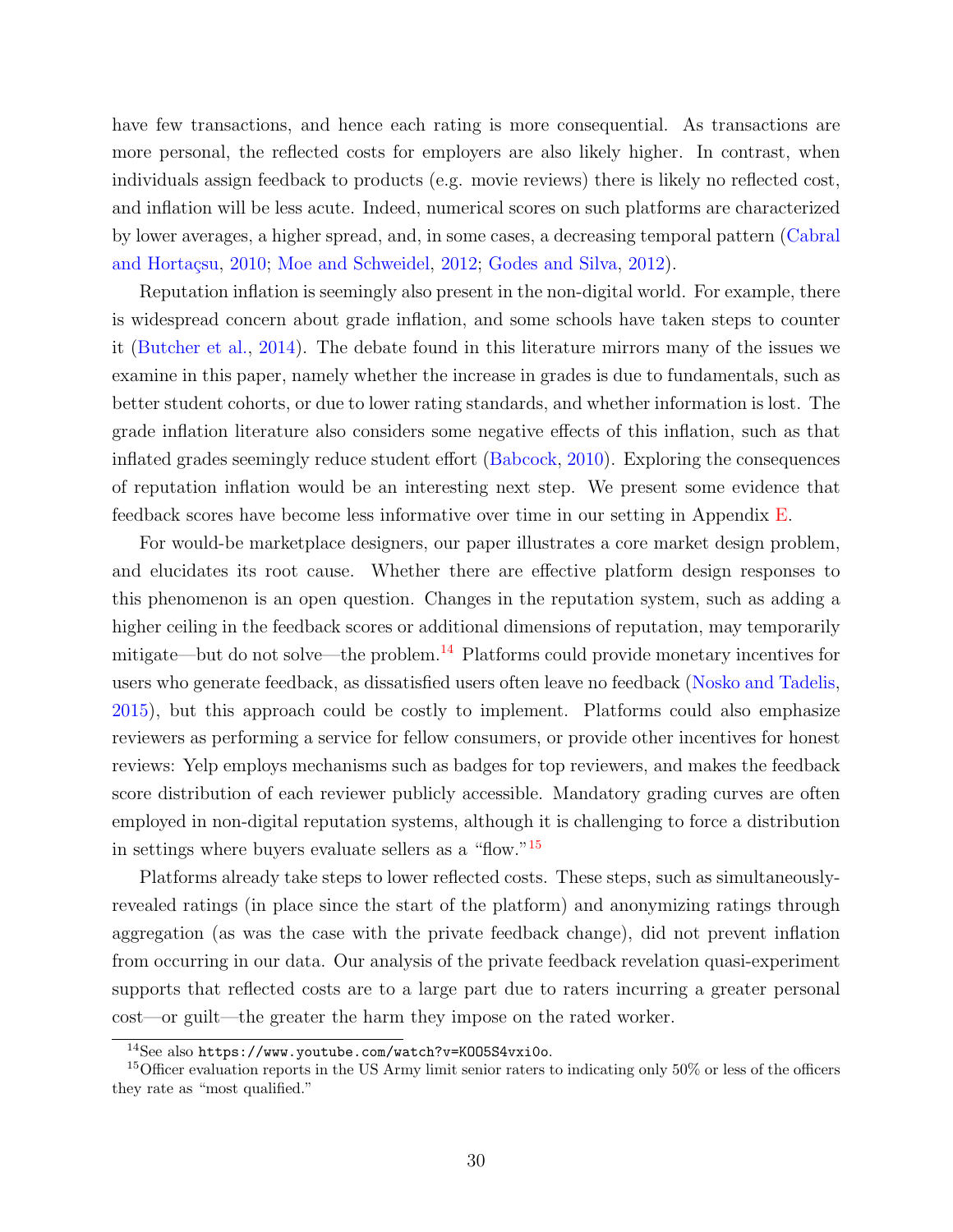have few transactions, and hence each rating is more consequential. As transactions are more personal, the reflected costs for employers are also likely higher. In contrast, when individuals assign feedback to products (e.g. movie reviews) there is likely no reflected cost, and inflation will be less acute. Indeed, numerical scores on such platforms are characterized by lower averages, a higher spread, and, in some cases, a decreasing temporal pattern (Cabral and Hortaçsu, 2010; Moe and Schweidel, 2012; Godes and Silva, 2012).

Reputation inflation is seemingly also present in the non-digital world. For example, there is widespread concern about grade inflation, and some schools have taken steps to counter it (Butcher et al., 2014). The debate found in this literature mirrors many of the issues we examine in this paper, namely whether the increase in grades is due to fundamentals, such as better student cohorts, or due to lower rating standards, and whether information is lost. The grade inflation literature also considers some negative effects of this inflation, such as that inflated grades seemingly reduce student effort (Babcock, 2010). Exploring the consequences of reputation inflation would be an interesting next step. We present some evidence that feedback scores have become less informative over time in our setting in Appendix E.

For would-be marketplace designers, our paper illustrates a core market design problem, and elucidates its root cause. Whether there are effective platform design responses to this phenomenon is an open question. Changes in the reputation system, such as adding a higher ceiling in the feedback scores or additional dimensions of reputation, may temporarily mitigate—but do not solve—the problem.[14] Platforms could provide monetary incentives for users who generate feedback, as dissatisfied users often leave no feedback (Nosko and Tadelis, 2015), but this approach could be costly to implement. Platforms could also emphasize reviewers as performing a service for fellow consumers, or provide other incentives for honest reviews: Yelp employs mechanisms such as badges for top reviewers, and makes the feedback score distribution of each reviewer publicly accessible. Mandatory grading curves are often employed in non-digital reputation systems, although it is challenging to force a distribution in settings where buyers evaluate sellers as a "flow."[15]

Platforms already take steps to lower reflected costs. These steps, such as simultaneously-revealed ratings (in place since the start of the platform) and anonymizing ratings through aggregation (as was the case with the private feedback change), did not prevent inflation from occurring in our data. Our analysis of the private feedback revelation quasi-experiment supports that reflected costs are to a large part due to raters incurring a greater personal cost—or guilt—the greater the harm they impose on the rated worker.

[14] See also `https://www.youtube.com/watch?v=KOO5S4vxi0o`.

[15] Officer evaluation reports in the US Army limit senior raters to indicating only 50% or less of the officers they rate as "most qualified."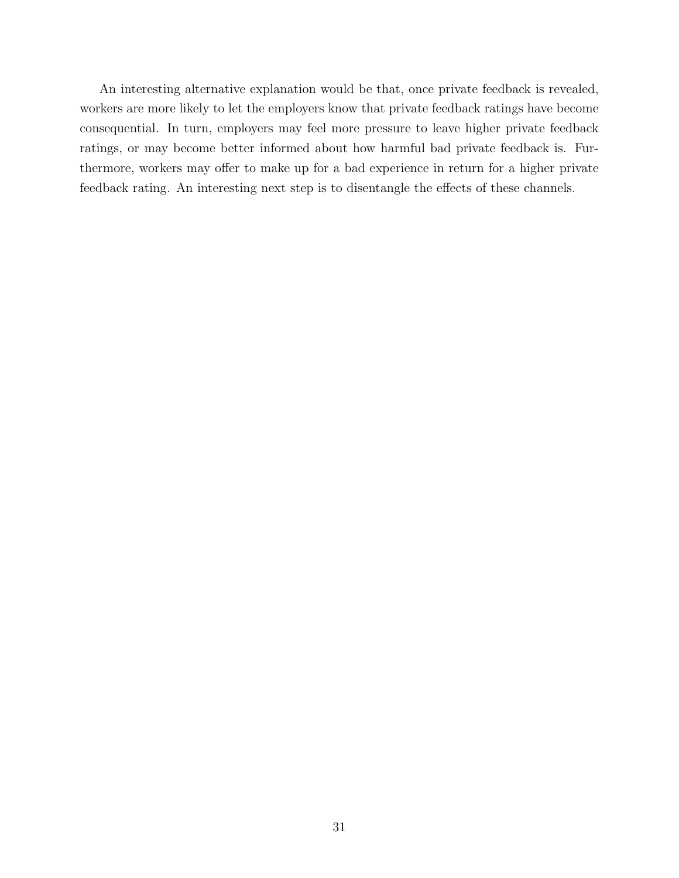An interesting alternative explanation would be that, once private feedback is revealed, workers are more likely to let the employers know that private feedback ratings have become consequential. In turn, employers may feel more pressure to leave higher private feedback ratings, or may become better informed about how harmful bad private feedback is. Furthermore, workers may offer to make up for a bad experience in return for a higher private feedback rating. An interesting next step is to disentangle the effects of these channels.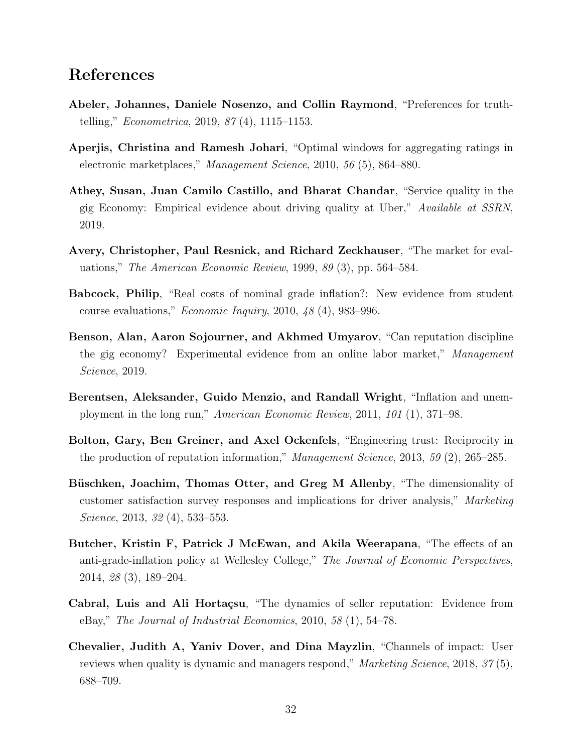## References

**Abeler, Johannes, Daniele Nosenzo, and Collin Raymond**, "Preferences for truth-telling," *Econometrica*, 2019, *87* (4), 1115–1153.

**Aperjis, Christina and Ramesh Johari**, "Optimal windows for aggregating ratings in electronic marketplaces," *Management Science*, 2010, *56* (5), 864–880.

**Athey, Susan, Juan Camilo Castillo, and Bharat Chandar**, "Service quality in the gig Economy: Empirical evidence about driving quality at Uber," *Available at SSRN*, 2019.

**Avery, Christopher, Paul Resnick, and Richard Zeckhauser**, "The market for evaluations," *The American Economic Review*, 1999, *89* (3), pp. 564–584.

**Babcock, Philip**, "Real costs of nominal grade inflation?: New evidence from student course evaluations," *Economic Inquiry*, 2010, *48* (4), 983–996.

**Benson, Alan, Aaron Sojourner, and Akhmed Umyarov**, "Can reputation discipline the gig economy? Experimental evidence from an online labor market," *Management Science*, 2019.

**Berentsen, Aleksander, Guido Menzio, and Randall Wright**, "Inflation and unemployment in the long run," *American Economic Review*, 2011, *101* (1), 371–98.

**Bolton, Gary, Ben Greiner, and Axel Ockenfels**, "Engineering trust: Reciprocity in the production of reputation information," *Management Science*, 2013, *59* (2), 265–285.

**Büschken, Joachim, Thomas Otter, and Greg M Allenby**, "The dimensionality of customer satisfaction survey responses and implications for driver analysis," *Marketing Science*, 2013, *32* (4), 533–553.

**Butcher, Kristin F, Patrick J McEwan, and Akila Weerapana**, "The effects of an anti-grade-inflation policy at Wellesley College," *The Journal of Economic Perspectives*, 2014, *28* (3), 189–204.

**Cabral, Luis and Ali Hortaçsu**, "The dynamics of seller reputation: Evidence from eBay," *The Journal of Industrial Economics*, 2010, *58* (1), 54–78.

**Chevalier, Judith A, Yaniv Dover, and Dina Mayzlin**, "Channels of impact: User reviews when quality is dynamic and managers respond," *Marketing Science*, 2018, *37* (5), 688–709.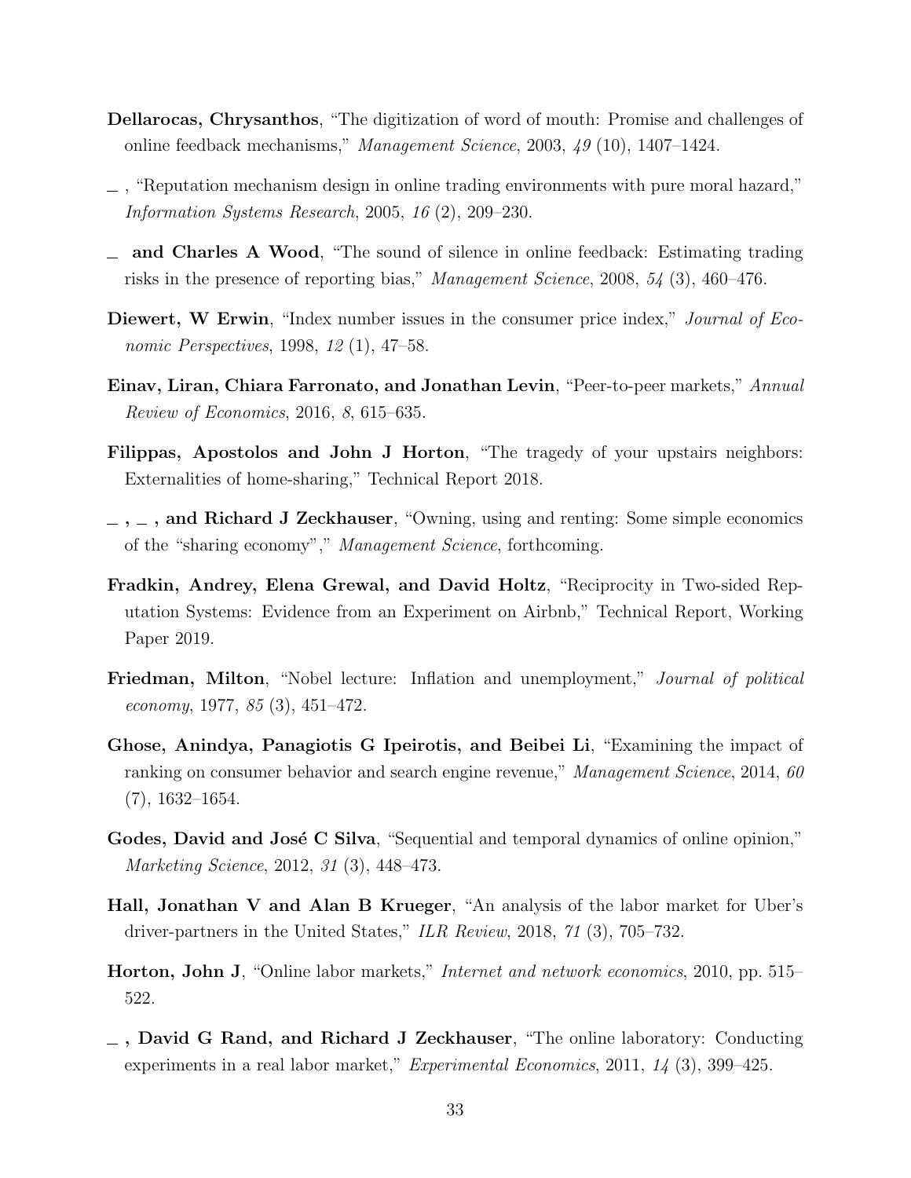**Dellarocas, Chrysanthos**, "The digitization of word of mouth: Promise and challenges of online feedback mechanisms," *Management Science*, 2003, *49* (10), 1407–1424.

_ , "Reputation mechanism design in online trading environments with pure moral hazard," *Information Systems Research*, 2005, *16* (2), 209–230.

_ **and Charles A Wood**, "The sound of silence in online feedback: Estimating trading risks in the presence of reporting bias," *Management Science*, 2008, *54* (3), 460–476.

**Diewert, W Erwin**, "Index number issues in the consumer price index," *Journal of Economic Perspectives*, 1998, *12* (1), 47–58.

**Einav, Liran, Chiara Farronato, and Jonathan Levin**, "Peer-to-peer markets," *Annual Review of Economics*, 2016, *8*, 615–635.

**Filippas, Apostolos and John J Horton**, "The tragedy of your upstairs neighbors: Externalities of home-sharing," Technical Report 2018.

_ , _ **, and Richard J Zeckhauser**, "Owning, using and renting: Some simple economics of the "sharing economy"," *Management Science*, forthcoming.

**Fradkin, Andrey, Elena Grewal, and David Holtz**, "Reciprocity in Two-sided Reputation Systems: Evidence from an Experiment on Airbnb," Technical Report, Working Paper 2019.

**Friedman, Milton**, "Nobel lecture: Inflation and unemployment," *Journal of political economy*, 1977, *85* (3), 451–472.

**Ghose, Anindya, Panagiotis G Ipeirotis, and Beibei Li**, "Examining the impact of ranking on consumer behavior and search engine revenue," *Management Science*, 2014, *60* (7), 1632–1654.

**Godes, David and José C Silva**, "Sequential and temporal dynamics of online opinion," *Marketing Science*, 2012, *31* (3), 448–473.

**Hall, Jonathan V and Alan B Krueger**, "An analysis of the labor market for Uber's driver-partners in the United States," *ILR Review*, 2018, *71* (3), 705–732.

**Horton, John J**, "Online labor markets," *Internet and network economics*, 2010, pp. 515–522.

_ **, David G Rand, and Richard J Zeckhauser**, "The online laboratory: Conducting experiments in a real labor market," *Experimental Economics*, 2011, *14* (3), 399–425.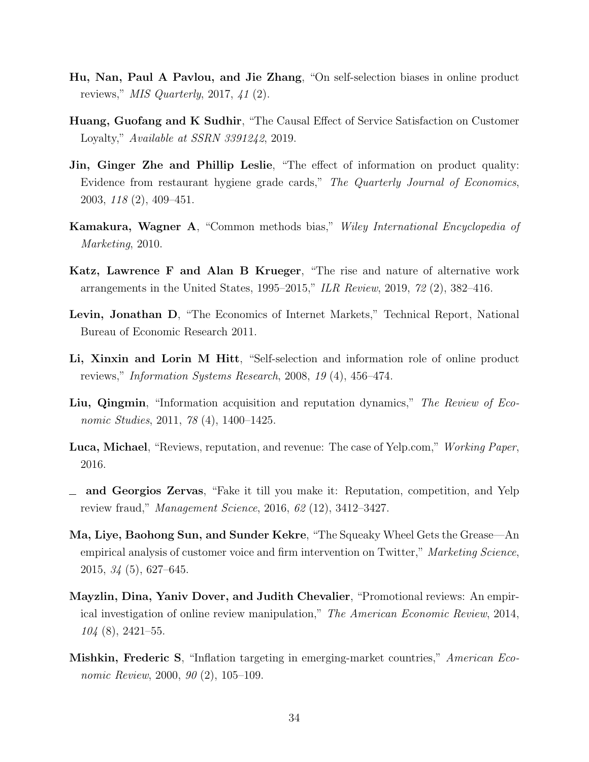**Hu, Nan, Paul A Pavlou, and Jie Zhang**, "On self-selection biases in online product reviews," *MIS Quarterly*, 2017, *41* (2).

**Huang, Guofang and K Sudhir**, "The Causal Effect of Service Satisfaction on Customer Loyalty," *Available at SSRN 3391242*, 2019.

**Jin, Ginger Zhe and Phillip Leslie**, "The effect of information on product quality: Evidence from restaurant hygiene grade cards," *The Quarterly Journal of Economics*, 2003, *118* (2), 409–451.

**Kamakura, Wagner A**, "Common methods bias," *Wiley International Encyclopedia of Marketing*, 2010.

**Katz, Lawrence F and Alan B Krueger**, "The rise and nature of alternative work arrangements in the United States, 1995–2015," *ILR Review*, 2019, *72* (2), 382–416.

**Levin, Jonathan D**, "The Economics of Internet Markets," Technical Report, National Bureau of Economic Research 2011.

**Li, Xinxin and Lorin M Hitt**, "Self-selection and information role of online product reviews," *Information Systems Research*, 2008, *19* (4), 456–474.

**Liu, Qingmin**, "Information acquisition and reputation dynamics," *The Review of Economic Studies*, 2011, *78* (4), 1400–1425.

**Luca, Michael**, "Reviews, reputation, and revenue: The case of Yelp.com," *Working Paper*, 2016.

_ **and Georgios Zervas**, "Fake it till you make it: Reputation, competition, and Yelp review fraud," *Management Science*, 2016, *62* (12), 3412–3427.

**Ma, Liye, Baohong Sun, and Sunder Kekre**, "The Squeaky Wheel Gets the Grease—An empirical analysis of customer voice and firm intervention on Twitter," *Marketing Science*, 2015, *34* (5), 627–645.

**Mayzlin, Dina, Yaniv Dover, and Judith Chevalier**, "Promotional reviews: An empirical investigation of online review manipulation," *The American Economic Review*, 2014, *104* (8), 2421–55.

**Mishkin, Frederic S**, "Inflation targeting in emerging-market countries," *American Economic Review*, 2000, *90* (2), 105–109.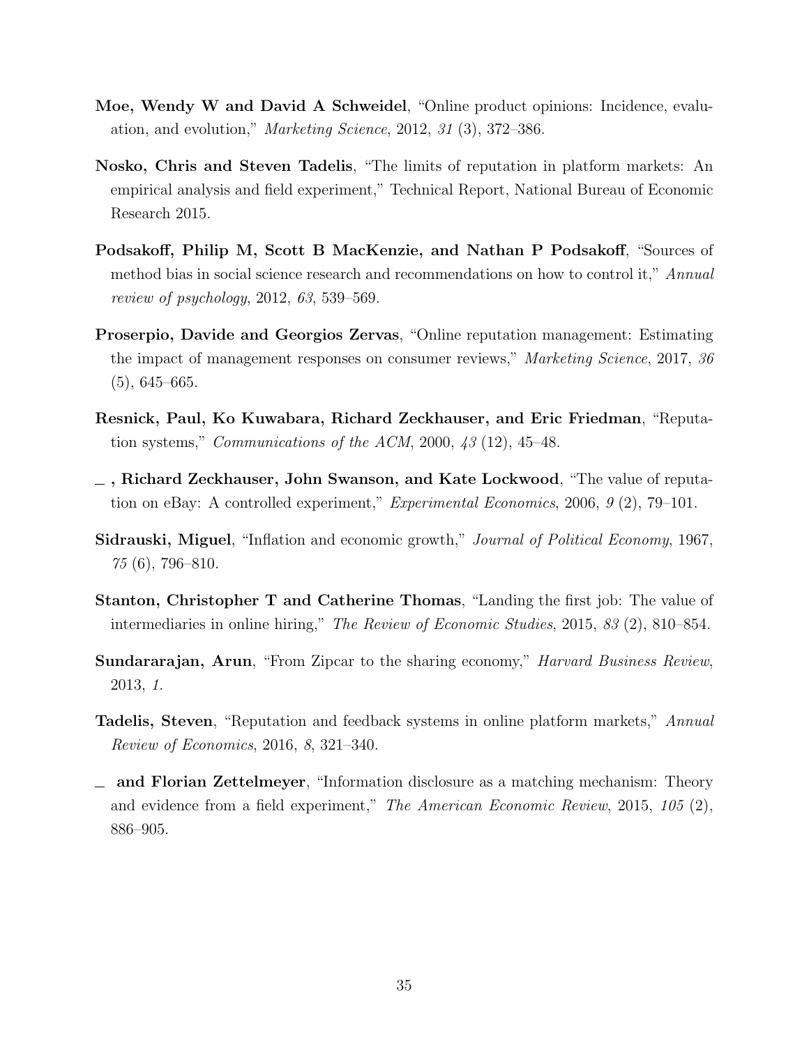**Moe, Wendy W and David A Schweidel**, "Online product opinions: Incidence, evaluation, and evolution," *Marketing Science*, 2012, *31* (3), 372–386.

**Nosko, Chris and Steven Tadelis**, "The limits of reputation in platform markets: An empirical analysis and field experiment," Technical Report, National Bureau of Economic Research 2015.

**Podsakoff, Philip M, Scott B MacKenzie, and Nathan P Podsakoff**, "Sources of method bias in social science research and recommendations on how to control it," *Annual review of psychology*, 2012, *63*, 539–569.

**Proserpio, Davide and Georgios Zervas**, "Online reputation management: Estimating the impact of management responses on consumer reviews," *Marketing Science*, 2017, *36* (5), 645–665.

**Resnick, Paul, Ko Kuwabara, Richard Zeckhauser, and Eric Friedman**, "Reputation systems," *Communications of the ACM*, 2000, *43* (12), 45–48.

**_ , Richard Zeckhauser, John Swanson, and Kate Lockwood**, "The value of reputation on eBay: A controlled experiment," *Experimental Economics*, 2006, *9* (2), 79–101.

**Sidrauski, Miguel**, "Inflation and economic growth," *Journal of Political Economy*, 1967, *75* (6), 796–810.

**Stanton, Christopher T and Catherine Thomas**, "Landing the first job: The value of intermediaries in online hiring," *The Review of Economic Studies*, 2015, *83* (2), 810–854.

**Sundararajan, Arun**, "From Zipcar to the sharing economy," *Harvard Business Review*, 2013, *1*.

**Tadelis, Steven**, "Reputation and feedback systems in online platform markets," *Annual Review of Economics*, 2016, *8*, 321–340.

**_ and Florian Zettelmeyer**, "Information disclosure as a matching mechanism: Theory and evidence from a field experiment," *The American Economic Review*, 2015, *105* (2), 886–905.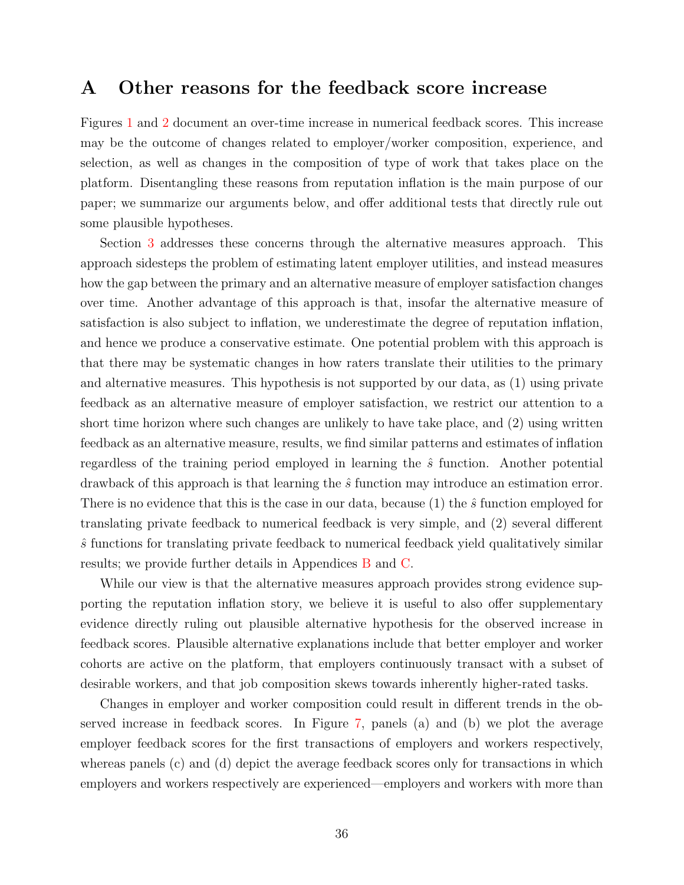# A Other reasons for the feedback score increase

Figures 1 and 2 document an over-time increase in numerical feedback scores. This increase may be the outcome of changes related to employer/worker composition, experience, and selection, as well as changes in the composition of type of work that takes place on the platform. Disentangling these reasons from reputation inflation is the main purpose of our paper; we summarize our arguments below, and offer additional tests that directly rule out some plausible hypotheses.

Section 3 addresses these concerns through the alternative measures approach. This approach sidesteps the problem of estimating latent employer utilities, and instead measures how the gap between the primary and an alternative measure of employer satisfaction changes over time. Another advantage of this approach is that, insofar the alternative measure of satisfaction is also subject to inflation, we underestimate the degree of reputation inflation, and hence we produce a conservative estimate. One potential problem with this approach is that there may be systematic changes in how raters translate their utilities to the primary and alternative measures. This hypothesis is not supported by our data, as (1) using private feedback as an alternative measure of employer satisfaction, we restrict our attention to a short time horizon where such changes are unlikely to have take place, and (2) using written feedback as an alternative measure, results, we find similar patterns and estimates of inflation regardless of the training period employed in learning the $\hat{s}$ function. Another potential drawback of this approach is that learning the $\hat{s}$ function may introduce an estimation error. There is no evidence that this is the case in our data, because (1) the $\hat{s}$ function employed for translating private feedback to numerical feedback is very simple, and (2) several different $\hat{s}$ functions for translating private feedback to numerical feedback yield qualitatively similar results; we provide further details in Appendices B and C.

While our view is that the alternative measures approach provides strong evidence supporting the reputation inflation story, we believe it is useful to also offer supplementary evidence directly ruling out plausible alternative hypothesis for the observed increase in feedback scores. Plausible alternative explanations include that better employer and worker cohorts are active on the platform, that employers continuously transact with a subset of desirable workers, and that job composition skews towards inherently higher-rated tasks.

Changes in employer and worker composition could result in different trends in the observed increase in feedback scores. In Figure 7, panels (a) and (b) we plot the average employer feedback scores for the first transactions of employers and workers respectively, whereas panels (c) and (d) depict the average feedback scores only for transactions in which employers and workers respectively are experienced—employers and workers with more than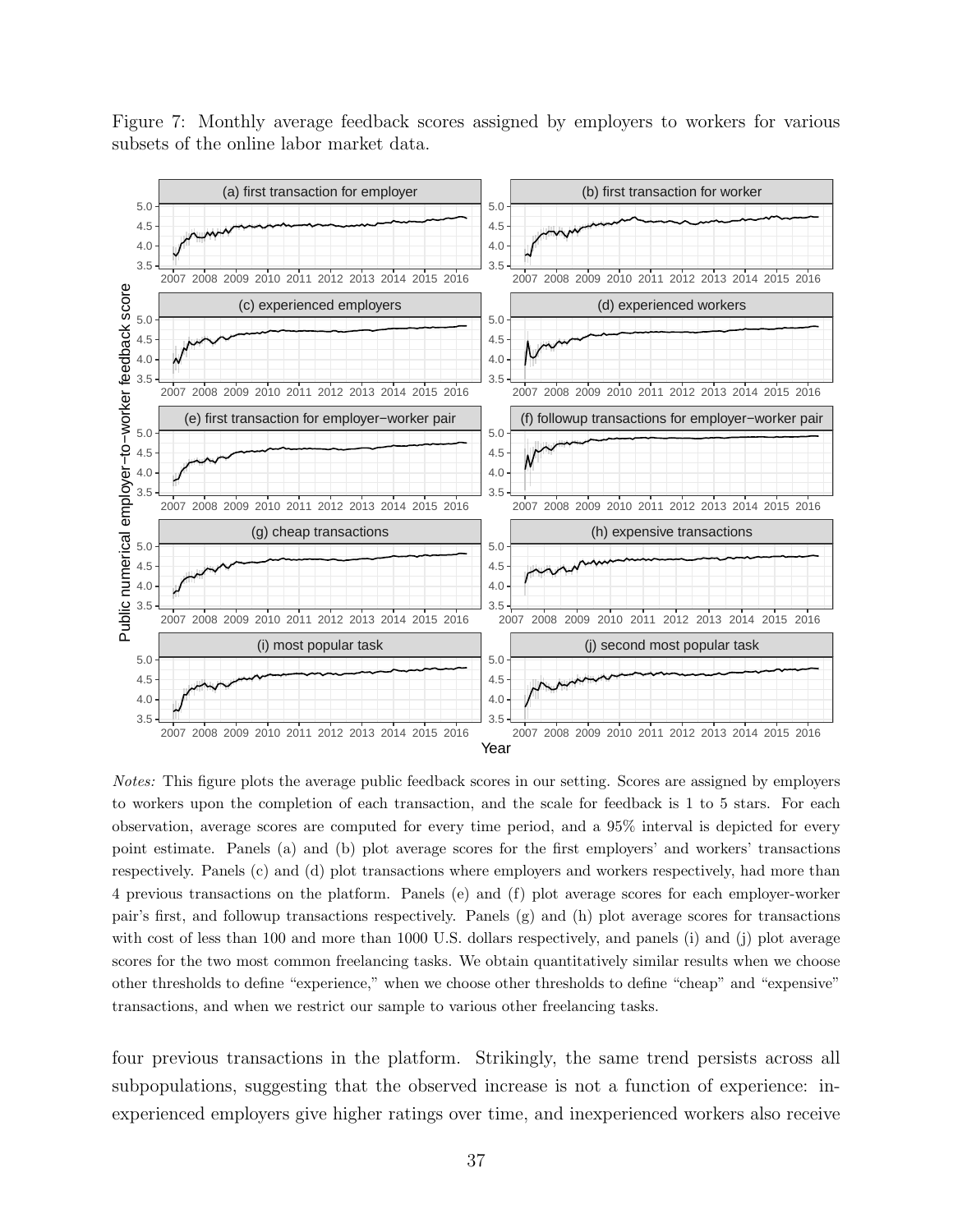Figure 7: Monthly average feedback scores assigned by employers to workers for various subsets of the online labor market data.

*Notes:* This figure plots the average public feedback scores in our setting. Scores are assigned by employers to workers upon the completion of each transaction, and the scale for feedback is 1 to 5 stars. For each observation, average scores are computed for every time period, and a 95% interval is depicted for every point estimate. Panels (a) and (b) plot average scores for the first employers' and workers' transactions respectively. Panels (c) and (d) plot transactions where employers and workers respectively, had more than 4 previous transactions on the platform. Panels (e) and (f) plot average scores for each employer-worker pair's first, and followup transactions respectively. Panels (g) and (h) plot average scores for transactions with cost of less than 100 and more than 1000 U.S. dollars respectively, and panels (i) and (j) plot average scores for the two most common freelancing tasks. We obtain quantitatively similar results when we choose other thresholds to define "experience," when we choose other thresholds to define "cheap" and "expensive" transactions, and when we restrict our sample to various other freelancing tasks.

four previous transactions in the platform. Strikingly, the same trend persists across all subpopulations, suggesting that the observed increase is not a function of experience: inexperienced employers give higher ratings over time, and inexperienced workers also receive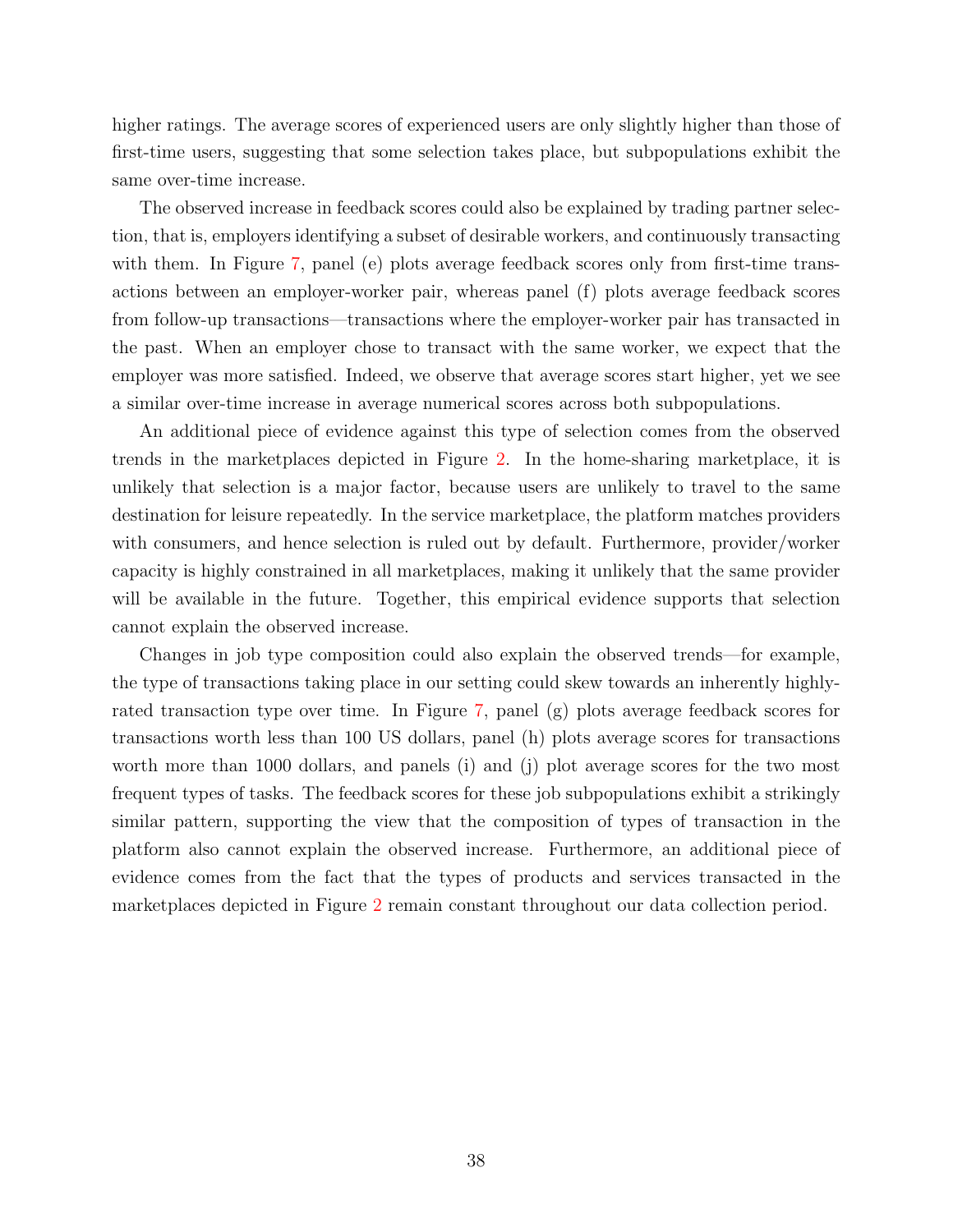higher ratings. The average scores of experienced users are only slightly higher than those of first-time users, suggesting that some selection takes place, but subpopulations exhibit the same over-time increase.

The observed increase in feedback scores could also be explained by trading partner selection, that is, employers identifying a subset of desirable workers, and continuously transacting with them. In Figure 7, panel (e) plots average feedback scores only from first-time transactions between an employer-worker pair, whereas panel (f) plots average feedback scores from follow-up transactions—transactions where the employer-worker pair has transacted in the past. When an employer chose to transact with the same worker, we expect that the employer was more satisfied. Indeed, we observe that average scores start higher, yet we see a similar over-time increase in average numerical scores across both subpopulations.

An additional piece of evidence against this type of selection comes from the observed trends in the marketplaces depicted in Figure 2. In the home-sharing marketplace, it is unlikely that selection is a major factor, because users are unlikely to travel to the same destination for leisure repeatedly. In the service marketplace, the platform matches providers with consumers, and hence selection is ruled out by default. Furthermore, provider/worker capacity is highly constrained in all marketplaces, making it unlikely that the same provider will be available in the future. Together, this empirical evidence supports that selection cannot explain the observed increase.

Changes in job type composition could also explain the observed trends—for example, the type of transactions taking place in our setting could skew towards an inherently highly-rated transaction type over time. In Figure 7, panel (g) plots average feedback scores for transactions worth less than 100 US dollars, panel (h) plots average scores for transactions worth more than 1000 dollars, and panels (i) and (j) plot average scores for the two most frequent types of tasks. The feedback scores for these job subpopulations exhibit a strikingly similar pattern, supporting the view that the composition of types of transaction in the platform also cannot explain the observed increase. Furthermore, an additional piece of evidence comes from the fact that the types of products and services transacted in the marketplaces depicted in Figure 2 remain constant throughout our data collection period.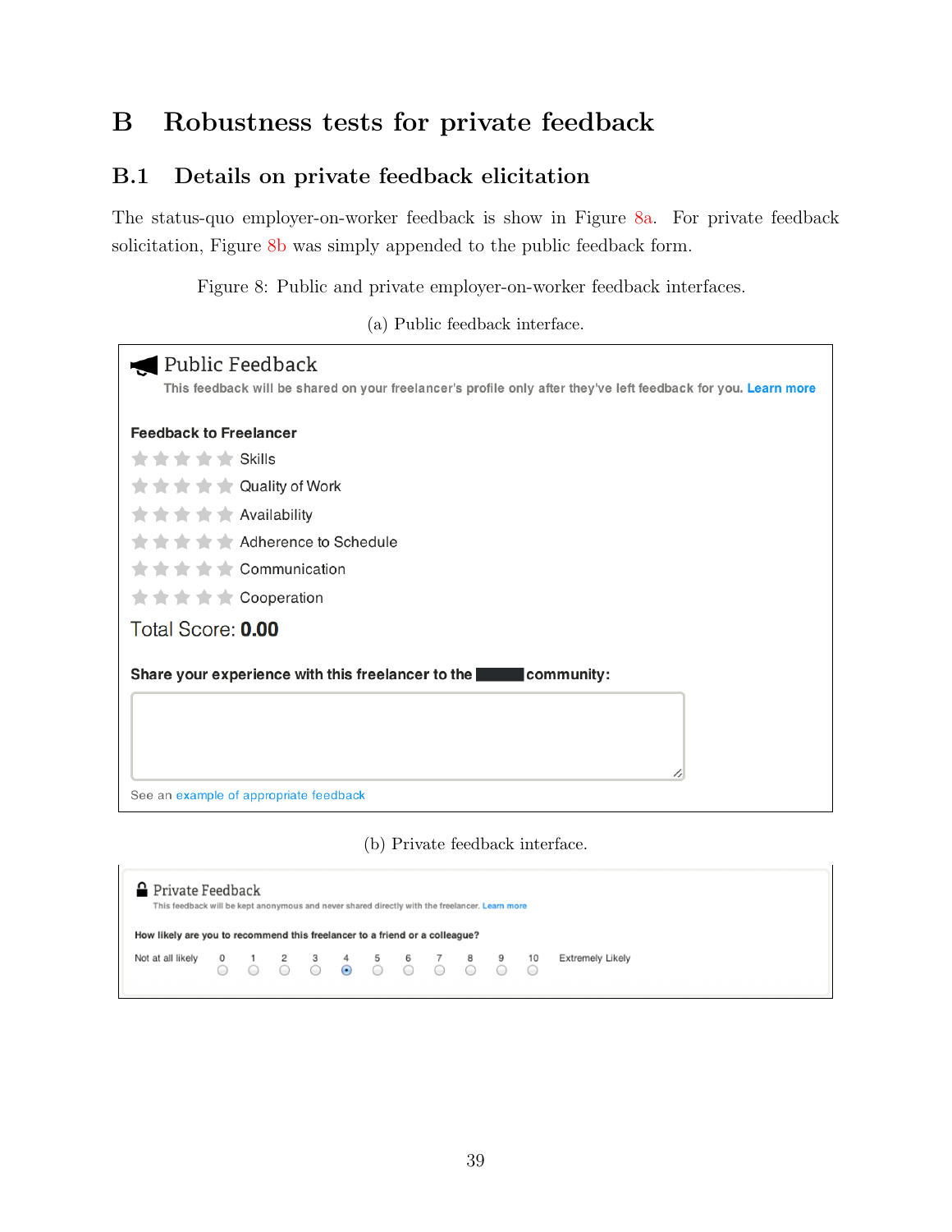# B Robustness tests for private feedback

## B.1 Details on private feedback elicitation

The status-quo employer-on-worker feedback is show in Figure 8a. For private feedback solicitation, Figure 8b was simply appended to the public feedback form.

Figure 8: Public and private employer-on-worker feedback interfaces.

(a) Public feedback interface.

Public Feedback

This feedback will be shared on your freelancer's profile only after they've left feedback for you. Learn more

**Feedback to Freelancer**

- Skills
- Quality of Work
- Availability
- Adherence to Schedule
- Communication
- Cooperation

Total Score: **0.00**

**Share your experience with this freelancer to the ████ community:**

See an example of appropriate feedback

(b) Private feedback interface.

Private Feedback

This feedback will be kept anonymous and never shared directly with the freelancer. Learn more

**How likely are you to recommend this freelancer to a friend or a colleague?**

Not at all likely 0 1 2 3 4 5 6 7 8 9 10 Extremely Likely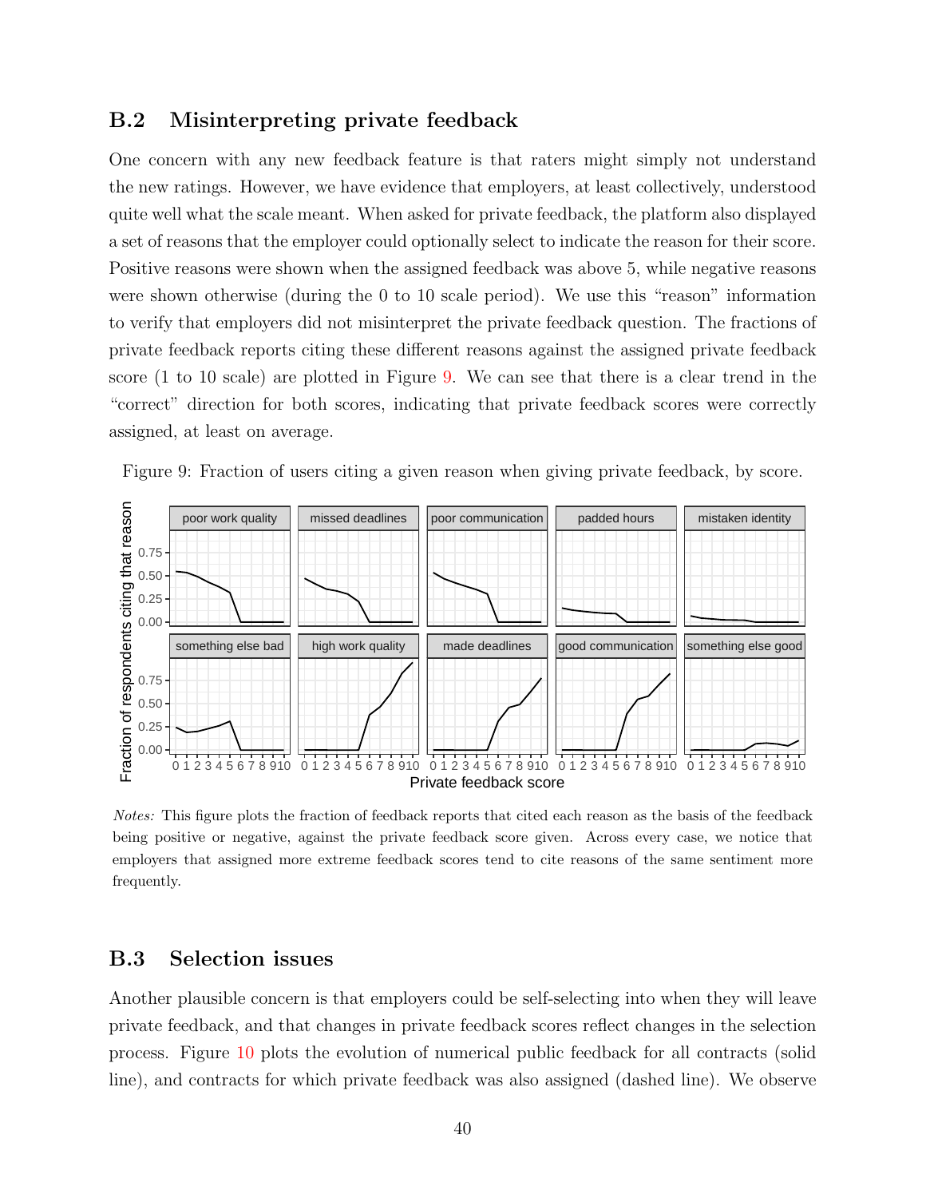## B.2 Misinterpreting private feedback

One concern with any new feedback feature is that raters might simply not understand the new ratings. However, we have evidence that employers, at least collectively, understood quite well what the scale meant. When asked for private feedback, the platform also displayed a set of reasons that the employer could optionally select to indicate the reason for their score. Positive reasons were shown when the assigned feedback was above 5, while negative reasons were shown otherwise (during the 0 to 10 scale period). We use this "reason" information to verify that employers did not misinterpret the private feedback question. The fractions of private feedback reports citing these different reasons against the assigned private feedback score (1 to 10 scale) are plotted in Figure 9. We can see that there is a clear trend in the "correct" direction for both scores, indicating that private feedback scores were correctly assigned, at least on average.

Figure 9: Fraction of users citing a given reason when giving private feedback, by score.

*Notes:* This figure plots the fraction of feedback reports that cited each reason as the basis of the feedback being positive or negative, against the private feedback score given. Across every case, we notice that employers that assigned more extreme feedback scores tend to cite reasons of the same sentiment more frequently.

## B.3 Selection issues

Another plausible concern is that employers could be self-selecting into when they will leave private feedback, and that changes in private feedback scores reflect changes in the selection process. Figure 10 plots the evolution of numerical public feedback for all contracts (solid line), and contracts for which private feedback was also assigned (dashed line). We observe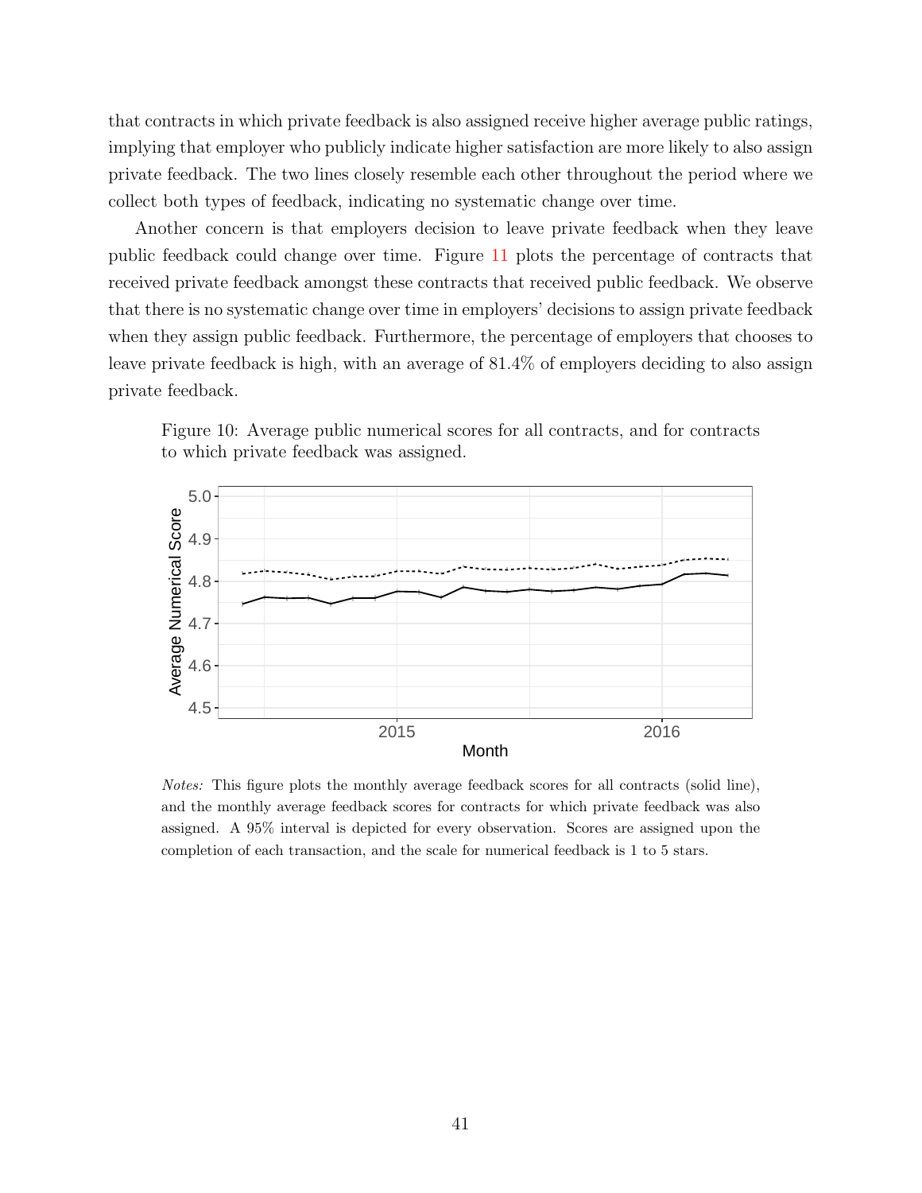that contracts in which private feedback is also assigned receive higher average public ratings, implying that employer who publicly indicate higher satisfaction are more likely to also assign private feedback. The two lines closely resemble each other throughout the period where we collect both types of feedback, indicating no systematic change over time.

Another concern is that employers decision to leave private feedback when they leave public feedback could change over time. Figure 11 plots the percentage of contracts that received private feedback amongst these contracts that received public feedback. We observe that there is no systematic change over time in employers' decisions to assign private feedback when they assign public feedback. Furthermore, the percentage of employers that chooses to leave private feedback is high, with an average of 81.4% of employers deciding to also assign private feedback.

Figure 10: Average public numerical scores for all contracts, and for contracts to which private feedback was assigned.

*Notes:* This figure plots the monthly average feedback scores for all contracts (solid line), and the monthly average feedback scores for contracts for which private feedback was also assigned. A 95% interval is depicted for every observation. Scores are assigned upon the completion of each transaction, and the scale for numerical feedback is 1 to 5 stars.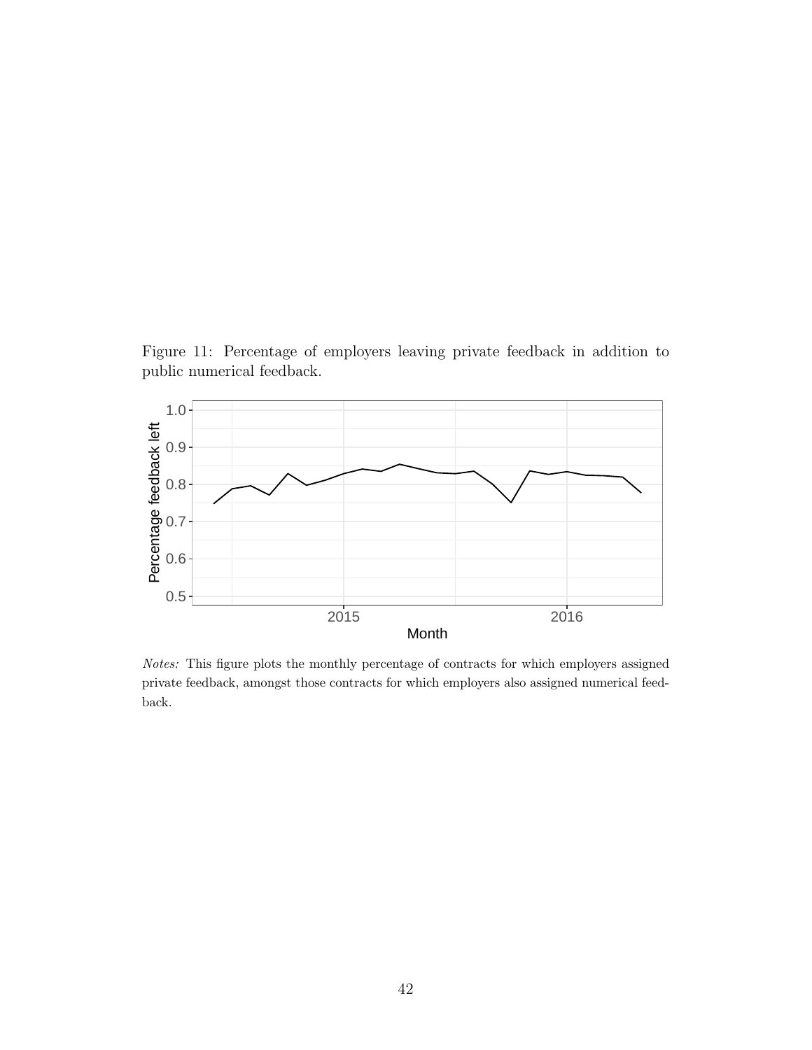Figure 11: Percentage of employers leaving private feedback in addition to public numerical feedback.

*Notes:* This figure plots the monthly percentage of contracts for which employers assigned private feedback, amongst those contracts for which employers also assigned numerical feedback.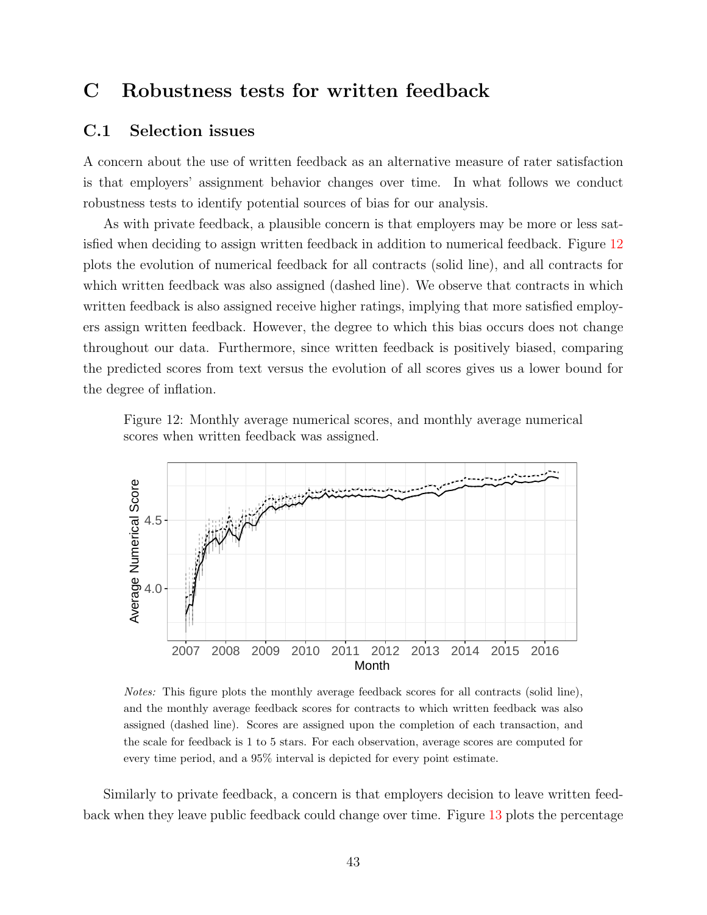# C Robustness tests for written feedback

## C.1 Selection issues

A concern about the use of written feedback as an alternative measure of rater satisfaction is that employers' assignment behavior changes over time. In what follows we conduct robustness tests to identify potential sources of bias for our analysis.

As with private feedback, a plausible concern is that employers may be more or less satisfied when deciding to assign written feedback in addition to numerical feedback. Figure 12 plots the evolution of numerical feedback for all contracts (solid line), and all contracts for which written feedback was also assigned (dashed line). We observe that contracts in which written feedback is also assigned receive higher ratings, implying that more satisfied employers assign written feedback. However, the degree to which this bias occurs does not change throughout our data. Furthermore, since written feedback is positively biased, comparing the predicted scores from text versus the evolution of all scores gives us a lower bound for the degree of inflation.

Figure 12: Monthly average numerical scores, and monthly average numerical scores when written feedback was assigned.

*Notes:* This figure plots the monthly average feedback scores for all contracts (solid line), and the monthly average feedback scores for contracts to which written feedback was also assigned (dashed line). Scores are assigned upon the completion of each transaction, and the scale for feedback is 1 to 5 stars. For each observation, average scores are computed for every time period, and a 95% interval is depicted for every point estimate.

Similarly to private feedback, a concern is that employers decision to leave written feedback when they leave public feedback could change over time. Figure 13 plots the percentage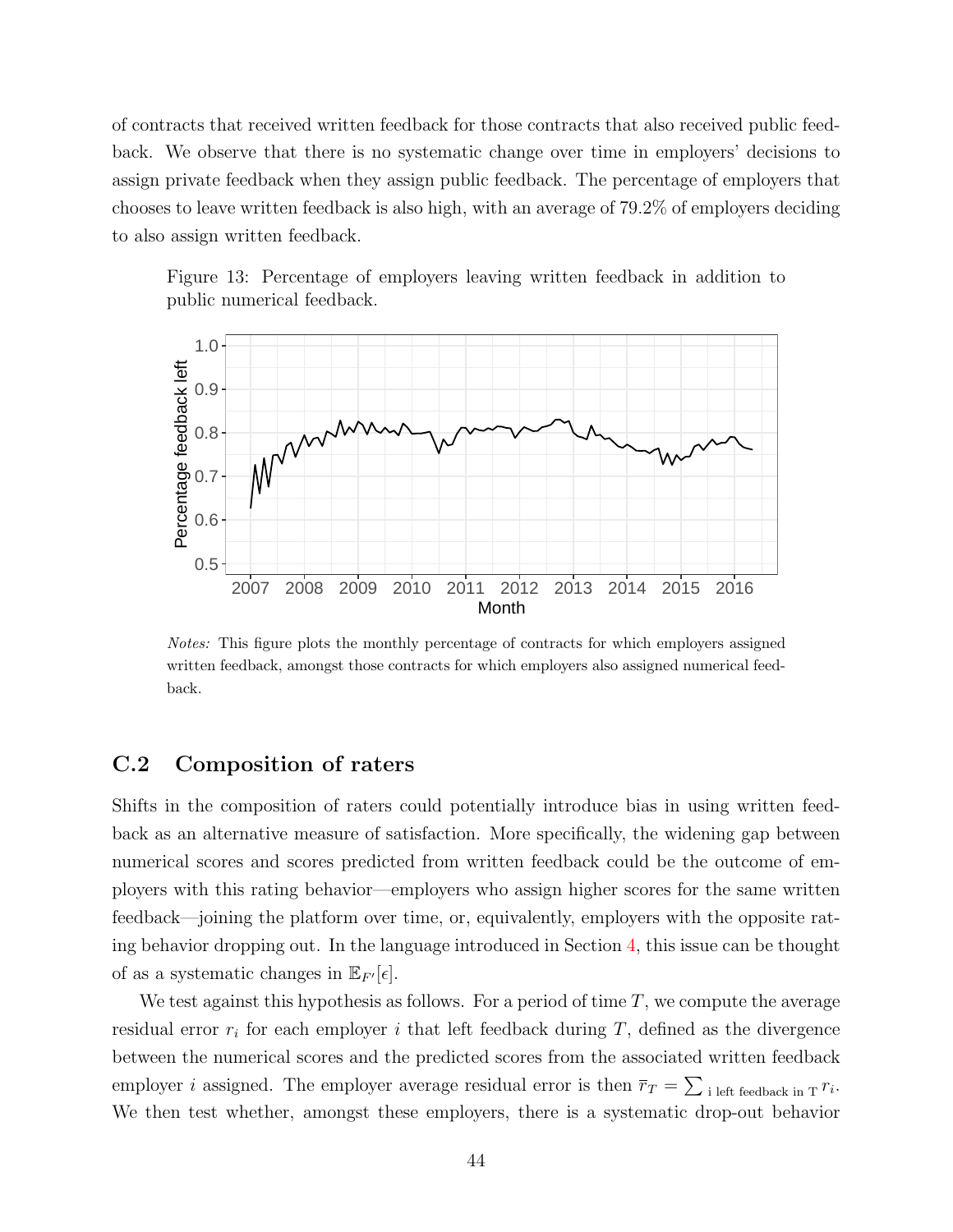of contracts that received written feedback for those contracts that also received public feedback. We observe that there is no systematic change over time in employers' decisions to assign private feedback when they assign public feedback. The percentage of employers that chooses to leave written feedback is also high, with an average of 79.2% of employers deciding to also assign written feedback.

Figure 13: Percentage of employers leaving written feedback in addition to public numerical feedback.

*Notes:* This figure plots the monthly percentage of contracts for which employers assigned written feedback, amongst those contracts for which employers also assigned numerical feedback.

## C.2 Composition of raters

Shifts in the composition of raters could potentially introduce bias in using written feedback as an alternative measure of satisfaction. More specifically, the widening gap between numerical scores and scores predicted from written feedback could be the outcome of employers with this rating behavior—employers who assign higher scores for the same written feedback—joining the platform over time, or, equivalently, employers with the opposite rating behavior dropping out. In the language introduced in Section 4, this issue can be thought of as a systematic changes in $\mathbb{E}_{F'}[\epsilon]$.

We test against this hypothesis as follows. For a period of time $T$, we compute the average residual error $r_i$ for each employer $i$ that left feedback during $T$, defined as the divergence between the numerical scores and the predicted scores from the associated written feedback employer $i$ assigned. The employer average residual error is then $\bar{r}_T = \sum_{\text{i left feedback in T}} r_i$. We then test whether, amongst these employers, there is a systematic drop-out behavior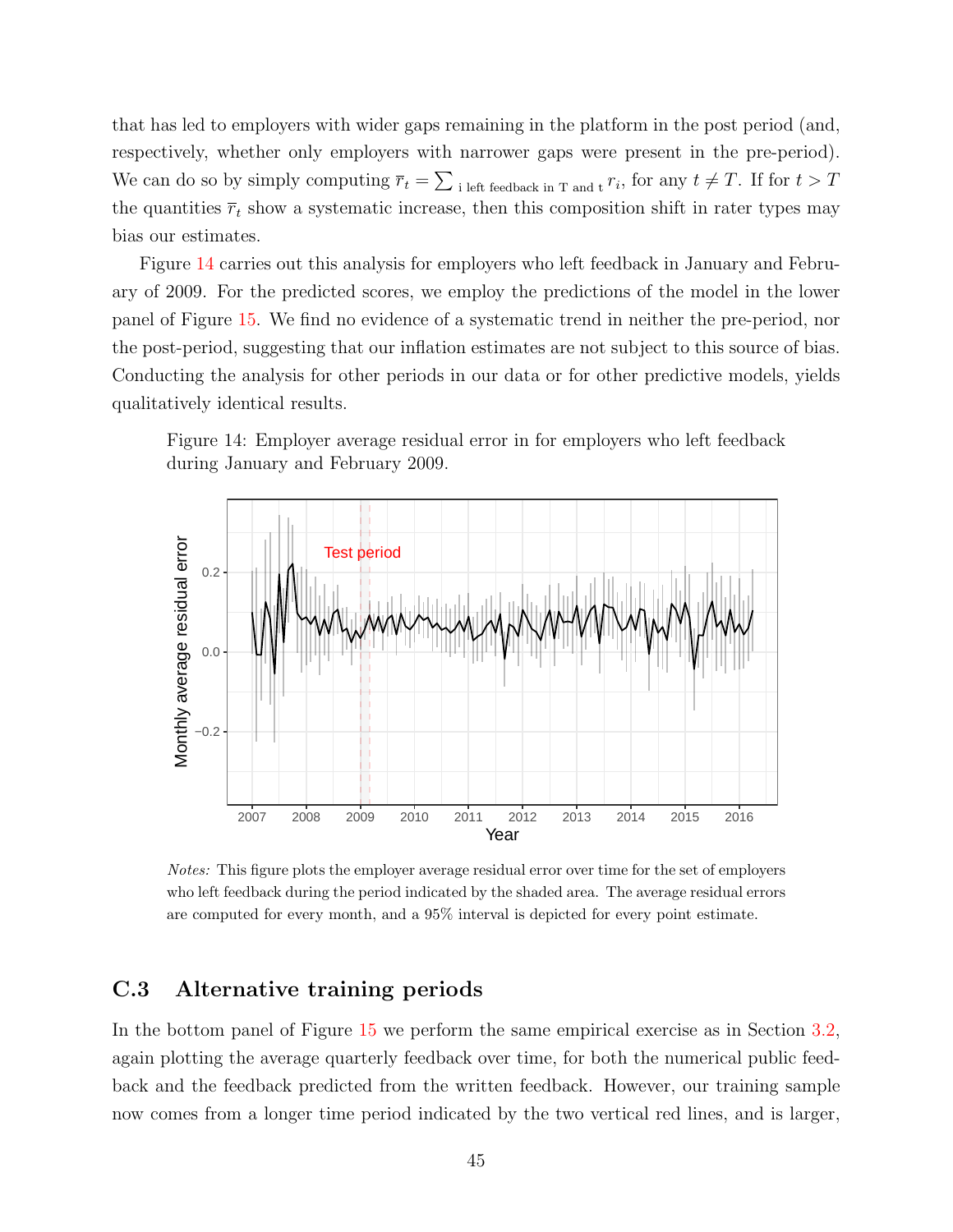that has led to employers with wider gaps remaining in the platform in the post period (and, respectively, whether only employers with narrower gaps were present in the pre-period). We can do so by simply computing $\overline{r}_t = \sum_{\text{i left feedback in T and t}} r_i$, for any $t \neq T$. If for $t > T$ the quantities $\overline{r}_t$ show a systematic increase, then this composition shift in rater types may bias our estimates.

Figure 14 carries out this analysis for employers who left feedback in January and February of 2009. For the predicted scores, we employ the predictions of the model in the lower panel of Figure 15. We find no evidence of a systematic trend in neither the pre-period, nor the post-period, suggesting that our inflation estimates are not subject to this source of bias. Conducting the analysis for other periods in our data or for other predictive models, yields qualitatively identical results.

Figure 14: Employer average residual error in for employers who left feedback during January and February 2009.

*Notes:* This figure plots the employer average residual error over time for the set of employers who left feedback during the period indicated by the shaded area. The average residual errors are computed for every month, and a 95% interval is depicted for every point estimate.

## C.3 Alternative training periods

In the bottom panel of Figure 15 we perform the same empirical exercise as in Section 3.2, again plotting the average quarterly feedback over time, for both the numerical public feedback and the feedback predicted from the written feedback. However, our training sample now comes from a longer time period indicated by the two vertical red lines, and is larger,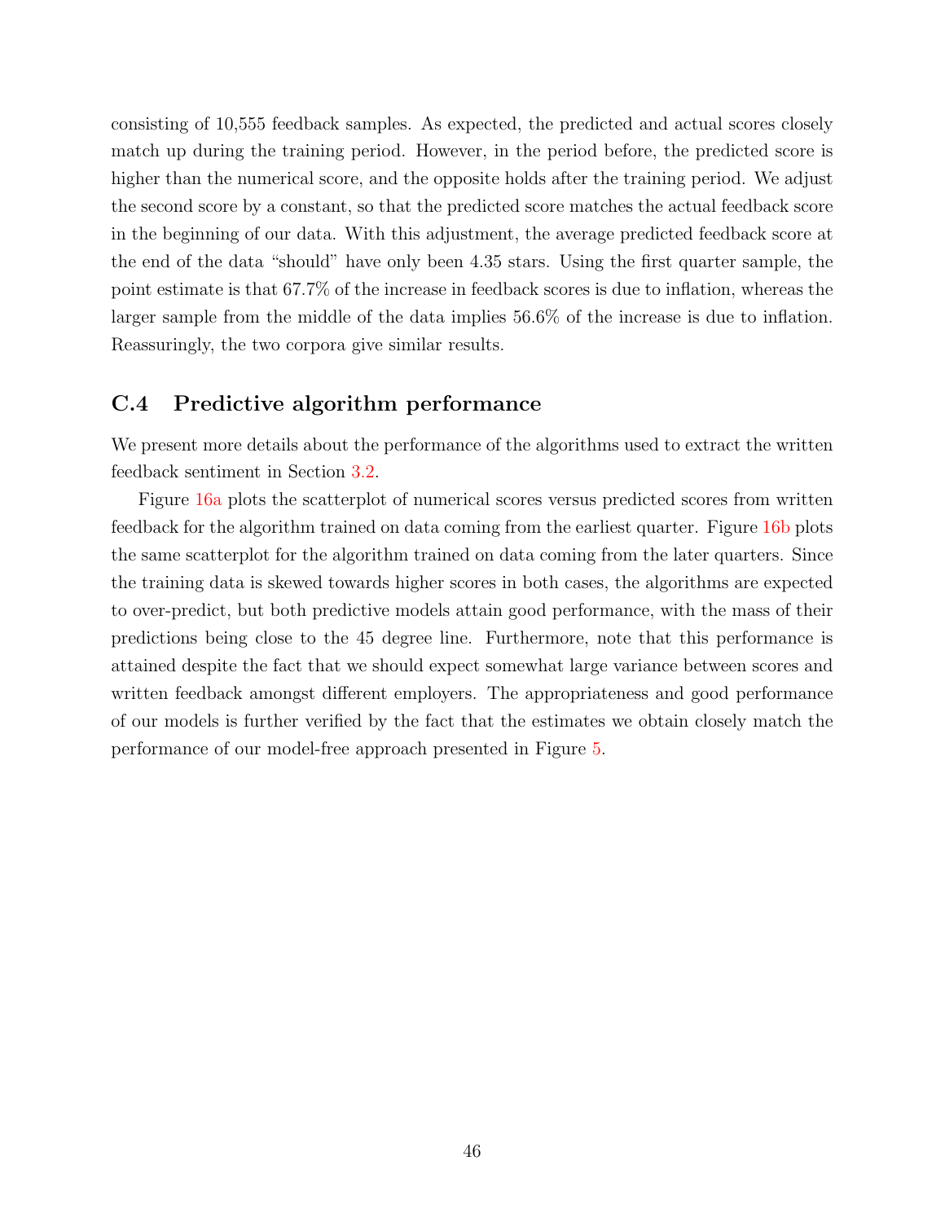consisting of 10,555 feedback samples. As expected, the predicted and actual scores closely match up during the training period. However, in the period before, the predicted score is higher than the numerical score, and the opposite holds after the training period. We adjust the second score by a constant, so that the predicted score matches the actual feedback score in the beginning of our data. With this adjustment, the average predicted feedback score at the end of the data "should" have only been 4.35 stars. Using the first quarter sample, the point estimate is that 67.7% of the increase in feedback scores is due to inflation, whereas the larger sample from the middle of the data implies 56.6% of the increase is due to inflation. Reassuringly, the two corpora give similar results.

### C.4 Predictive algorithm performance

We present more details about the performance of the algorithms used to extract the written feedback sentiment in Section 3.2.

Figure 16a plots the scatterplot of numerical scores versus predicted scores from written feedback for the algorithm trained on data coming from the earliest quarter. Figure 16b plots the same scatterplot for the algorithm trained on data coming from the later quarters. Since the training data is skewed towards higher scores in both cases, the algorithms are expected to over-predict, but both predictive models attain good performance, with the mass of their predictions being close to the 45 degree line. Furthermore, note that this performance is attained despite the fact that we should expect somewhat large variance between scores and written feedback amongst different employers. The appropriateness and good performance of our models is further verified by the fact that the estimates we obtain closely match the performance of our model-free approach presented in Figure 5.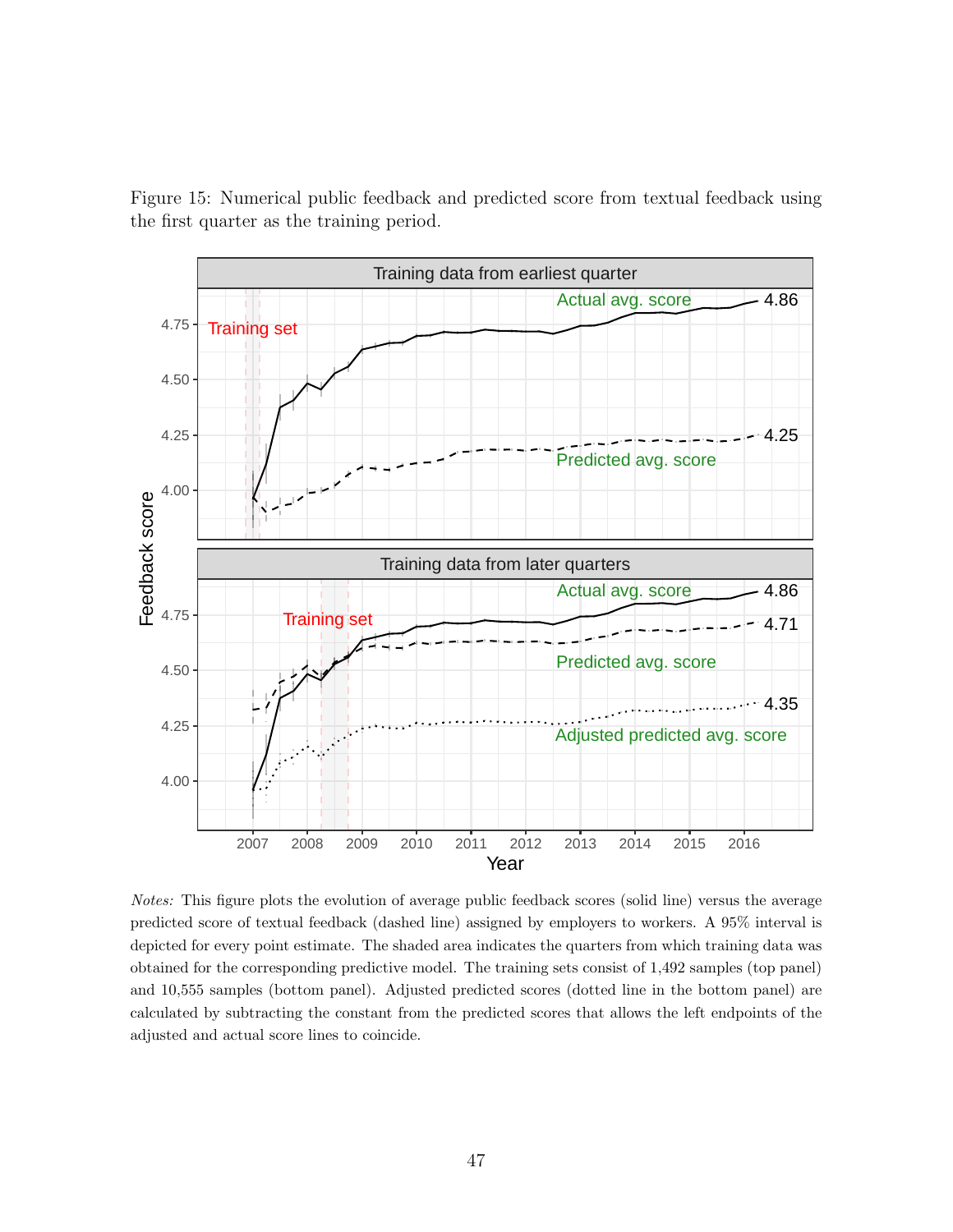Figure 15: Numerical public feedback and predicted score from textual feedback using the first quarter as the training period.

*Notes:* This figure plots the evolution of average public feedback scores (solid line) versus the average predicted score of textual feedback (dashed line) assigned by employers to workers. A 95% interval is depicted for every point estimate. The shaded area indicates the quarters from which training data was obtained for the corresponding predictive model. The training sets consist of 1,492 samples (top panel) and 10,555 samples (bottom panel). Adjusted predicted scores (dotted line in the bottom panel) are calculated by subtracting the constant from the predicted scores that allows the left endpoints of the adjusted and actual score lines to coincide.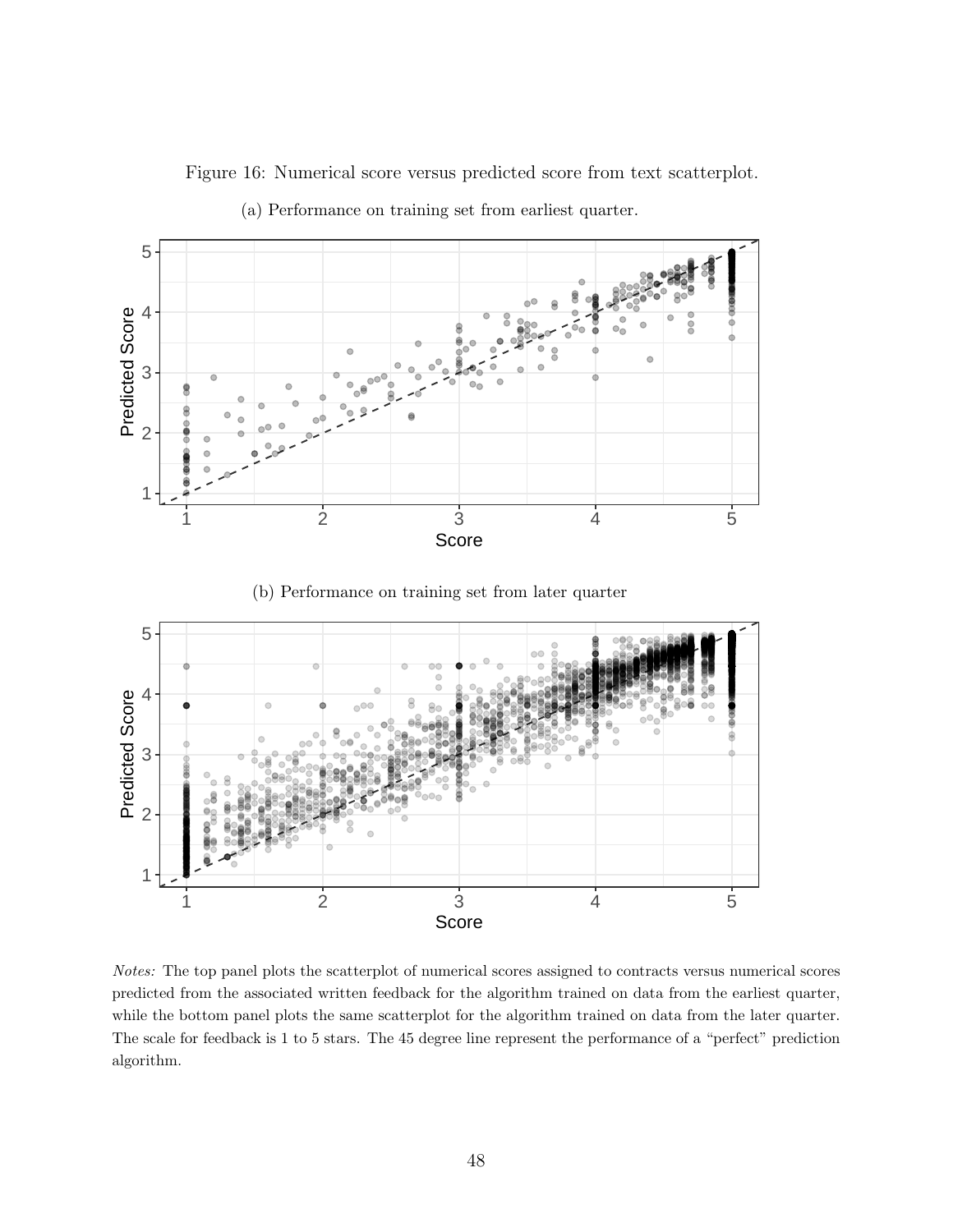Figure 16: Numerical score versus predicted score from text scatterplot.

(a) Performance on training set from earliest quarter.

(b) Performance on training set from later quarter

*Notes:* The top panel plots the scatterplot of numerical scores assigned to contracts versus numerical scores predicted from the associated written feedback for the algorithm trained on data from the earliest quarter, while the bottom panel plots the same scatterplot for the algorithm trained on data from the later quarter. The scale for feedback is 1 to 5 stars. The 45 degree line represent the performance of a "perfect" prediction algorithm.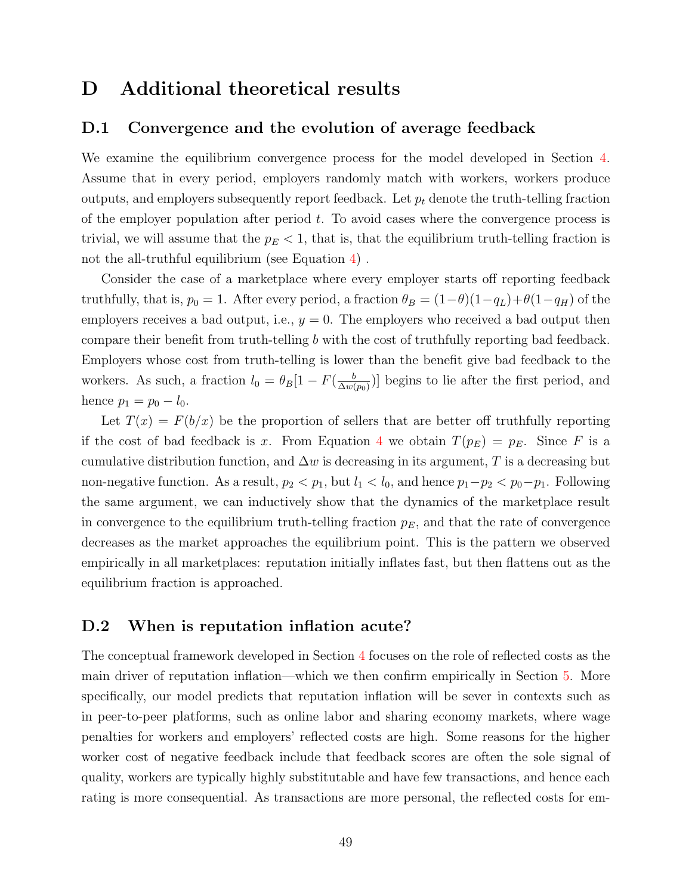# D Additional theoretical results

## D.1 Convergence and the evolution of average feedback

We examine the equilibrium convergence process for the model developed in Section 4. Assume that in every period, employers randomly match with workers, workers produce outputs, and employers subsequently report feedback. Let $p_t$ denote the truth-telling fraction of the employer population after period $t$. To avoid cases where the convergence process is trivial, we will assume that the $p_E < 1$, that is, that the equilibrium truth-telling fraction is not the all-truthful equilibrium (see Equation 4) .

Consider the case of a marketplace where every employer starts off reporting feedback truthfully, that is, $p_0 = 1$. After every period, a fraction $\theta_B = (1-\theta)(1-q_L)+\theta(1-q_H)$ of the employers receives a bad output, i.e., $y = 0$. The employers who received a bad output then compare their benefit from truth-telling $b$ with the cost of truthfully reporting bad feedback. Employers whose cost from truth-telling is lower than the benefit give bad feedback to the workers. As such, a fraction $l_0 = \theta_B[1 - F(\frac{b}{\Delta w(p_0)})]$ begins to lie after the first period, and hence $p_1 = p_0 - l_0$.

Let $T(x) = F(b/x)$ be the proportion of sellers that are better off truthfully reporting if the cost of bad feedback is $x$. From Equation 4 we obtain $T(p_E) = p_E$. Since $F$ is a cumulative distribution function, and $\Delta w$ is decreasing in its argument, $T$ is a decreasing but non-negative function. As a result, $p_2 < p_1$, but $l_1 < l_0$, and hence $p_1 - p_2 < p_0 - p_1$. Following the same argument, we can inductively show that the dynamics of the marketplace result in convergence to the equilibrium truth-telling fraction $p_E$, and that the rate of convergence decreases as the market approaches the equilibrium point. This is the pattern we observed empirically in all marketplaces: reputation initially inflates fast, but then flattens out as the equilibrium fraction is approached.

## D.2 When is reputation inflation acute?

The conceptual framework developed in Section 4 focuses on the role of reflected costs as the main driver of reputation inflation—which we then confirm empirically in Section 5. More specifically, our model predicts that reputation inflation will be sever in contexts such as in peer-to-peer platforms, such as online labor and sharing economy markets, where wage penalties for workers and employers' reflected costs are high. Some reasons for the higher worker cost of negative feedback include that feedback scores are often the sole signal of quality, workers are typically highly substitutable and have few transactions, and hence each rating is more consequential. As transactions are more personal, the reflected costs for em-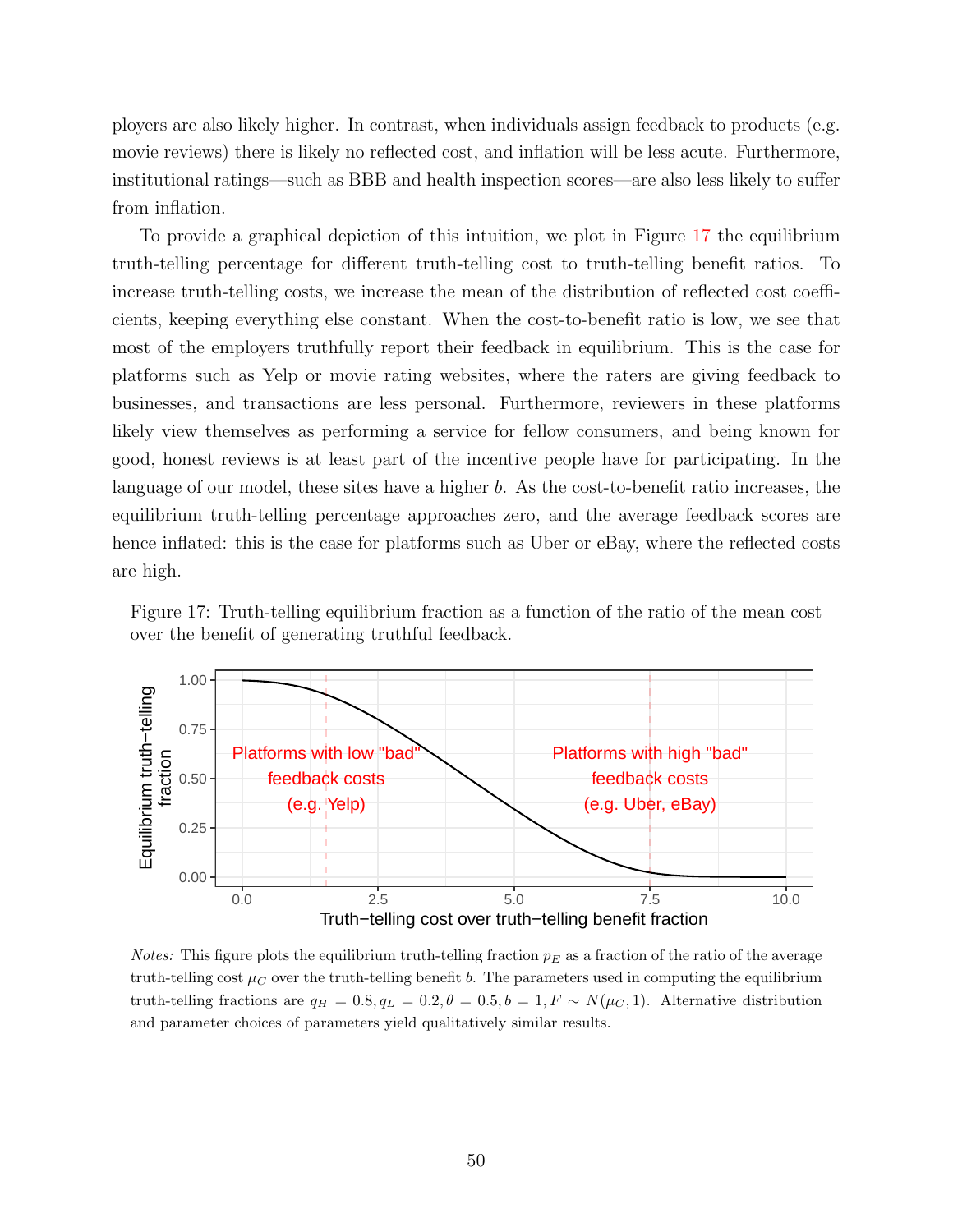ployers are also likely higher. In contrast, when individuals assign feedback to products (e.g. movie reviews) there is likely no reflected cost, and inflation will be less acute. Furthermore, institutional ratings—such as BBB and health inspection scores—are also less likely to suffer from inflation.

To provide a graphical depiction of this intuition, we plot in Figure 17 the equilibrium truth-telling percentage for different truth-telling cost to truth-telling benefit ratios. To increase truth-telling costs, we increase the mean of the distribution of reflected cost coefficients, keeping everything else constant. When the cost-to-benefit ratio is low, we see that most of the employers truthfully report their feedback in equilibrium. This is the case for platforms such as Yelp or movie rating websites, where the raters are giving feedback to businesses, and transactions are less personal. Furthermore, reviewers in these platforms likely view themselves as performing a service for fellow consumers, and being known for good, honest reviews is at least part of the incentive people have for participating. In the language of our model, these sites have a higher $b$. As the cost-to-benefit ratio increases, the equilibrium truth-telling percentage approaches zero, and the average feedback scores are hence inflated: this is the case for platforms such as Uber or eBay, where the reflected costs are high.

Figure 17: Truth-telling equilibrium fraction as a function of the ratio of the mean cost over the benefit of generating truthful feedback.

*Notes:* This figure plots the equilibrium truth-telling fraction $p_E$ as a fraction of the ratio of the average truth-telling cost $\mu_C$ over the truth-telling benefit $b$. The parameters used in computing the equilibrium truth-telling fractions are $q_H = 0.8, q_L = 0.2, \theta = 0.5, b = 1, F \sim N(\mu_C, 1)$. Alternative distribution and parameter choices of parameters yield qualitatively similar results.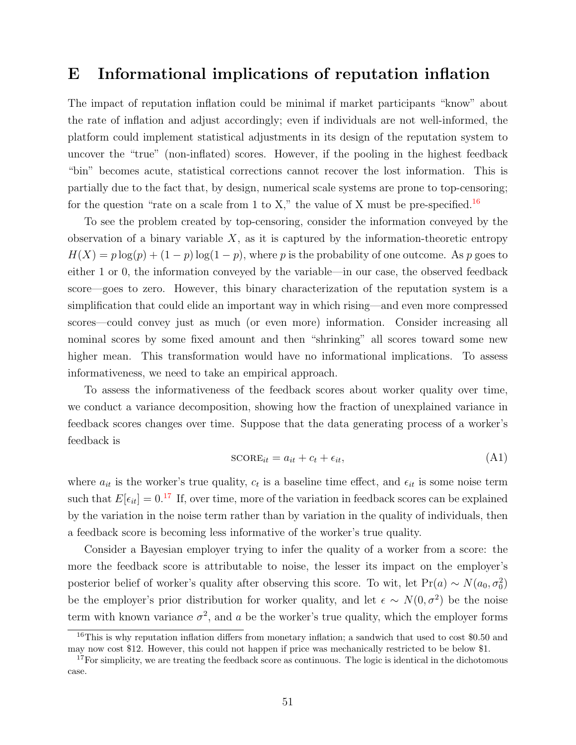# E Informational implications of reputation inflation

The impact of reputation inflation could be minimal if market participants "know" about the rate of inflation and adjust accordingly; even if individuals are not well-informed, the platform could implement statistical adjustments in its design of the reputation system to uncover the "true" (non-inflated) scores. However, if the pooling in the highest feedback "bin" becomes acute, statistical corrections cannot recover the lost information. This is partially due to the fact that, by design, numerical scale systems are prone to top-censoring; for the question "rate on a scale from 1 to X," the value of X must be pre-specified.[16]

To see the problem created by top-censoring, consider the information conveyed by the observation of a binary variable $X$, as it is captured by the information-theoretic entropy $H(X) = p\log(p) + (1-p)\log(1-p)$, where $p$ is the probability of one outcome. As $p$ goes to either 1 or 0, the information conveyed by the variable—in our case, the observed feedback score—goes to zero. However, this binary characterization of the reputation system is a simplification that could elide an important way in which rising—and even more compressed scores—could convey just as much (or even more) information. Consider increasing all nominal scores by some fixed amount and then "shrinking" all scores toward some new higher mean. This transformation would have no informational implications. To assess informativeness, we need to take an empirical approach.

To assess the informativeness of the feedback scores about worker quality over time, we conduct a variance decomposition, showing how the fraction of unexplained variance in feedback scores changes over time. Suppose that the data generating process of a worker's feedback is

$$\text{SCORE}_{it} = a_{it} + c_t + \epsilon_{it}, \tag{A1}$$

where $a_{it}$ is the worker's true quality, $c_t$ is a baseline time effect, and $\epsilon_{it}$ is some noise term such that $E[\epsilon_{it}] = 0$.[17] If, over time, more of the variation in feedback scores can be explained by the variation in the noise term rather than by variation in the quality of individuals, then a feedback score is becoming less informative of the worker's true quality.

Consider a Bayesian employer trying to infer the quality of a worker from a score: the more the feedback score is attributable to noise, the lesser its impact on the employer's posterior belief of worker's quality after observing this score. To wit, let $\Pr(a) \sim N(a_0, \sigma_0^2)$ be the employer's prior distribution for worker quality, and let $\epsilon \sim N(0, \sigma^2)$ be the noise term with known variance $\sigma^2$, and $a$ be the worker's true quality, which the employer forms

---

[16] This is why reputation inflation differs from monetary inflation; a sandwich that used to cost \$0.50 and may now cost \$12. However, this could not happen if price was mechanically restricted to be below \$1.

[17] For simplicity, we are treating the feedback score as continuous. The logic is identical in the dichotomous case.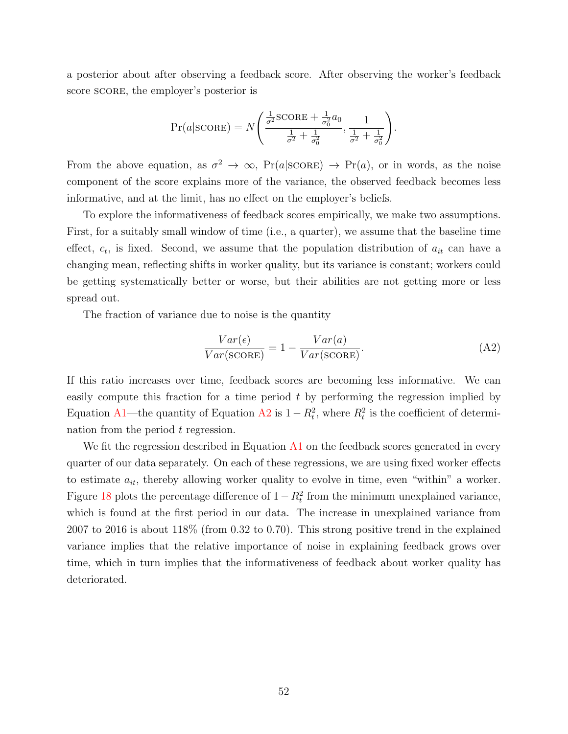a posterior about after observing a feedback score. After observing the worker's feedback score SCORE, the employer's posterior is

$$\Pr(a|\text{SCORE}) = N\left(\frac{\frac{1}{\sigma^2}\text{SCORE} + \frac{1}{\sigma_0^2}a_0}{\frac{1}{\sigma^2} + \frac{1}{\sigma_0^2}}, \frac{1}{\frac{1}{\sigma^2} + \frac{1}{\sigma_0^2}}\right).$$

From the above equation, as $\sigma^2 \to \infty$, $\Pr(a|\text{SCORE}) \to \Pr(a)$, or in words, as the noise component of the score explains more of the variance, the observed feedback becomes less informative, and at the limit, has no effect on the employer's beliefs.

To explore the informativeness of feedback scores empirically, we make two assumptions. First, for a suitably small window of time (i.e., a quarter), we assume that the baseline time effect, $c_t$, is fixed. Second, we assume that the population distribution of $a_{it}$ can have a changing mean, reflecting shifts in worker quality, but its variance is constant; workers could be getting systematically better or worse, but their abilities are not getting more or less spread out.

The fraction of variance due to noise is the quantity

$$\frac{Var(\epsilon)}{Var(\text{SCORE})} = 1 - \frac{Var(a)}{Var(\text{SCORE})}. \tag{A2}$$

If this ratio increases over time, feedback scores are becoming less informative. We can easily compute this fraction for a time period $t$ by performing the regression implied by Equation A1—the quantity of Equation A2 is $1 - R_t^2$, where $R_t^2$ is the coefficient of determination from the period $t$ regression.

We fit the regression described in Equation A1 on the feedback scores generated in every quarter of our data separately. On each of these regressions, we are using fixed worker effects to estimate $a_{it}$, thereby allowing worker quality to evolve in time, even "within" a worker. Figure 18 plots the percentage difference of $1 - R_t^2$ from the minimum unexplained variance, which is found at the first period in our data. The increase in unexplained variance from 2007 to 2016 is about 118% (from 0.32 to 0.70). This strong positive trend in the explained variance implies that the relative importance of noise in explaining feedback grows over time, which in turn implies that the informativeness of feedback about worker quality has deteriorated.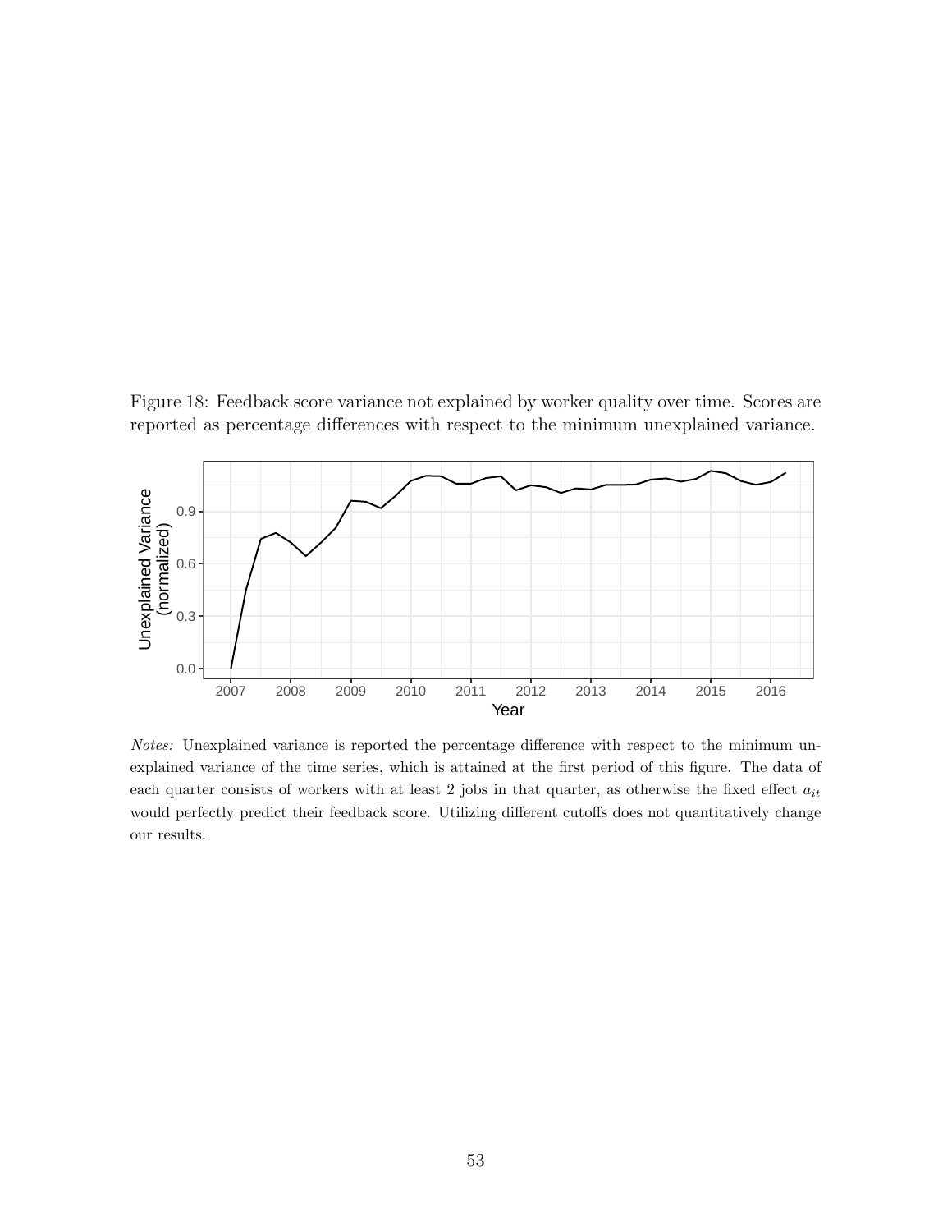Figure 18: Feedback score variance not explained by worker quality over time. Scores are reported as percentage differences with respect to the minimum unexplained variance.

Unexplained Variance (normalized)

0.0
0.3
0.6
0.9

2007
2008
2009
2010
2011
2012
2013
2014
2015
2016

Year

*Notes:* Unexplained variance is reported the percentage difference with respect to the minimum unexplained variance of the time series, which is attained at the first period of this figure. The data of each quarter consists of workers with at least 2 jobs in that quarter, as otherwise the fixed effect $a_{it}$ would perfectly predict their feedback score. Utilizing different cutoffs does not quantitatively change our results.